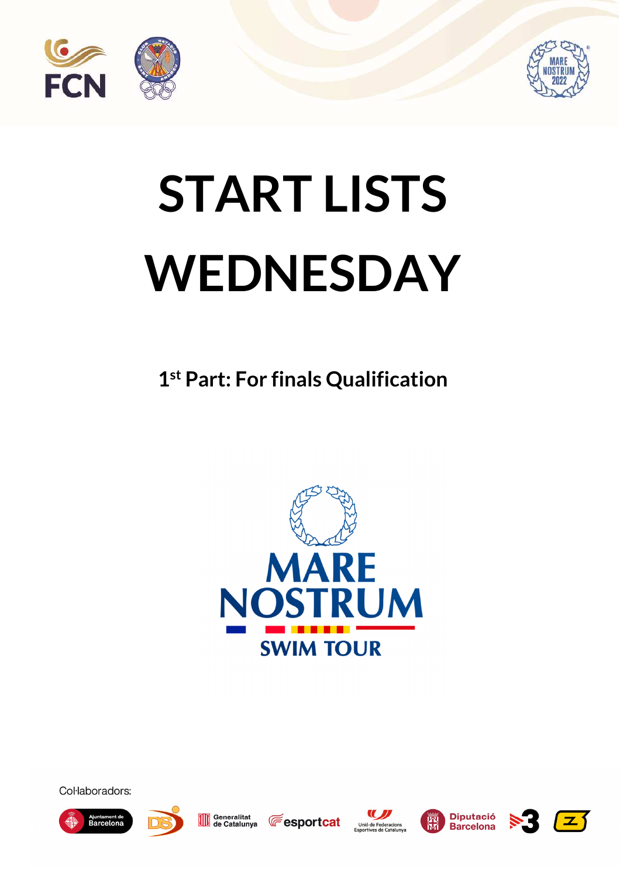# START LISTS WEDNESDAY

## 1st Part: For finals Qualification

MARE NOSTRUM

SWIM TOUR

Col·laboradors: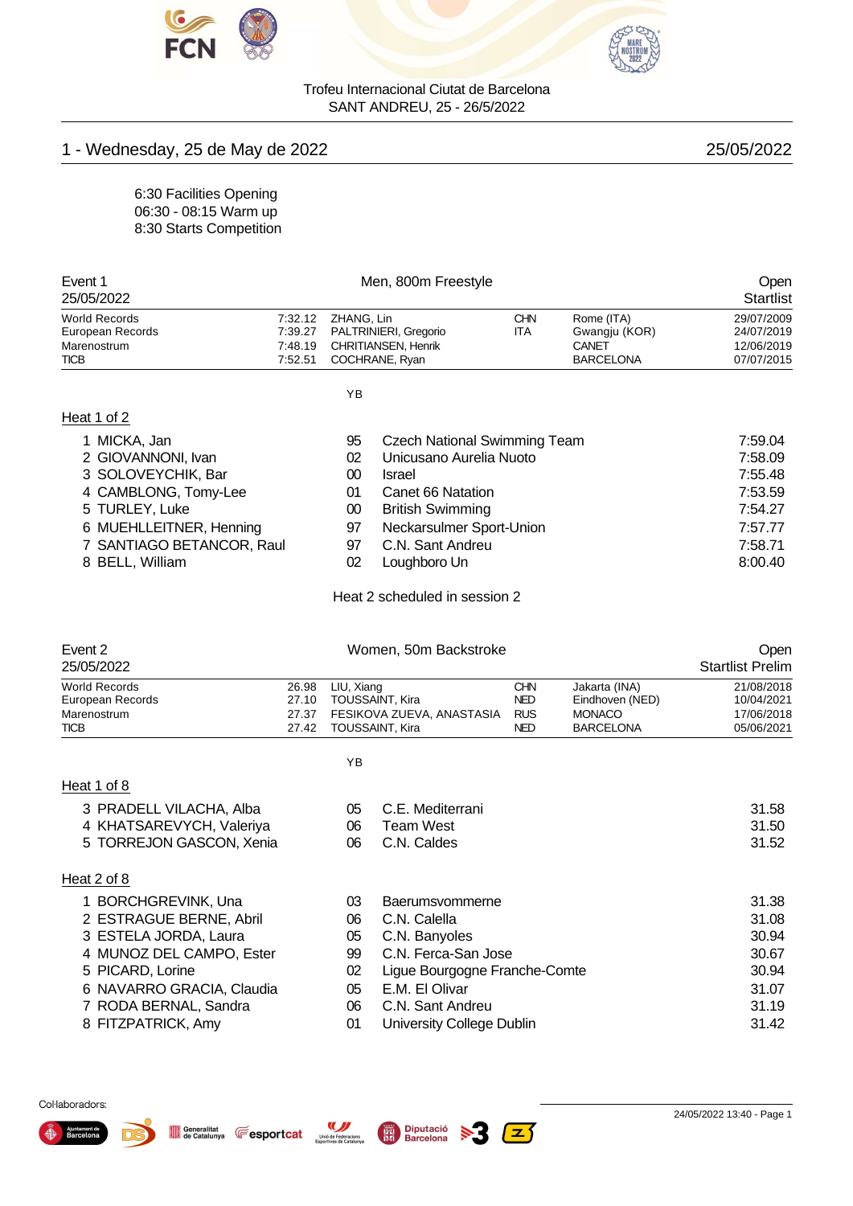Trofeu Internacional Ciutat de Barcelona
SANT ANDREU, 25 - 26/5/2022

## 1 - Wednesday, 25 de May de 2022 — 25/05/2022

6:30 Facilities Opening
06:30 - 08:15 Warm up
8:30 Starts Competition

### Event 1 — Men, 800m Freestyle — Open
25/05/2022 — Startlist

| | | | | | |
|---|---|---|---|---|---|
| World Records | 7:32.12 | ZHANG, Lin | CHN | Rome (ITA) | 29/07/2009 |
| European Records | 7:39.27 | PALTRINIERI, Gregorio | ITA | Gwangju (KOR) | 24/07/2019 |
| Marenostrum | 7:48.19 | CHRITIANSEN, Henrik | | CANET | 12/06/2019 |
| TICB | 7:52.51 | COCHRANE, Ryan | | BARCELONA | 07/07/2015 |

**Heat 1 of 2**

| | Name | YB | Club | Time |
|---|---|---|---|---|
| 1 | MICKA, Jan | 95 | Czech National Swimming Team | 7:59.04 |
| 2 | GIOVANNONI, Ivan | 02 | Unicusano Aurelia Nuoto | 7:58.09 |
| 3 | SOLOVEYCHIK, Bar | 00 | Israel | 7:55.48 |
| 4 | CAMBLONG, Tomy-Lee | 01 | Canet 66 Natation | 7:53.59 |
| 5 | TURLEY, Luke | 00 | British Swimming | 7:54.27 |
| 6 | MUEHLLEITNER, Henning | 97 | Neckarsulmer Sport-Union | 7:57.77 |
| 7 | SANTIAGO BETANCOR, Raul | 97 | C.N. Sant Andreu | 7:58.71 |
| 8 | BELL, William | 02 | Loughboro Un | 8:00.40 |

Heat 2 scheduled in session 2

### Event 2 — Women, 50m Backstroke — Open
25/05/2022 — Startlist Prelim

| | | | | | |
|---|---|---|---|---|---|
| World Records | 26.98 | LIU, Xiang | CHN | Jakarta (INA) | 21/08/2018 |
| European Records | 27.10 | TOUSSAINT, Kira | NED | Eindhoven (NED) | 10/04/2021 |
| Marenostrum | 27.37 | FESIKOVA ZUEVA, ANASTASIA | RUS | MONACO | 17/06/2018 |
| TICB | 27.42 | TOUSSAINT, Kira | NED | BARCELONA | 05/06/2021 |

**Heat 1 of 8**

| | Name | YB | Club | Time |
|---|---|---|---|---|
| 3 | PRADELL VILACHA, Alba | 05 | C.E. Mediterrani | 31.58 |
| 4 | KHATSAREVYCH, Valeriya | 06 | Team West | 31.50 |
| 5 | TORREJON GASCON, Xenia | 06 | C.N. Caldes | 31.52 |

**Heat 2 of 8**

| | Name | YB | Club | Time |
|---|---|---|---|---|
| 1 | BORCHGREVINK, Una | 03 | Baerumsvommerne | 31.38 |
| 2 | ESTRAGUE BERNE, Abril | 06 | C.N. Calella | 31.08 |
| 3 | ESTELA JORDA, Laura | 05 | C.N. Banyoles | 30.94 |
| 4 | MUNOZ DEL CAMPO, Ester | 99 | C.N. Ferca-San Jose | 30.67 |
| 5 | PICARD, Lorine | 02 | Ligue Bourgogne Franche-Comte | 30.94 |
| 6 | NAVARRO GRACIA, Claudia | 05 | E.M. El Olivar | 31.07 |
| 7 | RODA BERNAL, Sandra | 06 | C.N. Sant Andreu | 31.19 |
| 8 | FITZPATRICK, Amy | 01 | University College Dublin | 31.42 |

Col·laboradors:

24/05/2022 13:40 - Page 1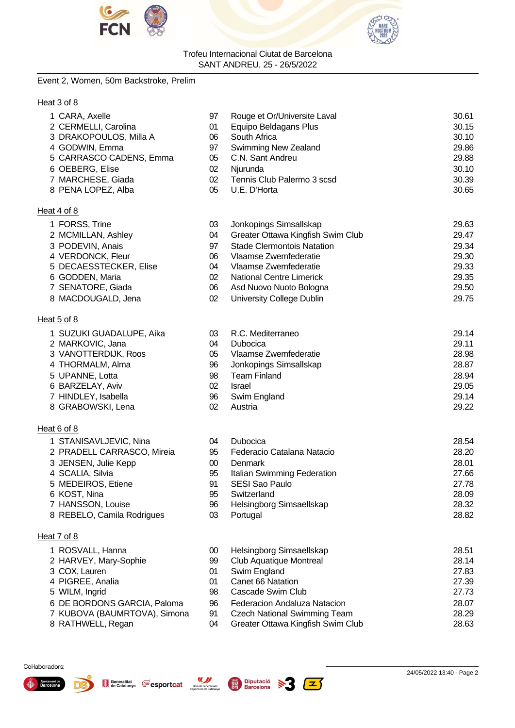Trofeu Internacional Ciutat de Barcelona
SANT ANDREU, 25 - 26/5/2022

Event 2, Women, 50m Backstroke, Prelim

Heat 3 of 8

| | | | | |
|---|---|---|---|---|
| 1 | CARA, Axelle | 97 | Rouge et Or/Universite Laval | 30.61 |
| 2 | CERMELLI, Carolina | 01 | Equipo Beldagans Plus | 30.15 |
| 3 | DRAKOPOULOS, Milla A | 06 | South Africa | 30.10 |
| 4 | GODWIN, Emma | 97 | Swimming New Zealand | 29.86 |
| 5 | CARRASCO CADENS, Emma | 05 | C.N. Sant Andreu | 29.88 |
| 6 | OEBERG, Elise | 02 | Njurunda | 30.10 |
| 7 | MARCHESE, Giada | 02 | Tennis Club Palermo 3 scsd | 30.39 |
| 8 | PENA LOPEZ, Alba | 05 | U.E. D'Horta | 30.65 |

Heat 4 of 8

| | | | | |
|---|---|---|---|---|
| 1 | FORSS, Trine | 03 | Jonkopings Simsallskap | 29.63 |
| 2 | MCMILLAN, Ashley | 04 | Greater Ottawa Kingfish Swim Club | 29.47 |
| 3 | PODEVIN, Anais | 97 | Stade Clermontois Natation | 29.34 |
| 4 | VERDONCK, Fleur | 06 | Vlaamse Zwemfederatie | 29.30 |
| 5 | DECAESSTECKER, Elise | 04 | Vlaamse Zwemfederatie | 29.33 |
| 6 | GODDEN, Maria | 02 | National Centre Limerick | 29.35 |
| 7 | SENATORE, Giada | 06 | Asd Nuovo Nuoto Bologna | 29.50 |
| 8 | MACDOUGALD, Jena | 02 | University College Dublin | 29.75 |

Heat 5 of 8

| | | | | |
|---|---|---|---|---|
| 1 | SUZUKI GUADALUPE, Aika | 03 | R.C. Mediterraneo | 29.14 |
| 2 | MARKOVIC, Jana | 04 | Dubocica | 29.11 |
| 3 | VANOTTERDIJK, Roos | 05 | Vlaamse Zwemfederatie | 28.98 |
| 4 | THORMALM, Alma | 96 | Jonkopings Simsallskap | 28.87 |
| 5 | UPANNE, Lotta | 98 | Team Finland | 28.94 |
| 6 | BARZELAY, Aviv | 02 | Israel | 29.05 |
| 7 | HINDLEY, Isabella | 96 | Swim England | 29.14 |
| 8 | GRABOWSKI, Lena | 02 | Austria | 29.22 |

Heat 6 of 8

| | | | | |
|---|---|---|---|---|
| 1 | STANISAVLJEVIC, Nina | 04 | Dubocica | 28.54 |
| 2 | PRADELL CARRASCO, Mireia | 95 | Federacio Catalana Natacio | 28.20 |
| 3 | JENSEN, Julie Kepp | 00 | Denmark | 28.01 |
| 4 | SCALIA, Silvia | 95 | Italian Swimming Federation | 27.66 |
| 5 | MEDEIROS, Etiene | 91 | SESI Sao Paulo | 27.78 |
| 6 | KOST, Nina | 95 | Switzerland | 28.09 |
| 7 | HANSSON, Louise | 96 | Helsingborg Simsaellskap | 28.32 |
| 8 | REBELO, Camila Rodrigues | 03 | Portugal | 28.82 |

Heat 7 of 8

| | | | | |
|---|---|---|---|---|
| 1 | ROSVALL, Hanna | 00 | Helsingborg Simsaellskap | 28.51 |
| 2 | HARVEY, Mary-Sophie | 99 | Club Aquatique Montreal | 28.14 |
| 3 | COX, Lauren | 01 | Swim England | 27.83 |
| 4 | PIGREE, Analia | 01 | Canet 66 Natation | 27.39 |
| 5 | WILM, Ingrid | 98 | Cascade Swim Club | 27.73 |
| 6 | DE BORDONS GARCIA, Paloma | 96 | Federacion Andaluza Natacion | 28.07 |
| 7 | KUBOVA (BAUMRTOVA), Simona | 91 | Czech National Swimming Team | 28.29 |
| 8 | RATHWELL, Regan | 04 | Greater Ottawa Kingfish Swim Club | 28.63 |

Col·laboradors:

24/05/2022 13:40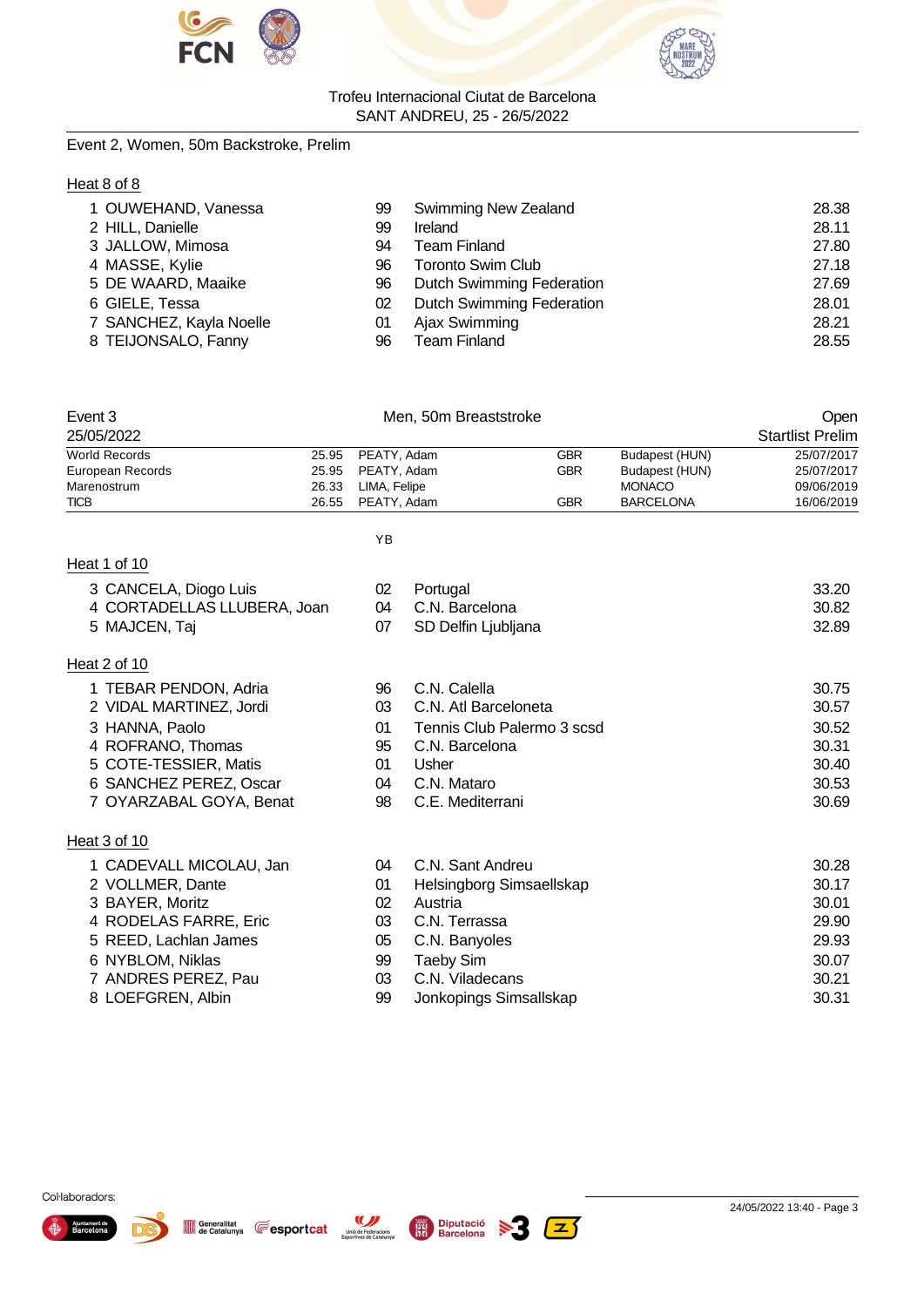Event 2, Women, 50m Backstroke, Prelim

Heat 8 of 8

| Lane | Name | YB | Team | Seed |
|---|---|---|---|---|
| 1 | OUWEHAND, Vanessa | 99 | Swimming New Zealand | 28.38 |
| 2 | HILL, Danielle | 99 | Ireland | 28.11 |
| 3 | JALLOW, Mimosa | 94 | Team Finland | 27.80 |
| 4 | MASSE, Kylie | 96 | Toronto Swim Club | 27.18 |
| 5 | DE WAARD, Maaike | 96 | Dutch Swimming Federation | 27.69 |
| 6 | GIELE, Tessa | 02 | Dutch Swimming Federation | 28.01 |
| 7 | SANCHEZ, Kayla Noelle | 01 | Ajax Swimming | 28.21 |
| 8 | TEIJONSALO, Fanny | 96 | Team Finland | 28.55 |

Event 3 — Men, 50m Breaststroke — Open

25/05/2022 — Startlist Prelim

| Record | Time | Name | Nation | Place | Date |
|---|---|---|---|---|---|
| World Records | 25.95 | PEATY, Adam | GBR | Budapest (HUN) | 25/07/2017 |
| European Records | 25.95 | PEATY, Adam | GBR | Budapest (HUN) | 25/07/2017 |
| Marenostrum | 26.33 | LIMA, Felipe | | MONACO | 09/06/2019 |
| TICB | 26.55 | PEATY, Adam | GBR | BARCELONA | 16/06/2019 |

Heat 1 of 10

| Lane | Name | YB | Team | Seed |
|---|---|---|---|---|
| 3 | CANCELA, Diogo Luis | 02 | Portugal | 33.20 |
| 4 | CORTADELLAS LLUBERA, Joan | 04 | C.N. Barcelona | 30.82 |
| 5 | MAJCEN, Taj | 07 | SD Delfin Ljubljana | 32.89 |

Heat 2 of 10

| Lane | Name | YB | Team | Seed |
|---|---|---|---|---|
| 1 | TEBAR PENDON, Adria | 96 | C.N. Calella | 30.75 |
| 2 | VIDAL MARTINEZ, Jordi | 03 | C.N. Atl Barceloneta | 30.57 |
| 3 | HANNA, Paolo | 01 | Tennis Club Palermo 3 scsd | 30.52 |
| 4 | ROFRANO, Thomas | 95 | C.N. Barcelona | 30.31 |
| 5 | COTE-TESSIER, Matis | 01 | Usher | 30.40 |
| 6 | SANCHEZ PEREZ, Oscar | 04 | C.N. Mataro | 30.53 |
| 7 | OYARZABAL GOYA, Benat | 98 | C.E. Mediterrani | 30.69 |

Heat 3 of 10

| Lane | Name | YB | Team | Seed |
|---|---|---|---|---|
| 1 | CADEVALL MICOLAU, Jan | 04 | C.N. Sant Andreu | 30.28 |
| 2 | VOLLMER, Dante | 01 | Helsingborg Simsaellskap | 30.17 |
| 3 | BAYER, Moritz | 02 | Austria | 30.01 |
| 4 | RODELAS FARRE, Eric | 03 | C.N. Terrassa | 29.90 |
| 5 | REED, Lachlan James | 05 | C.N. Banyoles | 29.93 |
| 6 | NYBLOM, Niklas | 99 | Taeby Sim | 30.07 |
| 7 | ANDRES PEREZ, Pau | 03 | C.N. Viladecans | 30.21 |
| 8 | LOEFGREN, Albin | 99 | Jonkopings Simsallskap | 30.31 |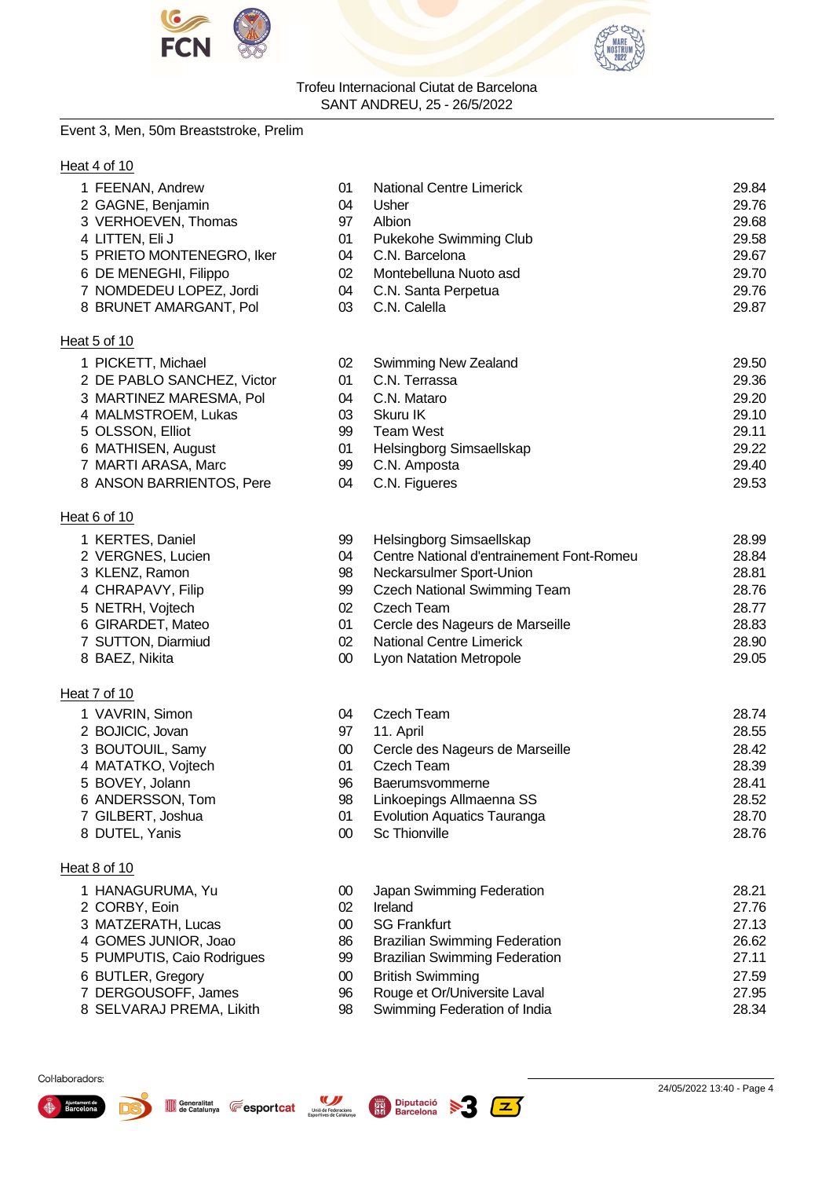Trofeu Internacional Ciutat de Barcelona
SANT ANDREU, 25 - 26/5/2022

Event 3, Men, 50m Breaststroke, Prelim

Heat 4 of 10

| Lane | Name | YoB | Club | Seed |
|---|---|---|---|---|
| 1 | FEENAN, Andrew | 01 | National Centre Limerick | 29.84 |
| 2 | GAGNE, Benjamin | 04 | Usher | 29.76 |
| 3 | VERHOEVEN, Thomas | 97 | Albion | 29.68 |
| 4 | LITTEN, Eli J | 01 | Pukekohe Swimming Club | 29.58 |
| 5 | PRIETO MONTENEGRO, Iker | 04 | C.N. Barcelona | 29.67 |
| 6 | DE MENEGHI, Filippo | 02 | Montebelluna Nuoto asd | 29.70 |
| 7 | NOMDEDEU LOPEZ, Jordi | 04 | C.N. Santa Perpetua | 29.76 |
| 8 | BRUNET AMARGANT, Pol | 03 | C.N. Calella | 29.87 |

Heat 5 of 10

| Lane | Name | YoB | Club | Seed |
|---|---|---|---|---|
| 1 | PICKETT, Michael | 02 | Swimming New Zealand | 29.50 |
| 2 | DE PABLO SANCHEZ, Victor | 01 | C.N. Terrassa | 29.36 |
| 3 | MARTINEZ MARESMA, Pol | 04 | C.N. Mataro | 29.20 |
| 4 | MALMSTROEM, Lukas | 03 | Skuru IK | 29.10 |
| 5 | OLSSON, Elliot | 99 | Team West | 29.11 |
| 6 | MATHISEN, August | 01 | Helsingborg Simsaellskap | 29.22 |
| 7 | MARTI ARASA, Marc | 99 | C.N. Amposta | 29.40 |
| 8 | ANSON BARRIENTOS, Pere | 04 | C.N. Figueres | 29.53 |

Heat 6 of 10

| Lane | Name | YoB | Club | Seed |
|---|---|---|---|---|
| 1 | KERTES, Daniel | 99 | Helsingborg Simsaellskap | 28.99 |
| 2 | VERGNES, Lucien | 04 | Centre National d'entrainement Font-Romeu | 28.84 |
| 3 | KLENZ, Ramon | 98 | Neckarsulmer Sport-Union | 28.81 |
| 4 | CHRAPAVY, Filip | 99 | Czech National Swimming Team | 28.76 |
| 5 | NETRH, Vojtech | 02 | Czech Team | 28.77 |
| 6 | GIRARDET, Mateo | 01 | Cercle des Nageurs de Marseille | 28.83 |
| 7 | SUTTON, Diarmiud | 02 | National Centre Limerick | 28.90 |
| 8 | BAEZ, Nikita | 00 | Lyon Natation Metropole | 29.05 |

Heat 7 of 10

| Lane | Name | YoB | Club | Seed |
|---|---|---|---|---|
| 1 | VAVRIN, Simon | 04 | Czech Team | 28.74 |
| 2 | BOJICIC, Jovan | 97 | 11. April | 28.55 |
| 3 | BOUTOUIL, Samy | 00 | Cercle des Nageurs de Marseille | 28.42 |
| 4 | MATATKO, Vojtech | 01 | Czech Team | 28.39 |
| 5 | BOVEY, Jolann | 96 | Baerumsvommerne | 28.41 |
| 6 | ANDERSSON, Tom | 98 | Linkoepings Allmaenna SS | 28.52 |
| 7 | GILBERT, Joshua | 01 | Evolution Aquatics Tauranga | 28.70 |
| 8 | DUTEL, Yanis | 00 | Sc Thionville | 28.76 |

Heat 8 of 10

| Lane | Name | YoB | Club | Seed |
|---|---|---|---|---|
| 1 | HANAGURUMA, Yu | 00 | Japan Swimming Federation | 28.21 |
| 2 | CORBY, Eoin | 02 | Ireland | 27.76 |
| 3 | MATZERATH, Lucas | 00 | SG Frankfurt | 27.13 |
| 4 | GOMES JUNIOR, Joao | 86 | Brazilian Swimming Federation | 26.62 |
| 5 | PUMPUTIS, Caio Rodrigues | 99 | Brazilian Swimming Federation | 27.11 |
| 6 | BUTLER, Gregory | 00 | British Swimming | 27.59 |
| 7 | DERGOUSOFF, James | 96 | Rouge et Or/Universite Laval | 27.95 |
| 8 | SELVARAJ PREMA, Likith | 98 | Swimming Federation of India | 28.34 |

Col·laboradors:

24/05/2022 13:40 - Page 4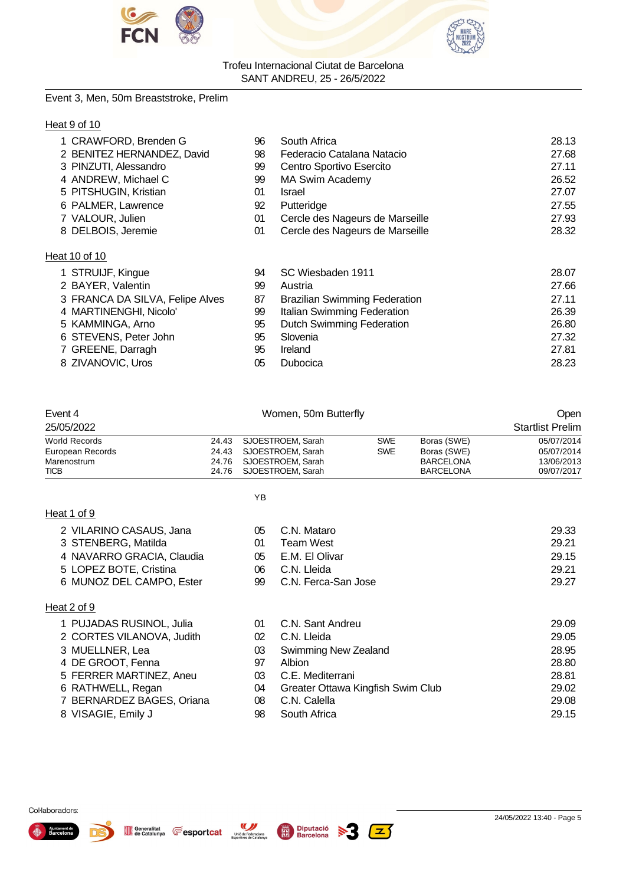Event 3, Men, 50m Breaststroke, Prelim

Heat 9 of 10

| | | | |
|---|---|---|---|
| 1 CRAWFORD, Brenden G | 96 | South Africa | 28.13 |
| 2 BENITEZ HERNANDEZ, David | 98 | Federacio Catalana Natacio | 27.68 |
| 3 PINZUTI, Alessandro | 99 | Centro Sportivo Esercito | 27.11 |
| 4 ANDREW, Michael C | 99 | MA Swim Academy | 26.52 |
| 5 PITSHUGIN, Kristian | 01 | Israel | 27.07 |
| 6 PALMER, Lawrence | 92 | Putteridge | 27.55 |
| 7 VALOUR, Julien | 01 | Cercle des Nageurs de Marseille | 27.93 |
| 8 DELBOIS, Jeremie | 01 | Cercle des Nageurs de Marseille | 28.32 |

Heat 10 of 10

| | | | |
|---|---|---|---|
| 1 STRUIJF, Kingue | 94 | SC Wiesbaden 1911 | 28.07 |
| 2 BAYER, Valentin | 99 | Austria | 27.66 |
| 3 FRANCA DA SILVA, Felipe Alves | 87 | Brazilian Swimming Federation | 27.11 |
| 4 MARTINENGHI, Nicolo' | 99 | Italian Swimming Federation | 26.39 |
| 5 KAMMINGA, Arno | 95 | Dutch Swimming Federation | 26.80 |
| 6 STEVENS, Peter John | 95 | Slovenia | 27.32 |
| 7 GREENE, Darragh | 95 | Ireland | 27.81 |
| 8 ZIVANOVIC, Uros | 05 | Dubocica | 28.23 |

Event 4 — Women, 50m Butterfly — Open

25/05/2022 — Startlist Prelim

| | | | | | |
|---|---|---|---|---|---|
| World Records | 24.43 | SJOESTROEM, Sarah | SWE | Boras (SWE) | 05/07/2014 |
| European Records | 24.43 | SJOESTROEM, Sarah | SWE | Boras (SWE) | 05/07/2014 |
| Marenostrum | 24.76 | SJOESTROEM, Sarah | | BARCELONA | 13/06/2013 |
| TICB | 24.76 | SJOESTROEM, Sarah | | BARCELONA | 09/07/2017 |

Heat 1 of 9

| | YB | | |
|---|---|---|---|
| 2 VILARINO CASAUS, Jana | 05 | C.N. Mataro | 29.33 |
| 3 STENBERG, Matilda | 01 | Team West | 29.21 |
| 4 NAVARRO GRACIA, Claudia | 05 | E.M. El Olivar | 29.15 |
| 5 LOPEZ BOTE, Cristina | 06 | C.N. Lleida | 29.21 |
| 6 MUNOZ DEL CAMPO, Ester | 99 | C.N. Ferca-San Jose | 29.27 |

Heat 2 of 9

| | | | |
|---|---|---|---|
| 1 PUJADAS RUSINOL, Julia | 01 | C.N. Sant Andreu | 29.09 |
| 2 CORTES VILANOVA, Judith | 02 | C.N. Lleida | 29.05 |
| 3 MUELLNER, Lea | 03 | Swimming New Zealand | 28.95 |
| 4 DE GROOT, Fenna | 97 | Albion | 28.80 |
| 5 FERRER MARTINEZ, Aneu | 03 | C.E. Mediterrani | 28.81 |
| 6 RATHWELL, Regan | 04 | Greater Ottawa Kingfish Swim Club | 29.02 |
| 7 BERNARDEZ BAGES, Oriana | 08 | C.N. Calella | 29.08 |
| 8 VISAGIE, Emily J | 98 | South Africa | 29.15 |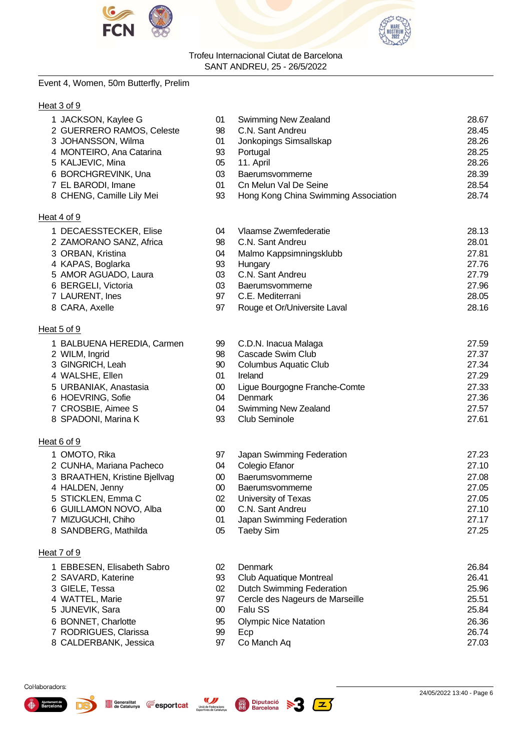Trofeu Internacional Ciutat de Barcelona
SANT ANDREU, 25 - 26/5/2022

Event 4, Women, 50m Butterfly, Prelim

### Heat 3 of 9

| | Name | YB | Team | Seed |
|---|---|---|---|---|
| 1 | JACKSON, Kaylee G | 01 | Swimming New Zealand | 28.67 |
| 2 | GUERRERO RAMOS, Celeste | 98 | C.N. Sant Andreu | 28.45 |
| 3 | JOHANSSON, Wilma | 01 | Jonkopings Simsallskap | 28.26 |
| 4 | MONTEIRO, Ana Catarina | 93 | Portugal | 28.25 |
| 5 | KALJEVIC, Mina | 05 | 11. April | 28.26 |
| 6 | BORCHGREVINK, Una | 03 | Baerumsvommerne | 28.39 |
| 7 | EL BARODI, Imane | 01 | Cn Melun Val De Seine | 28.54 |
| 8 | CHENG, Camille Lily Mei | 93 | Hong Kong China Swimming Association | 28.74 |

### Heat 4 of 9

| | Name | YB | Team | Seed |
|---|---|---|---|---|
| 1 | DECAESSTECKER, Elise | 04 | Vlaamse Zwemfederatie | 28.13 |
| 2 | ZAMORANO SANZ, Africa | 98 | C.N. Sant Andreu | 28.01 |
| 3 | ORBAN, Kristina | 04 | Malmo Kappsimningsklubb | 27.81 |
| 4 | KAPAS, Boglarka | 93 | Hungary | 27.76 |
| 5 | AMOR AGUADO, Laura | 03 | C.N. Sant Andreu | 27.79 |
| 6 | BERGELI, Victoria | 03 | Baerumsvommerne | 27.96 |
| 7 | LAURENT, Ines | 97 | C.E. Mediterrani | 28.05 |
| 8 | CARA, Axelle | 97 | Rouge et Or/Universite Laval | 28.16 |

### Heat 5 of 9

| | Name | YB | Team | Seed |
|---|---|---|---|---|
| 1 | BALBUENA HEREDIA, Carmen | 99 | C.D.N. Inacua Malaga | 27.59 |
| 2 | WILM, Ingrid | 98 | Cascade Swim Club | 27.37 |
| 3 | GINGRICH, Leah | 90 | Columbus Aquatic Club | 27.34 |
| 4 | WALSHE, Ellen | 01 | Ireland | 27.29 |
| 5 | URBANIAK, Anastasia | 00 | Ligue Bourgogne Franche-Comte | 27.33 |
| 6 | HOEVRING, Sofie | 04 | Denmark | 27.36 |
| 7 | CROSBIE, Aimee S | 04 | Swimming New Zealand | 27.57 |
| 8 | SPADONI, Marina K | 93 | Club Seminole | 27.61 |

### Heat 6 of 9

| | Name | YB | Team | Seed |
|---|---|---|---|---|
| 1 | OMOTO, Rika | 97 | Japan Swimming Federation | 27.23 |
| 2 | CUNHA, Mariana Pacheco | 04 | Colegio Efanor | 27.10 |
| 3 | BRAATHEN, Kristine Bjellvag | 00 | Baerumsvommerne | 27.08 |
| 4 | HALDEN, Jenny | 00 | Baerumsvommerne | 27.05 |
| 5 | STICKLEN, Emma C | 02 | University of Texas | 27.05 |
| 6 | GUILLAMON NOVO, Alba | 00 | C.N. Sant Andreu | 27.10 |
| 7 | MIZUGUCHI, Chiho | 01 | Japan Swimming Federation | 27.17 |
| 8 | SANDBERG, Mathilda | 05 | Taeby Sim | 27.25 |

### Heat 7 of 9

| | Name | YB | Team | Seed |
|---|---|---|---|---|
| 1 | EBBESEN, Elisabeth Sabro | 02 | Denmark | 26.84 |
| 2 | SAVARD, Katerine | 93 | Club Aquatique Montreal | 26.41 |
| 3 | GIELE, Tessa | 02 | Dutch Swimming Federation | 25.96 |
| 4 | WATTEL, Marie | 97 | Cercle des Nageurs de Marseille | 25.51 |
| 5 | JUNEVIK, Sara | 00 | Falu SS | 25.84 |
| 6 | BONNET, Charlotte | 95 | Olympic Nice Natation | 26.36 |
| 7 | RODRIGUES, Clarissa | 99 | Ecp | 26.74 |
| 8 | CALDERBANK, Jessica | 97 | Co Manch Aq | 27.03 |

Col·laboradors:

24/05/2022 13:40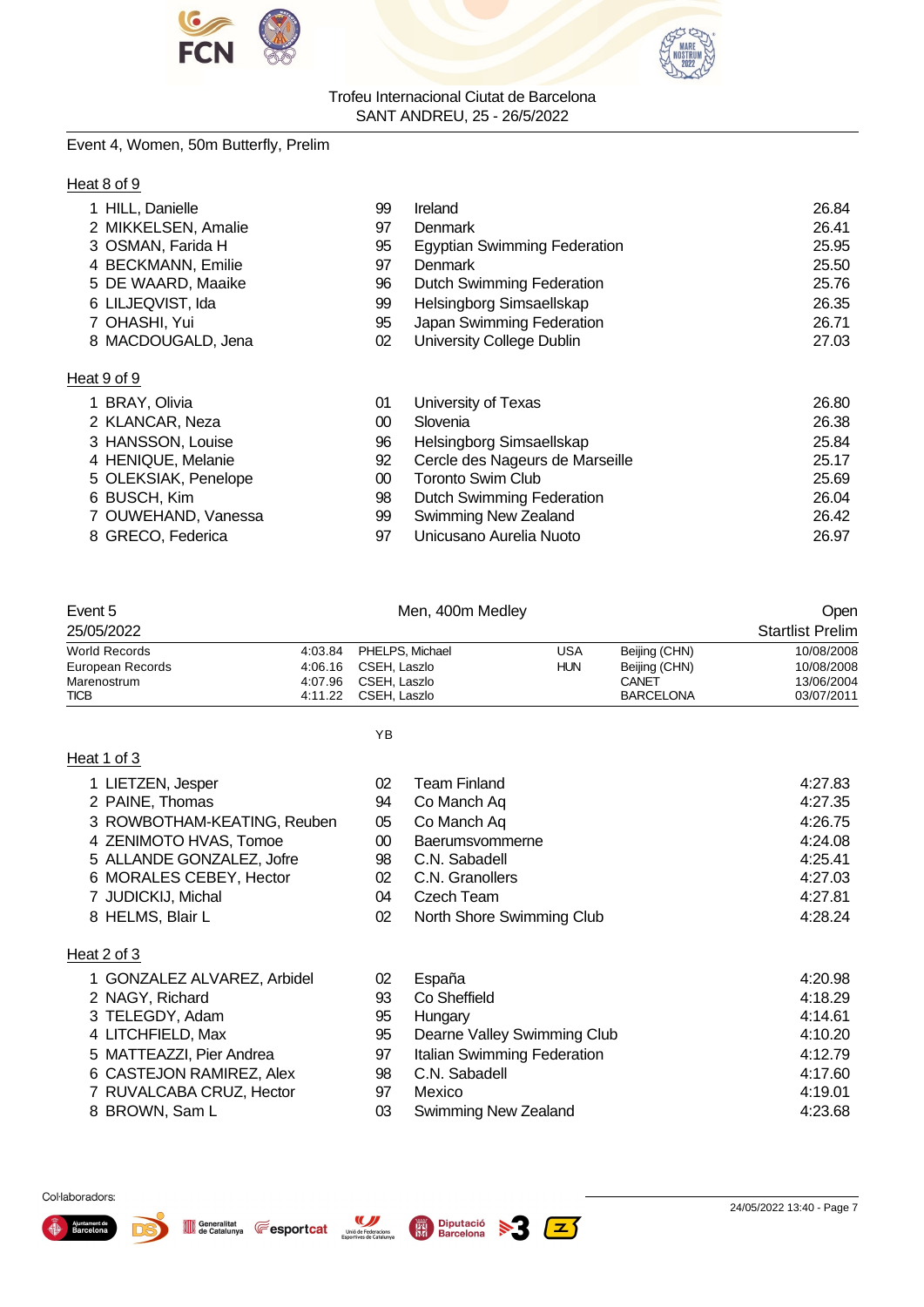Event 4, Women, 50m Butterfly, Prelim

**Heat 8 of 9**

| | Name | YB | Club | Time |
|---|---|---|---|---|
| 1 | HILL, Danielle | 99 | Ireland | 26.84 |
| 2 | MIKKELSEN, Amalie | 97 | Denmark | 26.41 |
| 3 | OSMAN, Farida H | 95 | Egyptian Swimming Federation | 25.95 |
| 4 | BECKMANN, Emilie | 97 | Denmark | 25.50 |
| 5 | DE WAARD, Maaike | 96 | Dutch Swimming Federation | 25.76 |
| 6 | LILJEQVIST, Ida | 99 | Helsingborg Simsaellskap | 26.35 |
| 7 | OHASHI, Yui | 95 | Japan Swimming Federation | 26.71 |
| 8 | MACDOUGALD, Jena | 02 | University College Dublin | 27.03 |

**Heat 9 of 9**

| | Name | YB | Club | Time |
|---|---|---|---|---|
| 1 | BRAY, Olivia | 01 | University of Texas | 26.80 |
| 2 | KLANCAR, Neza | 00 | Slovenia | 26.38 |
| 3 | HANSSON, Louise | 96 | Helsingborg Simsaellskap | 25.84 |
| 4 | HENIQUE, Melanie | 92 | Cercle des Nageurs de Marseille | 25.17 |
| 5 | OLEKSIAK, Penelope | 00 | Toronto Swim Club | 25.69 |
| 6 | BUSCH, Kim | 98 | Dutch Swimming Federation | 26.04 |
| 7 | OUWEHAND, Vanessa | 99 | Swimming New Zealand | 26.42 |
| 8 | GRECO, Federica | 97 | Unicusano Aurelia Nuoto | 26.97 |

## Event 5 — Men, 400m Medley — Open

25/05/2022 — Startlist Prelim

| Record | Time | Name | Nation | Place | Date |
|---|---|---|---|---|---|
| World Records | 4:03.84 | PHELPS, Michael | USA | Beijing (CHN) | 10/08/2008 |
| European Records | 4:06.16 | CSEH, Laszlo | HUN | Beijing (CHN) | 10/08/2008 |
| Marenostrum | 4:07.96 | CSEH, Laszlo | | CANET | 13/06/2004 |
| TICB | 4:11.22 | CSEH, Laszlo | | BARCELONA | 03/07/2011 |

**Heat 1 of 3**

| | Name | YB | Club | Time |
|---|---|---|---|---|
| 1 | LIETZEN, Jesper | 02 | Team Finland | 4:27.83 |
| 2 | PAINE, Thomas | 94 | Co Manch Aq | 4:27.35 |
| 3 | ROWBOTHAM-KEATING, Reuben | 05 | Co Manch Aq | 4:26.75 |
| 4 | ZENIMOTO HVAS, Tomoe | 00 | Baerumsvommerne | 4:24.08 |
| 5 | ALLANDE GONZALEZ, Jofre | 98 | C.N. Sabadell | 4:25.41 |
| 6 | MORALES CEBEY, Hector | 02 | C.N. Granollers | 4:27.03 |
| 7 | JUDICKIJ, Michal | 04 | Czech Team | 4:27.81 |
| 8 | HELMS, Blair L | 02 | North Shore Swimming Club | 4:28.24 |

**Heat 2 of 3**

| | Name | YB | Club | Time |
|---|---|---|---|---|
| 1 | GONZALEZ ALVAREZ, Arbidel | 02 | España | 4:20.98 |
| 2 | NAGY, Richard | 93 | Co Sheffield | 4:18.29 |
| 3 | TELEGDY, Adam | 95 | Hungary | 4:14.61 |
| 4 | LITCHFIELD, Max | 95 | Dearne Valley Swimming Club | 4:10.20 |
| 5 | MATTEAZZI, Pier Andrea | 97 | Italian Swimming Federation | 4:12.79 |
| 6 | CASTEJON RAMIREZ, Alex | 98 | C.N. Sabadell | 4:17.60 |
| 7 | RUVALCABA CRUZ, Hector | 97 | Mexico | 4:19.01 |
| 8 | BROWN, Sam L | 03 | Swimming New Zealand | 4:23.68 |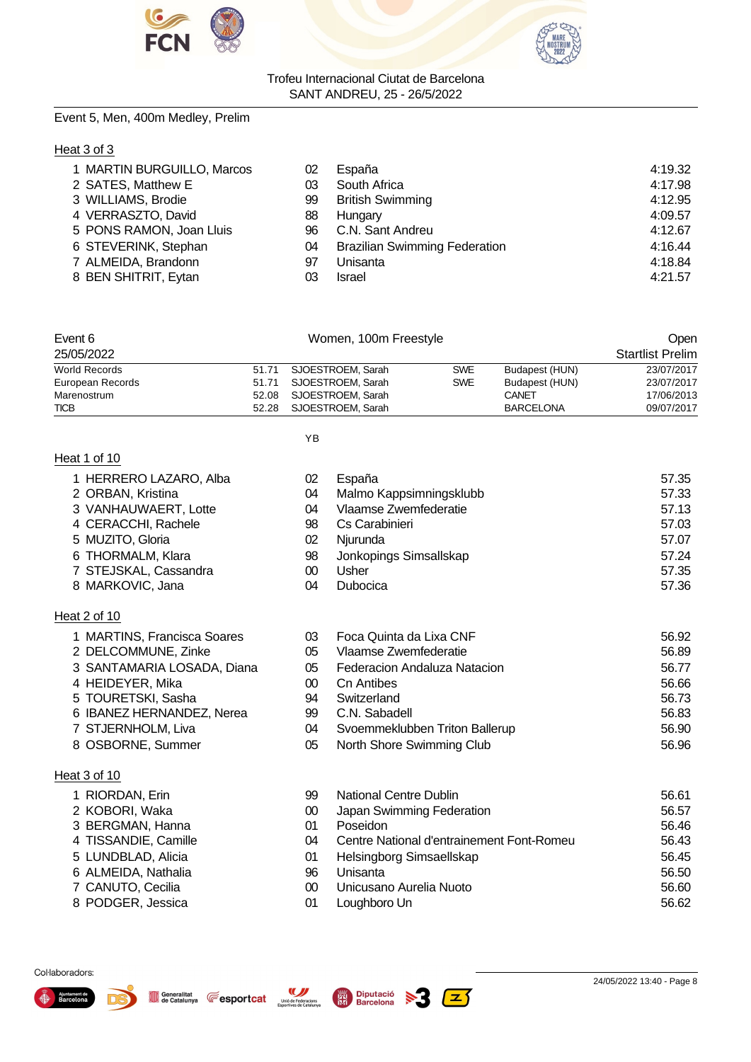Trofeu Internacional Ciutat de Barcelona
SANT ANDREU, 25 - 26/5/2022

Event 5, Men, 400m Medley, Prelim

### Heat 3 of 3

| | Name | YB | Club | Time |
|---|---|---|---|---|
| 1 | MARTIN BURGUILLO, Marcos | 02 | España | 4:19.32 |
| 2 | SATES, Matthew E | 03 | South Africa | 4:17.98 |
| 3 | WILLIAMS, Brodie | 99 | British Swimming | 4:12.95 |
| 4 | VERRASZTO, David | 88 | Hungary | 4:09.57 |
| 5 | PONS RAMON, Joan Lluis | 96 | C.N. Sant Andreu | 4:12.67 |
| 6 | STEVERINK, Stephan | 04 | Brazilian Swimming Federation | 4:16.44 |
| 7 | ALMEIDA, Brandonn | 97 | Unisanta | 4:18.84 |
| 8 | BEN SHITRIT, Eytan | 03 | Israel | 4:21.57 |

## Event 6 — Women, 100m Freestyle — Open

25/05/2022 — Startlist Prelim

| Record | Time | Name | Nation | Place | Date |
|---|---|---|---|---|---|
| World Records | 51.71 | SJOESTROEM, Sarah | SWE | Budapest (HUN) | 23/07/2017 |
| European Records | 51.71 | SJOESTROEM, Sarah | SWE | Budapest (HUN) | 23/07/2017 |
| Marenostrum | 52.08 | SJOESTROEM, Sarah | | CANET | 17/06/2013 |
| TICB | 52.28 | SJOESTROEM, Sarah | | BARCELONA | 09/07/2017 |

### Heat 1 of 10

| | Name | YB | Club | Time |
|---|---|---|---|---|
| 1 | HERRERO LAZARO, Alba | 02 | España | 57.35 |
| 2 | ORBAN, Kristina | 04 | Malmo Kappsimningsklubb | 57.33 |
| 3 | VANHAUWAERT, Lotte | 04 | Vlaamse Zwemfederatie | 57.13 |
| 4 | CERACCHI, Rachele | 98 | Cs Carabinieri | 57.03 |
| 5 | MUZITO, Gloria | 02 | Njurunda | 57.07 |
| 6 | THORMALM, Klara | 98 | Jonkopings Simsallskap | 57.24 |
| 7 | STEJSKAL, Cassandra | 00 | Usher | 57.35 |
| 8 | MARKOVIC, Jana | 04 | Dubocica | 57.36 |

### Heat 2 of 10

| | Name | YB | Club | Time |
|---|---|---|---|---|
| 1 | MARTINS, Francisca Soares | 03 | Foca Quinta da Lixa CNF | 56.92 |
| 2 | DELCOMMUNE, Zinke | 05 | Vlaamse Zwemfederatie | 56.89 |
| 3 | SANTAMARIA LOSADA, Diana | 05 | Federacion Andaluza Natacion | 56.77 |
| 4 | HEIDEYER, Mika | 00 | Cn Antibes | 56.66 |
| 5 | TOURETSKI, Sasha | 94 | Switzerland | 56.73 |
| 6 | IBANEZ HERNANDEZ, Nerea | 99 | C.N. Sabadell | 56.83 |
| 7 | STJERNHOLM, Liva | 04 | Svoemmeklubben Triton Ballerup | 56.90 |
| 8 | OSBORNE, Summer | 05 | North Shore Swimming Club | 56.96 |

### Heat 3 of 10

| | Name | YB | Club | Time |
|---|---|---|---|---|
| 1 | RIORDAN, Erin | 99 | National Centre Dublin | 56.61 |
| 2 | KOBORI, Waka | 00 | Japan Swimming Federation | 56.57 |
| 3 | BERGMAN, Hanna | 01 | Poseidon | 56.46 |
| 4 | TISSANDIE, Camille | 04 | Centre National d'entrainement Font-Romeu | 56.43 |
| 5 | LUNDBLAD, Alicia | 01 | Helsingborg Simsaellskap | 56.45 |
| 6 | ALMEIDA, Nathalia | 96 | Unisanta | 56.50 |
| 7 | CANUTO, Cecilia | 00 | Unicusano Aurelia Nuoto | 56.60 |
| 8 | PODGER, Jessica | 01 | Loughboro Un | 56.62 |

Col·laboradors:

24/05/2022 13:40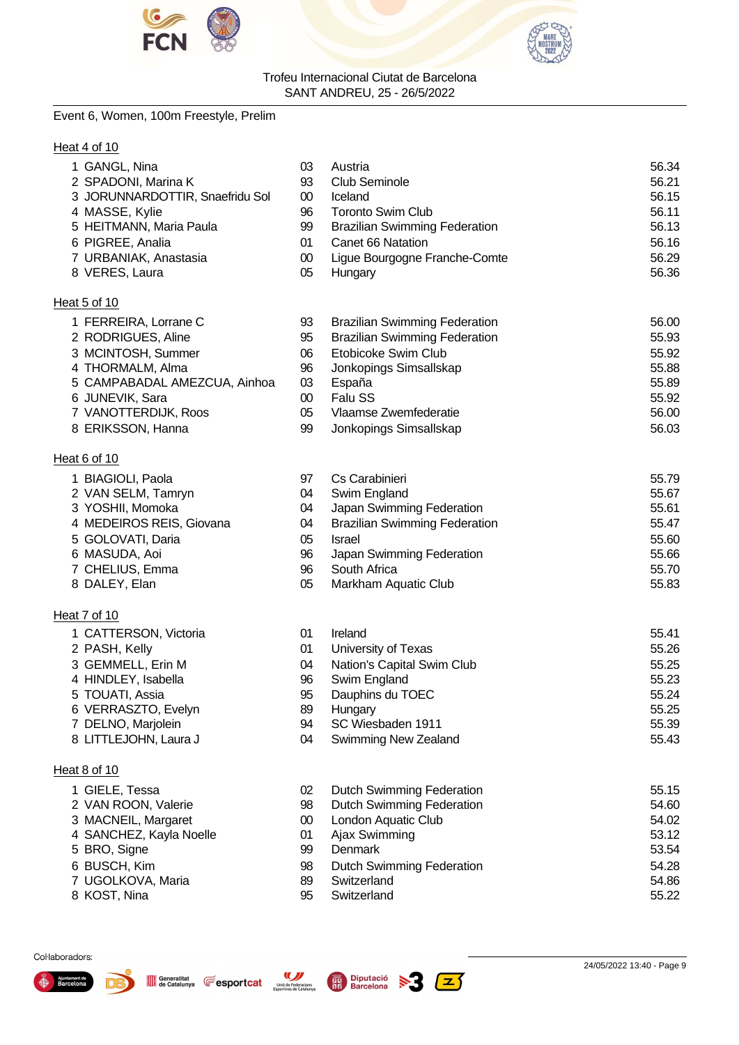Trofeu Internacional Ciutat de Barcelona
SANT ANDREU, 25 - 26/5/2022

Event 6, Women, 100m Freestyle, Prelim

### Heat 4 of 10

| | Name | YoB | Club | Time |
|---|---|---|---|---|
| 1 | GANGL, Nina | 03 | Austria | 56.34 |
| 2 | SPADONI, Marina K | 93 | Club Seminole | 56.21 |
| 3 | JORUNNARDOTTIR, Snaefridu Sol | 00 | Iceland | 56.15 |
| 4 | MASSE, Kylie | 96 | Toronto Swim Club | 56.11 |
| 5 | HEITMANN, Maria Paula | 99 | Brazilian Swimming Federation | 56.13 |
| 6 | PIGREE, Analia | 01 | Canet 66 Natation | 56.16 |
| 7 | URBANIAK, Anastasia | 00 | Ligue Bourgogne Franche-Comte | 56.29 |
| 8 | VERES, Laura | 05 | Hungary | 56.36 |

### Heat 5 of 10

| | Name | YoB | Club | Time |
|---|---|---|---|---|
| 1 | FERREIRA, Lorrane C | 93 | Brazilian Swimming Federation | 56.00 |
| 2 | RODRIGUES, Aline | 95 | Brazilian Swimming Federation | 55.93 |
| 3 | MCINTOSH, Summer | 06 | Etobicoke Swim Club | 55.92 |
| 4 | THORMALM, Alma | 96 | Jonkopings Simsallskap | 55.88 |
| 5 | CAMPABADAL AMEZCUA, Ainhoa | 03 | España | 55.89 |
| 6 | JUNEVIK, Sara | 00 | Falu SS | 55.92 |
| 7 | VANOTTERDIJK, Roos | 05 | Vlaamse Zwemfederatie | 56.00 |
| 8 | ERIKSSON, Hanna | 99 | Jonkopings Simsallskap | 56.03 |

### Heat 6 of 10

| | Name | YoB | Club | Time |
|---|---|---|---|---|
| 1 | BIAGIOLI, Paola | 97 | Cs Carabinieri | 55.79 |
| 2 | VAN SELM, Tamryn | 04 | Swim England | 55.67 |
| 3 | YOSHII, Momoka | 04 | Japan Swimming Federation | 55.61 |
| 4 | MEDEIROS REIS, Giovana | 04 | Brazilian Swimming Federation | 55.47 |
| 5 | GOLOVATI, Daria | 05 | Israel | 55.60 |
| 6 | MASUDA, Aoi | 96 | Japan Swimming Federation | 55.66 |
| 7 | CHELIUS, Emma | 96 | South Africa | 55.70 |
| 8 | DALEY, Elan | 05 | Markham Aquatic Club | 55.83 |

### Heat 7 of 10

| | Name | YoB | Club | Time |
|---|---|---|---|---|
| 1 | CATTERSON, Victoria | 01 | Ireland | 55.41 |
| 2 | PASH, Kelly | 01 | University of Texas | 55.26 |
| 3 | GEMMELL, Erin M | 04 | Nation's Capital Swim Club | 55.25 |
| 4 | HINDLEY, Isabella | 96 | Swim England | 55.23 |
| 5 | TOUATI, Assia | 95 | Dauphins du TOEC | 55.24 |
| 6 | VERRASZTO, Evelyn | 89 | Hungary | 55.25 |
| 7 | DELNO, Marjolein | 94 | SC Wiesbaden 1911 | 55.39 |
| 8 | LITTLEJOHN, Laura J | 04 | Swimming New Zealand | 55.43 |

### Heat 8 of 10

| | Name | YoB | Club | Time |
|---|---|---|---|---|
| 1 | GIELE, Tessa | 02 | Dutch Swimming Federation | 55.15 |
| 2 | VAN ROON, Valerie | 98 | Dutch Swimming Federation | 54.60 |
| 3 | MACNEIL, Margaret | 00 | London Aquatic Club | 54.02 |
| 4 | SANCHEZ, Kayla Noelle | 01 | Ajax Swimming | 53.12 |
| 5 | BRO, Signe | 99 | Denmark | 53.54 |
| 6 | BUSCH, Kim | 98 | Dutch Swimming Federation | 54.28 |
| 7 | UGOLKOVA, Maria | 89 | Switzerland | 54.86 |
| 8 | KOST, Nina | 95 | Switzerland | 55.22 |

Col·laboradors:

24/05/2022 13:40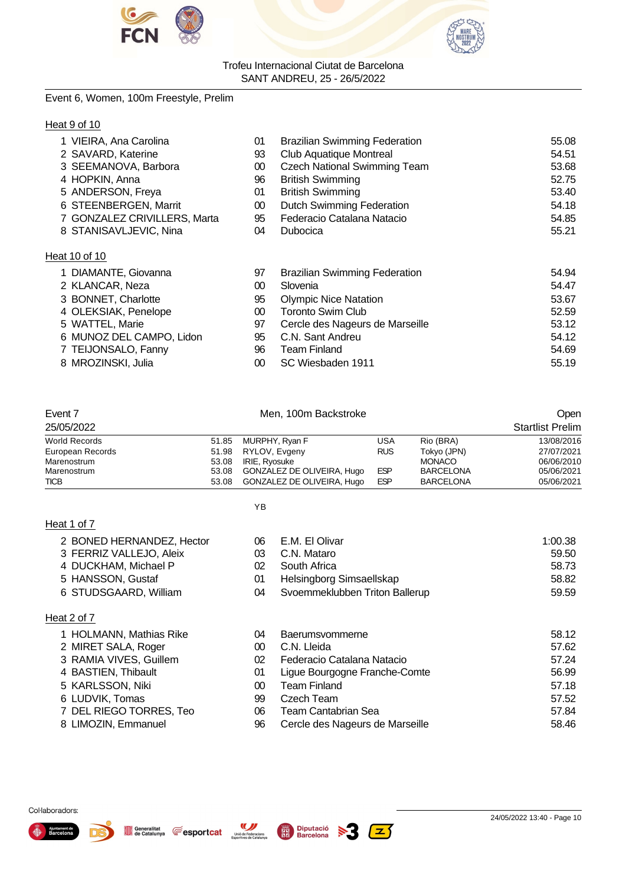Event 6, Women, 100m Freestyle, Prelim

### Heat 9 of 10

| Lane | Name | YB | Club | Seed |
|---|---|---|---|---|
| 1 | VIEIRA, Ana Carolina | 01 | Brazilian Swimming Federation | 55.08 |
| 2 | SAVARD, Katerine | 93 | Club Aquatique Montreal | 54.51 |
| 3 | SEEMANOVA, Barbora | 00 | Czech National Swimming Team | 53.68 |
| 4 | HOPKIN, Anna | 96 | British Swimming | 52.75 |
| 5 | ANDERSON, Freya | 01 | British Swimming | 53.40 |
| 6 | STEENBERGEN, Marrit | 00 | Dutch Swimming Federation | 54.18 |
| 7 | GONZALEZ CRIVILLERS, Marta | 95 | Federacio Catalana Natacio | 54.85 |
| 8 | STANISAVLJEVIC, Nina | 04 | Dubocica | 55.21 |

### Heat 10 of 10

| Lane | Name | YB | Club | Seed |
|---|---|---|---|---|
| 1 | DIAMANTE, Giovanna | 97 | Brazilian Swimming Federation | 54.94 |
| 2 | KLANCAR, Neza | 00 | Slovenia | 54.47 |
| 3 | BONNET, Charlotte | 95 | Olympic Nice Natation | 53.67 |
| 4 | OLEKSIAK, Penelope | 00 | Toronto Swim Club | 52.59 |
| 5 | WATTEL, Marie | 97 | Cercle des Nageurs de Marseille | 53.12 |
| 6 | MUNOZ DEL CAMPO, Lidon | 95 | C.N. Sant Andreu | 54.12 |
| 7 | TEIJONSALO, Fanny | 96 | Team Finland | 54.69 |
| 8 | MROZINSKI, Julia | 00 | SC Wiesbaden 1911 | 55.19 |

## Event 7 — Men, 100m Backstroke — Open

25/05/2022 — Startlist Prelim

| Record | Time | Name | Nation | Place | Date |
|---|---|---|---|---|---|
| World Records | 51.85 | MURPHY, Ryan F | USA | Rio (BRA) | 13/08/2016 |
| European Records | 51.98 | RYLOV, Evgeny | RUS | Tokyo (JPN) | 27/07/2021 |
| Marenostrum | 53.08 | IRIE, Ryosuke | | MONACO | 06/06/2010 |
| Marenostrum | 53.08 | GONZALEZ DE OLIVEIRA, Hugo | ESP | BARCELONA | 05/06/2021 |
| TICB | 53.08 | GONZALEZ DE OLIVEIRA, Hugo | ESP | BARCELONA | 05/06/2021 |

### Heat 1 of 7

| Lane | Name | YB | Club | Seed |
|---|---|---|---|---|
| 2 | BONED HERNANDEZ, Hector | 06 | E.M. El Olivar | 1:00.38 |
| 3 | FERRIZ VALLEJO, Aleix | 03 | C.N. Mataro | 59.50 |
| 4 | DUCKHAM, Michael P | 02 | South Africa | 58.73 |
| 5 | HANSSON, Gustaf | 01 | Helsingborg Simsaellskap | 58.82 |
| 6 | STUDSGAARD, William | 04 | Svoemmeklubben Triton Ballerup | 59.59 |

### Heat 2 of 7

| Lane | Name | YB | Club | Seed |
|---|---|---|---|---|
| 1 | HOLMANN, Mathias Rike | 04 | Baerumsvommerne | 58.12 |
| 2 | MIRET SALA, Roger | 00 | C.N. Lleida | 57.62 |
| 3 | RAMIA VIVES, Guillem | 02 | Federacio Catalana Natacio | 57.24 |
| 4 | BASTIEN, Thibault | 01 | Ligue Bourgogne Franche-Comte | 56.99 |
| 5 | KARLSSON, Niki | 00 | Team Finland | 57.18 |
| 6 | LUDVIK, Tomas | 99 | Czech Team | 57.52 |
| 7 | DEL RIEGO TORRES, Teo | 06 | Team Cantabrian Sea | 57.84 |
| 8 | LIMOZIN, Emmanuel | 96 | Cercle des Nageurs de Marseille | 58.46 |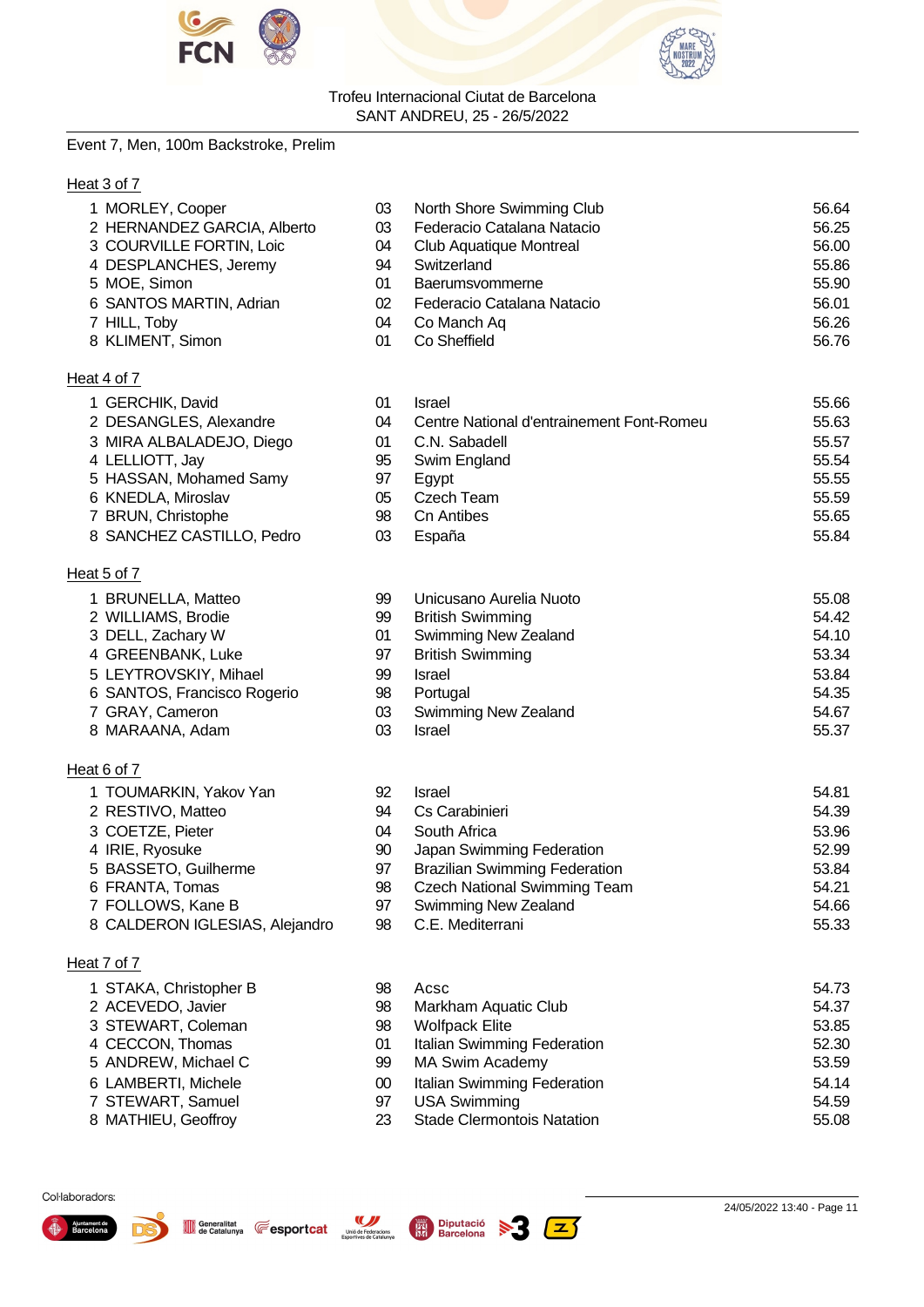Trofeu Internacional Ciutat de Barcelona
SANT ANDREU, 25 - 26/5/2022

Event 7, Men, 100m Backstroke, Prelim

**Heat 3 of 7**

| Lane | Name | YoB | Club | Time |
|---|---|---|---|---|
| 1 | MORLEY, Cooper | 03 | North Shore Swimming Club | 56.64 |
| 2 | HERNANDEZ GARCIA, Alberto | 03 | Federacio Catalana Natacio | 56.25 |
| 3 | COURVILLE FORTIN, Loic | 04 | Club Aquatique Montreal | 56.00 |
| 4 | DESPLANCHES, Jeremy | 94 | Switzerland | 55.86 |
| 5 | MOE, Simon | 01 | Baerumsvommerne | 55.90 |
| 6 | SANTOS MARTIN, Adrian | 02 | Federacio Catalana Natacio | 56.01 |
| 7 | HILL, Toby | 04 | Co Manch Aq | 56.26 |
| 8 | KLIMENT, Simon | 01 | Co Sheffield | 56.76 |

**Heat 4 of 7**

| Lane | Name | YoB | Club | Time |
|---|---|---|---|---|
| 1 | GERCHIK, David | 01 | Israel | 55.66 |
| 2 | DESANGLES, Alexandre | 04 | Centre National d'entrainement Font-Romeu | 55.63 |
| 3 | MIRA ALBALADEJO, Diego | 01 | C.N. Sabadell | 55.57 |
| 4 | LELLIOTT, Jay | 95 | Swim England | 55.54 |
| 5 | HASSAN, Mohamed Samy | 97 | Egypt | 55.55 |
| 6 | KNEDLA, Miroslav | 05 | Czech Team | 55.59 |
| 7 | BRUN, Christophe | 98 | Cn Antibes | 55.65 |
| 8 | SANCHEZ CASTILLO, Pedro | 03 | España | 55.84 |

**Heat 5 of 7**

| Lane | Name | YoB | Club | Time |
|---|---|---|---|---|
| 1 | BRUNELLA, Matteo | 99 | Unicusano Aurelia Nuoto | 55.08 |
| 2 | WILLIAMS, Brodie | 99 | British Swimming | 54.42 |
| 3 | DELL, Zachary W | 01 | Swimming New Zealand | 54.10 |
| 4 | GREENBANK, Luke | 97 | British Swimming | 53.34 |
| 5 | LEYTROVSKIY, Mihael | 99 | Israel | 53.84 |
| 6 | SANTOS, Francisco Rogerio | 98 | Portugal | 54.35 |
| 7 | GRAY, Cameron | 03 | Swimming New Zealand | 54.67 |
| 8 | MARAANA, Adam | 03 | Israel | 55.37 |

**Heat 6 of 7**

| Lane | Name | YoB | Club | Time |
|---|---|---|---|---|
| 1 | TOUMARKIN, Yakov Yan | 92 | Israel | 54.81 |
| 2 | RESTIVO, Matteo | 94 | Cs Carabinieri | 54.39 |
| 3 | COETZE, Pieter | 04 | South Africa | 53.96 |
| 4 | IRIE, Ryosuke | 90 | Japan Swimming Federation | 52.99 |
| 5 | BASSETO, Guilherme | 97 | Brazilian Swimming Federation | 53.84 |
| 6 | FRANTA, Tomas | 98 | Czech National Swimming Team | 54.21 |
| 7 | FOLLOWS, Kane B | 97 | Swimming New Zealand | 54.66 |
| 8 | CALDERON IGLESIAS, Alejandro | 98 | C.E. Mediterrani | 55.33 |

**Heat 7 of 7**

| Lane | Name | YoB | Club | Time |
|---|---|---|---|---|
| 1 | STAKA, Christopher B | 98 | Acsc | 54.73 |
| 2 | ACEVEDO, Javier | 98 | Markham Aquatic Club | 54.37 |
| 3 | STEWART, Coleman | 98 | Wolfpack Elite | 53.85 |
| 4 | CECCON, Thomas | 01 | Italian Swimming Federation | 52.30 |
| 5 | ANDREW, Michael C | 99 | MA Swim Academy | 53.59 |
| 6 | LAMBERTI, Michele | 00 | Italian Swimming Federation | 54.14 |
| 7 | STEWART, Samuel | 97 | USA Swimming | 54.59 |
| 8 | MATHIEU, Geoffroy | 23 | Stade Clermontois Natation | 55.08 |

Col·laboradors:

24/05/2022 13:40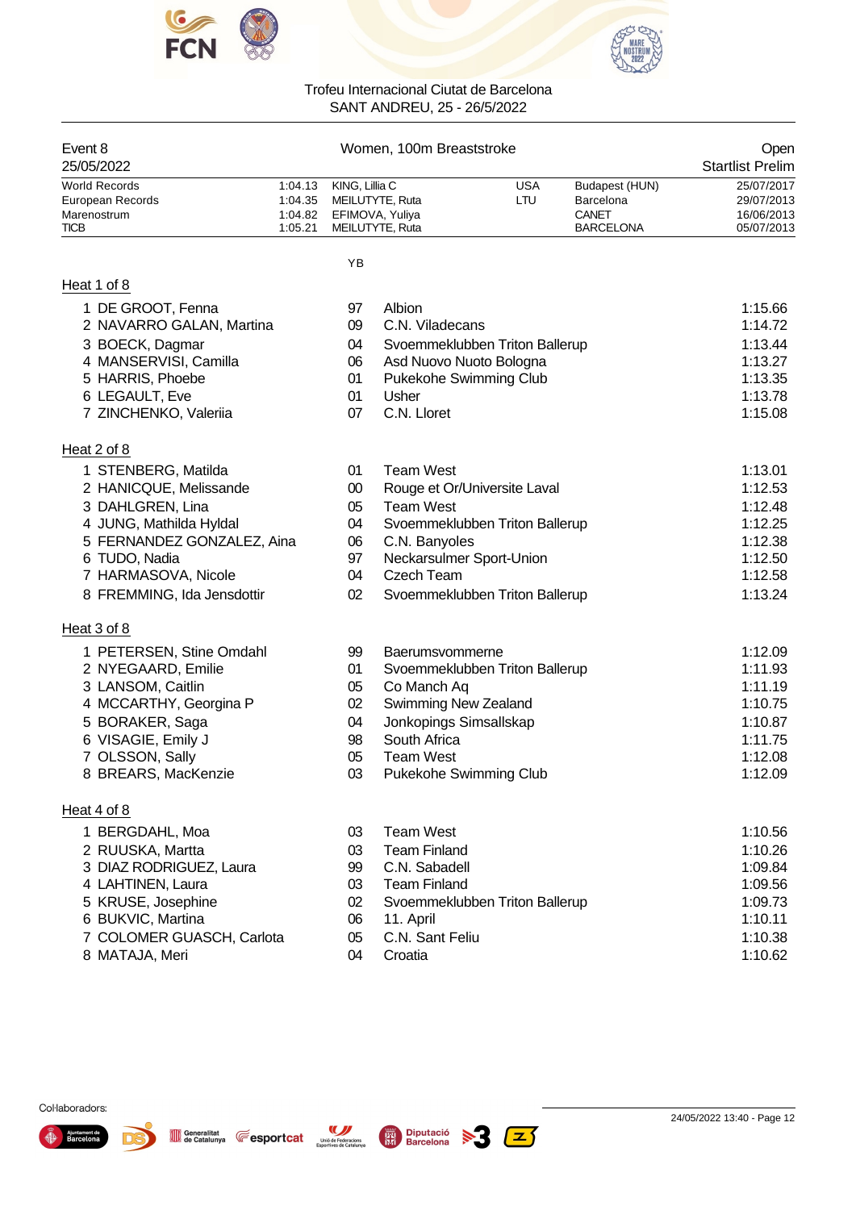Trofeu Internacional Ciutat de Barcelona
SANT ANDREU, 25 - 26/5/2022

| Event 8 | Women, 100m Breaststroke | Open |
|---|---|---|
| 25/05/2022 | | Startlist Prelim |

| | | | | | |
|---|---|---|---|---|---|
| World Records | 1:04.13 | KING, Lillia C | USA | Budapest (HUN) | 25/07/2017 |
| European Records | 1:04.35 | MEILUTYTE, Ruta | LTU | Barcelona | 29/07/2013 |
| Marenostrum | 1:04.82 | EFIMOVA, Yuliya | | CANET | 16/06/2013 |
| TICB | 1:05.21 | MEILUTYTE, Ruta | | BARCELONA | 05/07/2013 |

### Heat 1 of 8

| | Name | YB | Club | Time |
|---|---|---|---|---|
| 1 | DE GROOT, Fenna | 97 | Albion | 1:15.66 |
| 2 | NAVARRO GALAN, Martina | 09 | C.N. Viladecans | 1:14.72 |
| 3 | BOECK, Dagmar | 04 | Svoemmeklubben Triton Ballerup | 1:13.44 |
| 4 | MANSERVISI, Camilla | 06 | Asd Nuovo Nuoto Bologna | 1:13.27 |
| 5 | HARRIS, Phoebe | 01 | Pukekohe Swimming Club | 1:13.35 |
| 6 | LEGAULT, Eve | 01 | Usher | 1:13.78 |
| 7 | ZINCHENKO, Valeriia | 07 | C.N. Lloret | 1:15.08 |

### Heat 2 of 8

| | Name | YB | Club | Time |
|---|---|---|---|---|
| 1 | STENBERG, Matilda | 01 | Team West | 1:13.01 |
| 2 | HANICQUE, Melissande | 00 | Rouge et Or/Universite Laval | 1:12.53 |
| 3 | DAHLGREN, Lina | 05 | Team West | 1:12.48 |
| 4 | JUNG, Mathilda Hyldal | 04 | Svoemmeklubben Triton Ballerup | 1:12.25 |
| 5 | FERNANDEZ GONZALEZ, Aina | 06 | C.N. Banyoles | 1:12.38 |
| 6 | TUDO, Nadia | 97 | Neckarsulmer Sport-Union | 1:12.50 |
| 7 | HARMASOVA, Nicole | 04 | Czech Team | 1:12.58 |
| 8 | FREMMING, Ida Jensdottir | 02 | Svoemmeklubben Triton Ballerup | 1:13.24 |

### Heat 3 of 8

| | Name | YB | Club | Time |
|---|---|---|---|---|
| 1 | PETERSEN, Stine Omdahl | 99 | Baerumsvommerne | 1:12.09 |
| 2 | NYEGAARD, Emilie | 01 | Svoemmeklubben Triton Ballerup | 1:11.93 |
| 3 | LANSOM, Caitlin | 05 | Co Manch Aq | 1:11.19 |
| 4 | MCCARTHY, Georgina P | 02 | Swimming New Zealand | 1:10.75 |
| 5 | BORAKER, Saga | 04 | Jonkopings Simsallskap | 1:10.87 |
| 6 | VISAGIE, Emily J | 98 | South Africa | 1:11.75 |
| 7 | OLSSON, Sally | 05 | Team West | 1:12.08 |
| 8 | BREARS, MacKenzie | 03 | Pukekohe Swimming Club | 1:12.09 |

### Heat 4 of 8

| | Name | YB | Club | Time |
|---|---|---|---|---|
| 1 | BERGDAHL, Moa | 03 | Team West | 1:10.56 |
| 2 | RUUSKA, Martta | 03 | Team Finland | 1:10.26 |
| 3 | DIAZ RODRIGUEZ, Laura | 99 | C.N. Sabadell | 1:09.84 |
| 4 | LAHTINEN, Laura | 03 | Team Finland | 1:09.56 |
| 5 | KRUSE, Josephine | 02 | Svoemmeklubben Triton Ballerup | 1:09.73 |
| 6 | BUKVIC, Martina | 06 | 11. April | 1:10.11 |
| 7 | COLOMER GUASCH, Carlota | 05 | C.N. Sant Feliu | 1:10.38 |
| 8 | MATAJA, Meri | 04 | Croatia | 1:10.62 |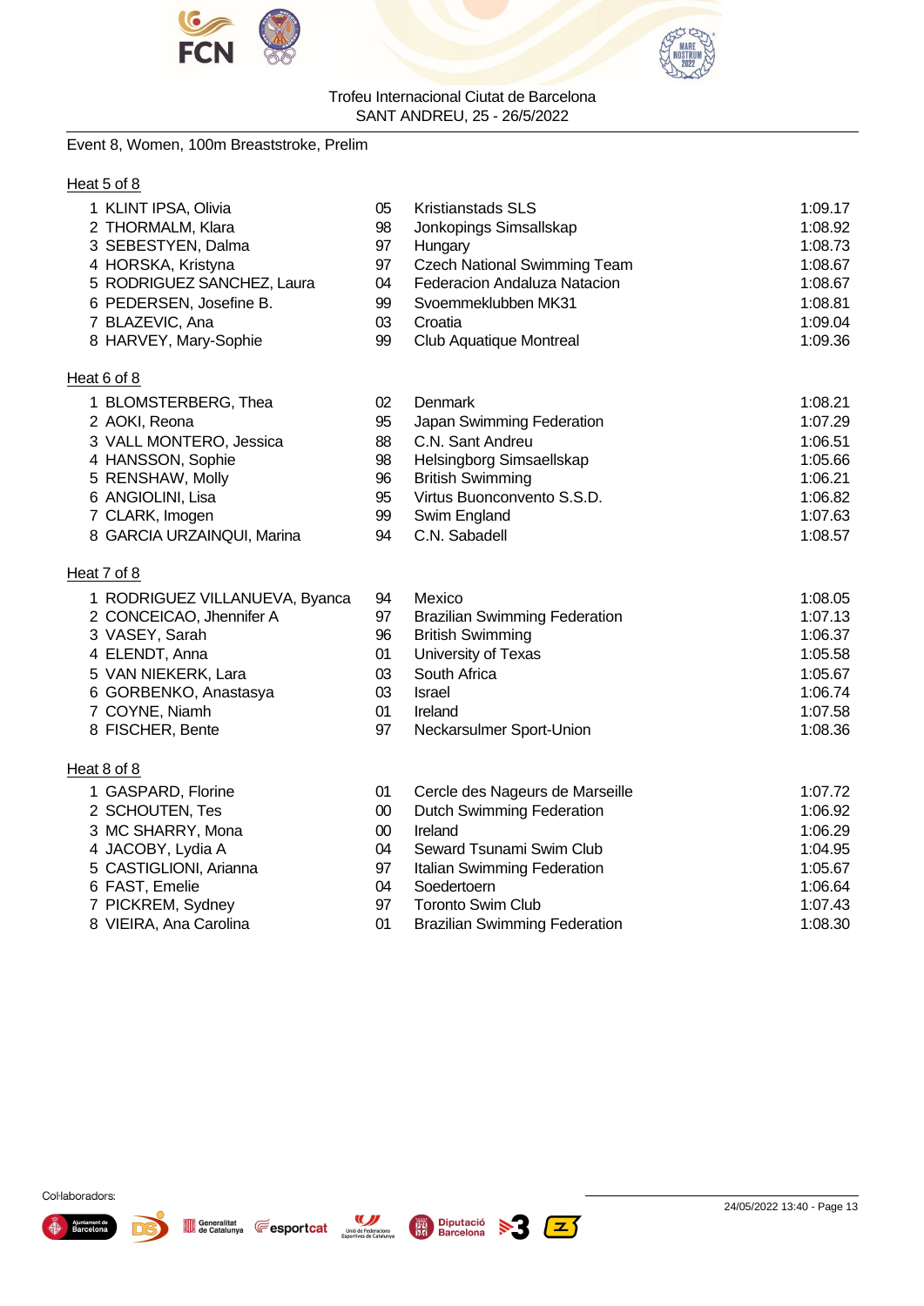Trofeu Internacional Ciutat de Barcelona
SANT ANDREU, 25 - 26/5/2022

Event 8, Women, 100m Breaststroke, Prelim

### Heat 5 of 8

| | Name | YB | Club | Time |
|---|---|---|---|---|
| 1 | KLINT IPSA, Olivia | 05 | Kristianstads SLS | 1:09.17 |
| 2 | THORMALM, Klara | 98 | Jonkopings Simsallskap | 1:08.92 |
| 3 | SEBESTYEN, Dalma | 97 | Hungary | 1:08.73 |
| 4 | HORSKA, Kristyna | 97 | Czech National Swimming Team | 1:08.67 |
| 5 | RODRIGUEZ SANCHEZ, Laura | 04 | Federacion Andaluza Natacion | 1:08.67 |
| 6 | PEDERSEN, Josefine B. | 99 | Svoemmeklubben MK31 | 1:08.81 |
| 7 | BLAZEVIC, Ana | 03 | Croatia | 1:09.04 |
| 8 | HARVEY, Mary-Sophie | 99 | Club Aquatique Montreal | 1:09.36 |

### Heat 6 of 8

| | Name | YB | Club | Time |
|---|---|---|---|---|
| 1 | BLOMSTERBERG, Thea | 02 | Denmark | 1:08.21 |
| 2 | AOKI, Reona | 95 | Japan Swimming Federation | 1:07.29 |
| 3 | VALL MONTERO, Jessica | 88 | C.N. Sant Andreu | 1:06.51 |
| 4 | HANSSON, Sophie | 98 | Helsingborg Simsaellskap | 1:05.66 |
| 5 | RENSHAW, Molly | 96 | British Swimming | 1:06.21 |
| 6 | ANGIOLINI, Lisa | 95 | Virtus Buonconvento S.S.D. | 1:06.82 |
| 7 | CLARK, Imogen | 99 | Swim England | 1:07.63 |
| 8 | GARCIA URZAINQUI, Marina | 94 | C.N. Sabadell | 1:08.57 |

### Heat 7 of 8

| | Name | YB | Club | Time |
|---|---|---|---|---|
| 1 | RODRIGUEZ VILLANUEVA, Byanca | 94 | Mexico | 1:08.05 |
| 2 | CONCEICAO, Jhennifer A | 97 | Brazilian Swimming Federation | 1:07.13 |
| 3 | VASEY, Sarah | 96 | British Swimming | 1:06.37 |
| 4 | ELENDT, Anna | 01 | University of Texas | 1:05.58 |
| 5 | VAN NIEKERK, Lara | 03 | South Africa | 1:05.67 |
| 6 | GORBENKO, Anastasya | 03 | Israel | 1:06.74 |
| 7 | COYNE, Niamh | 01 | Ireland | 1:07.58 |
| 8 | FISCHER, Bente | 97 | Neckarsulmer Sport-Union | 1:08.36 |

### Heat 8 of 8

| | Name | YB | Club | Time |
|---|---|---|---|---|
| 1 | GASPARD, Florine | 01 | Cercle des Nageurs de Marseille | 1:07.72 |
| 2 | SCHOUTEN, Tes | 00 | Dutch Swimming Federation | 1:06.92 |
| 3 | MC SHARRY, Mona | 00 | Ireland | 1:06.29 |
| 4 | JACOBY, Lydia A | 04 | Seward Tsunami Swim Club | 1:04.95 |
| 5 | CASTIGLIONI, Arianna | 97 | Italian Swimming Federation | 1:05.67 |
| 6 | FAST, Emelie | 04 | Soedertoern | 1:06.64 |
| 7 | PICKREM, Sydney | 97 | Toronto Swim Club | 1:07.43 |
| 8 | VIEIRA, Ana Carolina | 01 | Brazilian Swimming Federation | 1:08.30 |

Col·laboradors:

24/05/2022 13:40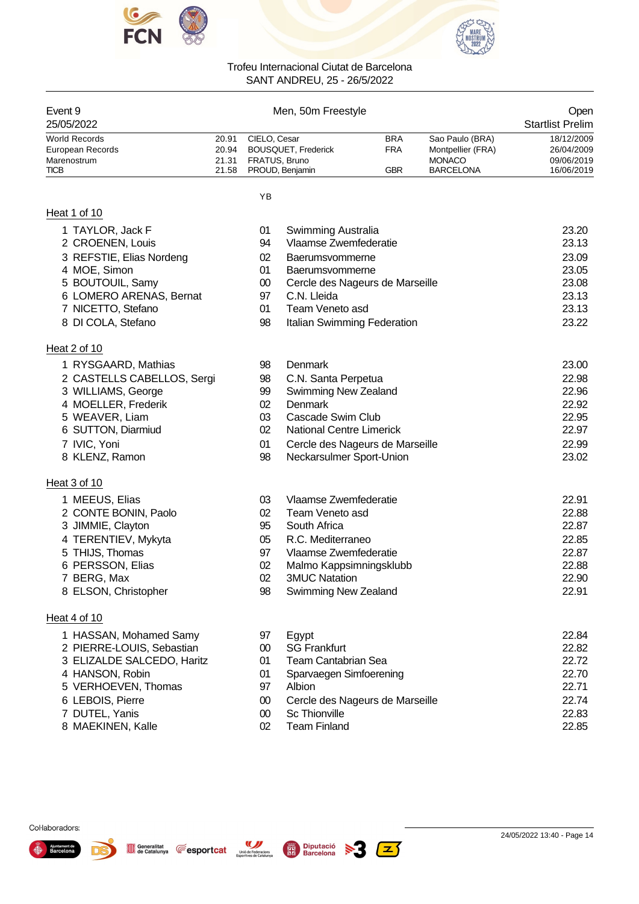Trofeu Internacional Ciutat de Barcelona
SANT ANDREU, 25 - 26/5/2022

| Event 9 | Men, 50m Freestyle | Open |
|---|---|---|
| 25/05/2022 | | Startlist Prelim |

| | | | | | |
|---|---|---|---|---|---|
| World Records | 20.91 | CIELO, Cesar | BRA | Sao Paulo (BRA) | 18/12/2009 |
| European Records | 20.94 | BOUSQUET, Frederick | FRA | Montpellier (FRA) | 26/04/2009 |
| Marenostrum | 21.31 | FRATUS, Bruno | | MONACO | 09/06/2019 |
| TICB | 21.58 | PROUD, Benjamin | GBR | BARCELONA | 16/06/2019 |

## Heat 1 of 10

| | Name | YB | Club | Time |
|---|---|---|---|---|
| 1 | TAYLOR, Jack F | 01 | Swimming Australia | 23.20 |
| 2 | CROENEN, Louis | 94 | Vlaamse Zwemfederatie | 23.13 |
| 3 | REFSTIE, Elias Nordeng | 02 | Baerumsvommerne | 23.09 |
| 4 | MOE, Simon | 01 | Baerumsvommerne | 23.05 |
| 5 | BOUTOUIL, Samy | 00 | Cercle des Nageurs de Marseille | 23.08 |
| 6 | LOMERO ARENAS, Bernat | 97 | C.N. Lleida | 23.13 |
| 7 | NICETTO, Stefano | 01 | Team Veneto asd | 23.13 |
| 8 | DI COLA, Stefano | 98 | Italian Swimming Federation | 23.22 |

## Heat 2 of 10

| | Name | YB | Club | Time |
|---|---|---|---|---|
| 1 | RYSGAARD, Mathias | 98 | Denmark | 23.00 |
| 2 | CASTELLS CABELLOS, Sergi | 98 | C.N. Santa Perpetua | 22.98 |
| 3 | WILLIAMS, George | 99 | Swimming New Zealand | 22.96 |
| 4 | MOELLER, Frederik | 02 | Denmark | 22.92 |
| 5 | WEAVER, Liam | 03 | Cascade Swim Club | 22.95 |
| 6 | SUTTON, Diarmiud | 02 | National Centre Limerick | 22.97 |
| 7 | IVIC, Yoni | 01 | Cercle des Nageurs de Marseille | 22.99 |
| 8 | KLENZ, Ramon | 98 | Neckarsulmer Sport-Union | 23.02 |

## Heat 3 of 10

| | Name | YB | Club | Time |
|---|---|---|---|---|
| 1 | MEEUS, Elias | 03 | Vlaamse Zwemfederatie | 22.91 |
| 2 | CONTE BONIN, Paolo | 02 | Team Veneto asd | 22.88 |
| 3 | JIMMIE, Clayton | 95 | South Africa | 22.87 |
| 4 | TERENTIEV, Mykyta | 05 | R.C. Mediterraneo | 22.85 |
| 5 | THIJS, Thomas | 97 | Vlaamse Zwemfederatie | 22.87 |
| 6 | PERSSON, Elias | 02 | Malmo Kappsimningsklubb | 22.88 |
| 7 | BERG, Max | 02 | 3MUC Natation | 22.90 |
| 8 | ELSON, Christopher | 98 | Swimming New Zealand | 22.91 |

## Heat 4 of 10

| | Name | YB | Club | Time |
|---|---|---|---|---|
| 1 | HASSAN, Mohamed Samy | 97 | Egypt | 22.84 |
| 2 | PIERRE-LOUIS, Sebastian | 00 | SG Frankfurt | 22.82 |
| 3 | ELIZALDE SALCEDO, Haritz | 01 | Team Cantabrian Sea | 22.72 |
| 4 | HANSON, Robin | 01 | Sparvaegen Simfoerening | 22.70 |
| 5 | VERHOEVEN, Thomas | 97 | Albion | 22.71 |
| 6 | LEBOIS, Pierre | 00 | Cercle des Nageurs de Marseille | 22.74 |
| 7 | DUTEL, Yanis | 00 | Sc Thionville | 22.83 |
| 8 | MAEKINEN, Kalle | 02 | Team Finland | 22.85 |

24/05/2022 13:40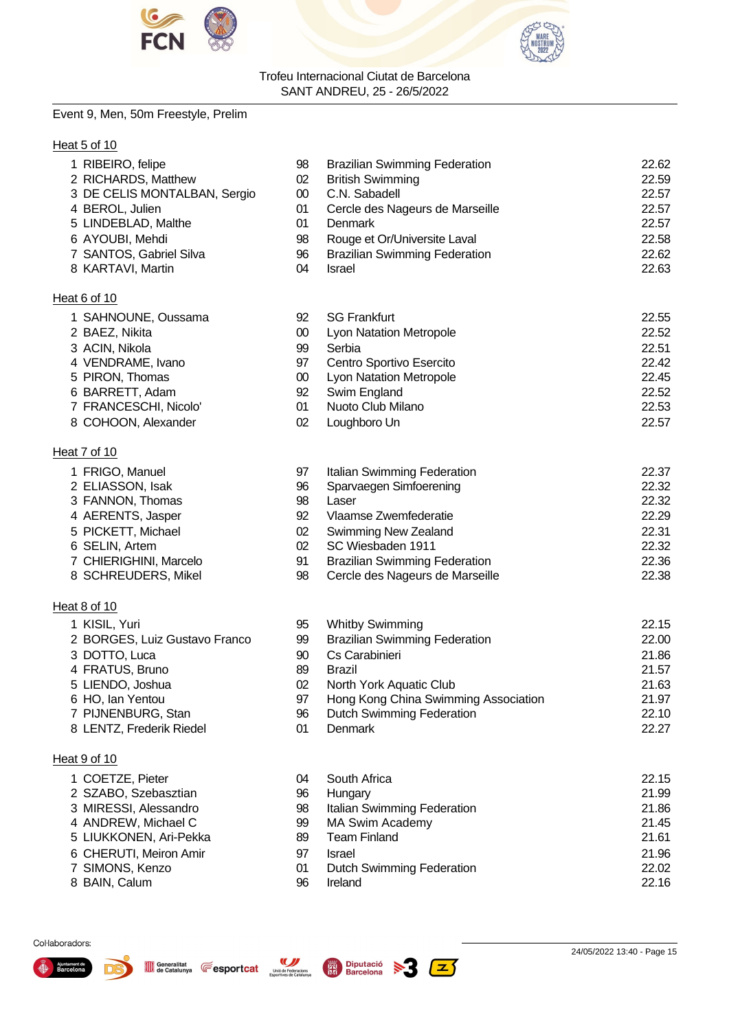Trofeu Internacional Ciutat de Barcelona
SANT ANDREU, 25 - 26/5/2022

Event 9, Men, 50m Freestyle, Prelim

Heat 5 of 10

| | | | | |
|---|---|---|---|---|
| 1 | RIBEIRO, felipe | 98 | Brazilian Swimming Federation | 22.62 |
| 2 | RICHARDS, Matthew | 02 | British Swimming | 22.59 |
| 3 | DE CELIS MONTALBAN, Sergio | 00 | C.N. Sabadell | 22.57 |
| 4 | BEROL, Julien | 01 | Cercle des Nageurs de Marseille | 22.57 |
| 5 | LINDEBLAD, Malthe | 01 | Denmark | 22.57 |
| 6 | AYOUBI, Mehdi | 98 | Rouge et Or/Universite Laval | 22.58 |
| 7 | SANTOS, Gabriel Silva | 96 | Brazilian Swimming Federation | 22.62 |
| 8 | KARTAVI, Martin | 04 | Israel | 22.63 |

Heat 6 of 10

| | | | | |
|---|---|---|---|---|
| 1 | SAHNOUNE, Oussama | 92 | SG Frankfurt | 22.55 |
| 2 | BAEZ, Nikita | 00 | Lyon Natation Metropole | 22.52 |
| 3 | ACIN, Nikola | 99 | Serbia | 22.51 |
| 4 | VENDRAME, Ivano | 97 | Centro Sportivo Esercito | 22.42 |
| 5 | PIRON, Thomas | 00 | Lyon Natation Metropole | 22.45 |
| 6 | BARRETT, Adam | 92 | Swim England | 22.52 |
| 7 | FRANCESCHI, Nicolo' | 01 | Nuoto Club Milano | 22.53 |
| 8 | COHOON, Alexander | 02 | Loughboro Un | 22.57 |

Heat 7 of 10

| | | | | |
|---|---|---|---|---|
| 1 | FRIGO, Manuel | 97 | Italian Swimming Federation | 22.37 |
| 2 | ELIASSON, Isak | 96 | Sparvaegen Simfoerening | 22.32 |
| 3 | FANNON, Thomas | 98 | Laser | 22.32 |
| 4 | AERENTS, Jasper | 92 | Vlaamse Zwemfederatie | 22.29 |
| 5 | PICKETT, Michael | 02 | Swimming New Zealand | 22.31 |
| 6 | SELIN, Artem | 02 | SC Wiesbaden 1911 | 22.32 |
| 7 | CHIERIGHINI, Marcelo | 91 | Brazilian Swimming Federation | 22.36 |
| 8 | SCHREUDERS, Mikel | 98 | Cercle des Nageurs de Marseille | 22.38 |

Heat 8 of 10

| | | | | |
|---|---|---|---|---|
| 1 | KISIL, Yuri | 95 | Whitby Swimming | 22.15 |
| 2 | BORGES, Luiz Gustavo Franco | 99 | Brazilian Swimming Federation | 22.00 |
| 3 | DOTTO, Luca | 90 | Cs Carabinieri | 21.86 |
| 4 | FRATUS, Bruno | 89 | Brazil | 21.57 |
| 5 | LIENDO, Joshua | 02 | North York Aquatic Club | 21.63 |
| 6 | HO, Ian Yentou | 97 | Hong Kong China Swimming Association | 21.97 |
| 7 | PIJNENBURG, Stan | 96 | Dutch Swimming Federation | 22.10 |
| 8 | LENTZ, Frederik Riedel | 01 | Denmark | 22.27 |

Heat 9 of 10

| | | | | |
|---|---|---|---|---|
| 1 | COETZE, Pieter | 04 | South Africa | 22.15 |
| 2 | SZABO, Szebasztian | 96 | Hungary | 21.99 |
| 3 | MIRESSI, Alessandro | 98 | Italian Swimming Federation | 21.86 |
| 4 | ANDREW, Michael C | 99 | MA Swim Academy | 21.45 |
| 5 | LIUKKONEN, Ari-Pekka | 89 | Team Finland | 21.61 |
| 6 | CHERUTI, Meiron Amir | 97 | Israel | 21.96 |
| 7 | SIMONS, Kenzo | 01 | Dutch Swimming Federation | 22.02 |
| 8 | BAIN, Calum | 96 | Ireland | 22.16 |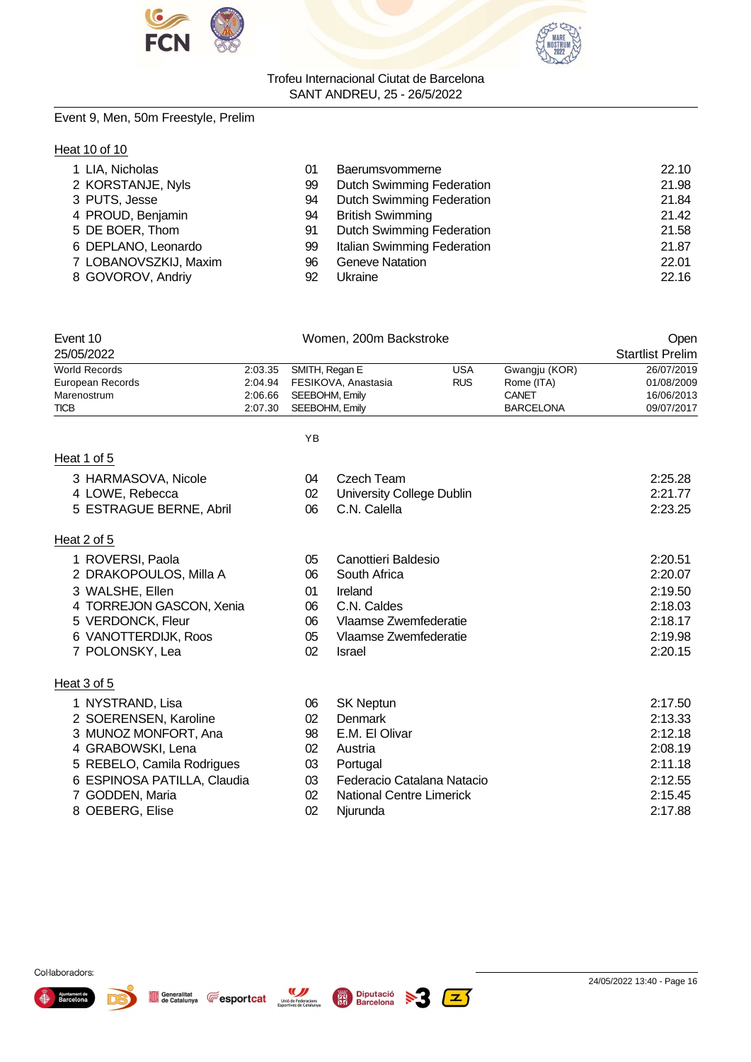Trofeu Internacional Ciutat de Barcelona
SANT ANDREU, 25 - 26/5/2022

Event 9, Men, 50m Freestyle, Prelim

Heat 10 of 10

| Lane | Name | YB | Team | Seed Time |
|---|---|---|---|---|
| 1 | LIA, Nicholas | 01 | Baerumsvommerne | 22.10 |
| 2 | KORSTANJE, Nyls | 99 | Dutch Swimming Federation | 21.98 |
| 3 | PUTS, Jesse | 94 | Dutch Swimming Federation | 21.84 |
| 4 | PROUD, Benjamin | 94 | British Swimming | 21.42 |
| 5 | DE BOER, Thom | 91 | Dutch Swimming Federation | 21.58 |
| 6 | DEPLANO, Leonardo | 99 | Italian Swimming Federation | 21.87 |
| 7 | LOBANOVSZKIJ, Maxim | 96 | Geneve Natation | 22.01 |
| 8 | GOVOROV, Andriy | 92 | Ukraine | 22.16 |

Event 10 — Women, 200m Backstroke — Open
25/05/2022 — Startlist Prelim

| Record | Time | Name | Nation | Place | Date |
|---|---|---|---|---|---|
| World Records | 2:03.35 | SMITH, Regan E | USA | Gwangju (KOR) | 26/07/2019 |
| European Records | 2:04.94 | FESIKOVA, Anastasia | RUS | Rome (ITA) | 01/08/2009 |
| Marenostrum | 2:06.66 | SEEBOHM, Emily | | CANET | 16/06/2013 |
| TICB | 2:07.30 | SEEBOHM, Emily | | BARCELONA | 09/07/2017 |

Heat 1 of 5

| Lane | Name | YB | Team | Seed Time |
|---|---|---|---|---|
| 3 | HARMASOVA, Nicole | 04 | Czech Team | 2:25.28 |
| 4 | LOWE, Rebecca | 02 | University College Dublin | 2:21.77 |
| 5 | ESTRAGUE BERNE, Abril | 06 | C.N. Calella | 2:23.25 |

Heat 2 of 5

| Lane | Name | YB | Team | Seed Time |
|---|---|---|---|---|
| 1 | ROVERSI, Paola | 05 | Canottieri Baldesio | 2:20.51 |
| 2 | DRAKOPOULOS, Milla A | 06 | South Africa | 2:20.07 |
| 3 | WALSHE, Ellen | 01 | Ireland | 2:19.50 |
| 4 | TORREJON GASCON, Xenia | 06 | C.N. Caldes | 2:18.03 |
| 5 | VERDONCK, Fleur | 06 | Vlaamse Zwemfederatie | 2:18.17 |
| 6 | VANOTTERDIJK, Roos | 05 | Vlaamse Zwemfederatie | 2:19.98 |
| 7 | POLONSKY, Lea | 02 | Israel | 2:20.15 |

Heat 3 of 5

| Lane | Name | YB | Team | Seed Time |
|---|---|---|---|---|
| 1 | NYSTRAND, Lisa | 06 | SK Neptun | 2:17.50 |
| 2 | SOERENSEN, Karoline | 02 | Denmark | 2:13.33 |
| 3 | MUNOZ MONFORT, Ana | 98 | E.M. El Olivar | 2:12.18 |
| 4 | GRABOWSKI, Lena | 02 | Austria | 2:08.19 |
| 5 | REBELO, Camila Rodrigues | 03 | Portugal | 2:11.18 |
| 6 | ESPINOSA PATILLA, Claudia | 03 | Federacio Catalana Natacio | 2:12.55 |
| 7 | GODDEN, Maria | 02 | National Centre Limerick | 2:15.45 |
| 8 | OEBERG, Elise | 02 | Njurunda | 2:17.88 |

Col·laboradors:

24/05/2022 13:40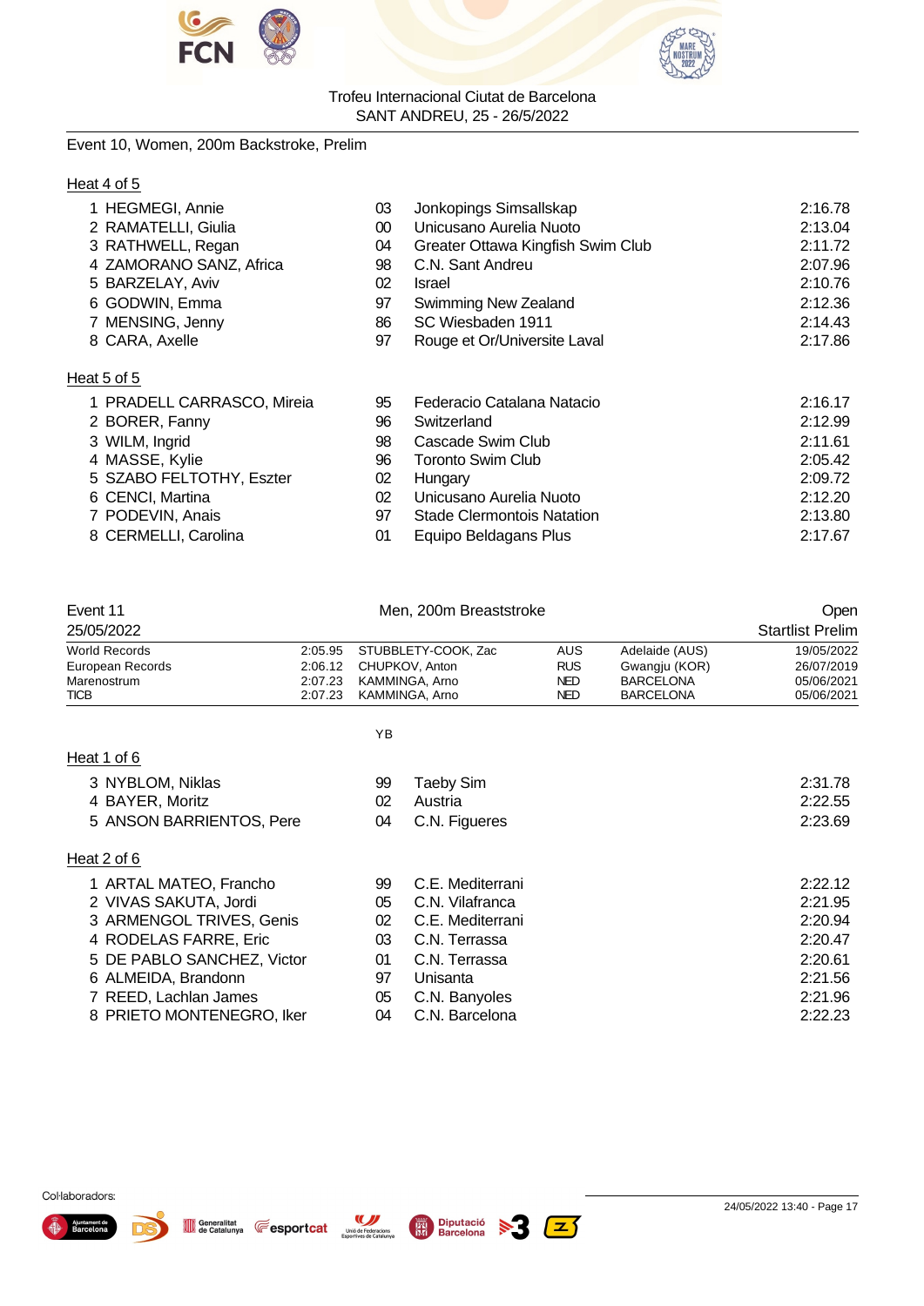Trofeu Internacional Ciutat de Barcelona
SANT ANDREU, 25 - 26/5/2022

## Event 10, Women, 200m Backstroke, Prelim

### Heat 4 of 5

| | Name | YB | Club | Seed |
|---|---|---|---|---|
| 1 | HEGMEGI, Annie | 03 | Jonkopings Simsallskap | 2:16.78 |
| 2 | RAMATELLI, Giulia | 00 | Unicusano Aurelia Nuoto | 2:13.04 |
| 3 | RATHWELL, Regan | 04 | Greater Ottawa Kingfish Swim Club | 2:11.72 |
| 4 | ZAMORANO SANZ, Africa | 98 | C.N. Sant Andreu | 2:07.96 |
| 5 | BARZELAY, Aviv | 02 | Israel | 2:10.76 |
| 6 | GODWIN, Emma | 97 | Swimming New Zealand | 2:12.36 |
| 7 | MENSING, Jenny | 86 | SC Wiesbaden 1911 | 2:14.43 |
| 8 | CARA, Axelle | 97 | Rouge et Or/Universite Laval | 2:17.86 |

### Heat 5 of 5

| | Name | YB | Club | Seed |
|---|---|---|---|---|
| 1 | PRADELL CARRASCO, Mireia | 95 | Federacio Catalana Natacio | 2:16.17 |
| 2 | BORER, Fanny | 96 | Switzerland | 2:12.99 |
| 3 | WILM, Ingrid | 98 | Cascade Swim Club | 2:11.61 |
| 4 | MASSE, Kylie | 96 | Toronto Swim Club | 2:05.42 |
| 5 | SZABO FELTOTHY, Eszter | 02 | Hungary | 2:09.72 |
| 6 | CENCI, Martina | 02 | Unicusano Aurelia Nuoto | 2:12.20 |
| 7 | PODEVIN, Anais | 97 | Stade Clermontois Natation | 2:13.80 |
| 8 | CERMELLI, Carolina | 01 | Equipo Beldagans Plus | 2:17.67 |

## Event 11 — Men, 200m Breaststroke — Open

25/05/2022 — Startlist Prelim

| Record | Time | Name | Nat | Place | Date |
|---|---|---|---|---|---|
| World Records | 2:05.95 | STUBBLETY-COOK, Zac | AUS | Adelaide (AUS) | 19/05/2022 |
| European Records | 2:06.12 | CHUPKOV, Anton | RUS | Gwangju (KOR) | 26/07/2019 |
| Marenostrum | 2:07.23 | KAMMINGA, Arno | NED | BARCELONA | 05/06/2021 |
| TICB | 2:07.23 | KAMMINGA, Arno | NED | BARCELONA | 05/06/2021 |

### Heat 1 of 6

| | Name | YB | Club | Seed |
|---|---|---|---|---|
| 3 | NYBLOM, Niklas | 99 | Taeby Sim | 2:31.78 |
| 4 | BAYER, Moritz | 02 | Austria | 2:22.55 |
| 5 | ANSON BARRIENTOS, Pere | 04 | C.N. Figueres | 2:23.69 |

### Heat 2 of 6

| | Name | YB | Club | Seed |
|---|---|---|---|---|
| 1 | ARTAL MATEO, Francho | 99 | C.E. Mediterrani | 2:22.12 |
| 2 | VIVAS SAKUTA, Jordi | 05 | C.N. Vilafranca | 2:21.95 |
| 3 | ARMENGOL TRIVES, Genis | 02 | C.E. Mediterrani | 2:20.94 |
| 4 | RODELAS FARRE, Eric | 03 | C.N. Terrassa | 2:20.47 |
| 5 | DE PABLO SANCHEZ, Victor | 01 | C.N. Terrassa | 2:20.61 |
| 6 | ALMEIDA, Brandonn | 97 | Unisanta | 2:21.56 |
| 7 | REED, Lachlan James | 05 | C.N. Banyoles | 2:21.96 |
| 8 | PRIETO MONTENEGRO, Iker | 04 | C.N. Barcelona | 2:22.23 |

Col·laboradors:

24/05/2022 13:40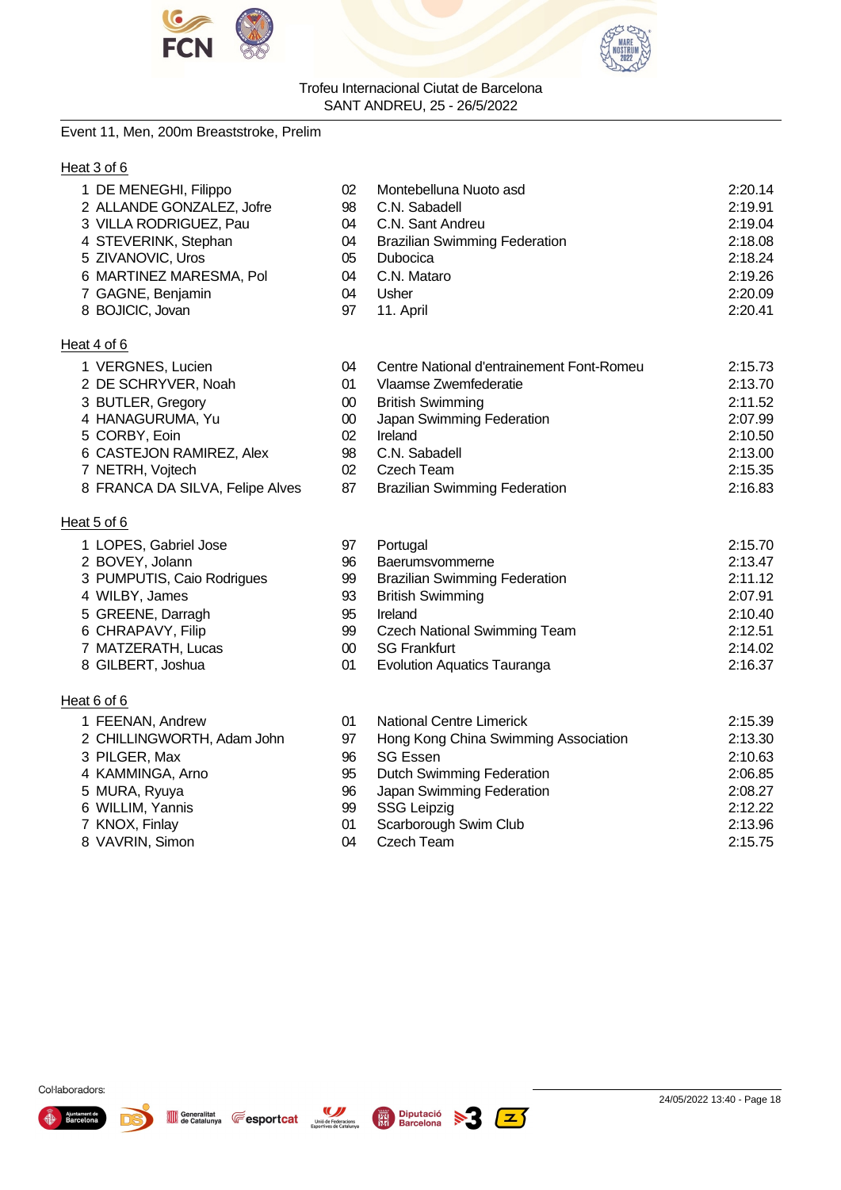Trofeu Internacional Ciutat de Barcelona
SANT ANDREU, 25 - 26/5/2022

Event 11, Men, 200m Breaststroke, Prelim

**Heat 3 of 6**

| Lane | Name | Age | Team | Seed Time |
|---|---|---|---|---|
| 1 | DE MENEGHI, Filippo | 02 | Montebelluna Nuoto asd | 2:20.14 |
| 2 | ALLANDE GONZALEZ, Jofre | 98 | C.N. Sabadell | 2:19.91 |
| 3 | VILLA RODRIGUEZ, Pau | 04 | C.N. Sant Andreu | 2:19.04 |
| 4 | STEVERINK, Stephan | 04 | Brazilian Swimming Federation | 2:18.08 |
| 5 | ZIVANOVIC, Uros | 05 | Dubocica | 2:18.24 |
| 6 | MARTINEZ MARESMA, Pol | 04 | C.N. Mataro | 2:19.26 |
| 7 | GAGNE, Benjamin | 04 | Usher | 2:20.09 |
| 8 | BOJICIC, Jovan | 97 | 11. April | 2:20.41 |

**Heat 4 of 6**

| Lane | Name | Age | Team | Seed Time |
|---|---|---|---|---|
| 1 | VERGNES, Lucien | 04 | Centre National d'entrainement Font-Romeu | 2:15.73 |
| 2 | DE SCHRYVER, Noah | 01 | Vlaamse Zwemfederatie | 2:13.70 |
| 3 | BUTLER, Gregory | 00 | British Swimming | 2:11.52 |
| 4 | HANAGURUMA, Yu | 00 | Japan Swimming Federation | 2:07.99 |
| 5 | CORBY, Eoin | 02 | Ireland | 2:10.50 |
| 6 | CASTEJON RAMIREZ, Alex | 98 | C.N. Sabadell | 2:13.00 |
| 7 | NETRH, Vojtech | 02 | Czech Team | 2:15.35 |
| 8 | FRANCA DA SILVA, Felipe Alves | 87 | Brazilian Swimming Federation | 2:16.83 |

**Heat 5 of 6**

| Lane | Name | Age | Team | Seed Time |
|---|---|---|---|---|
| 1 | LOPES, Gabriel Jose | 97 | Portugal | 2:15.70 |
| 2 | BOVEY, Jolann | 96 | Baerumsvommerne | 2:13.47 |
| 3 | PUMPUTIS, Caio Rodrigues | 99 | Brazilian Swimming Federation | 2:11.12 |
| 4 | WILBY, James | 93 | British Swimming | 2:07.91 |
| 5 | GREENE, Darragh | 95 | Ireland | 2:10.40 |
| 6 | CHRAPAVY, Filip | 99 | Czech National Swimming Team | 2:12.51 |
| 7 | MATZERATH, Lucas | 00 | SG Frankfurt | 2:14.02 |
| 8 | GILBERT, Joshua | 01 | Evolution Aquatics Tauranga | 2:16.37 |

**Heat 6 of 6**

| Lane | Name | Age | Team | Seed Time |
|---|---|---|---|---|
| 1 | FEENAN, Andrew | 01 | National Centre Limerick | 2:15.39 |
| 2 | CHILLINGWORTH, Adam John | 97 | Hong Kong China Swimming Association | 2:13.30 |
| 3 | PILGER, Max | 96 | SG Essen | 2:10.63 |
| 4 | KAMMINGA, Arno | 95 | Dutch Swimming Federation | 2:06.85 |
| 5 | MURA, Ryuya | 96 | Japan Swimming Federation | 2:08.27 |
| 6 | WILLIM, Yannis | 99 | SSG Leipzig | 2:12.22 |
| 7 | KNOX, Finlay | 01 | Scarborough Swim Club | 2:13.96 |
| 8 | VAVRIN, Simon | 04 | Czech Team | 2:15.75 |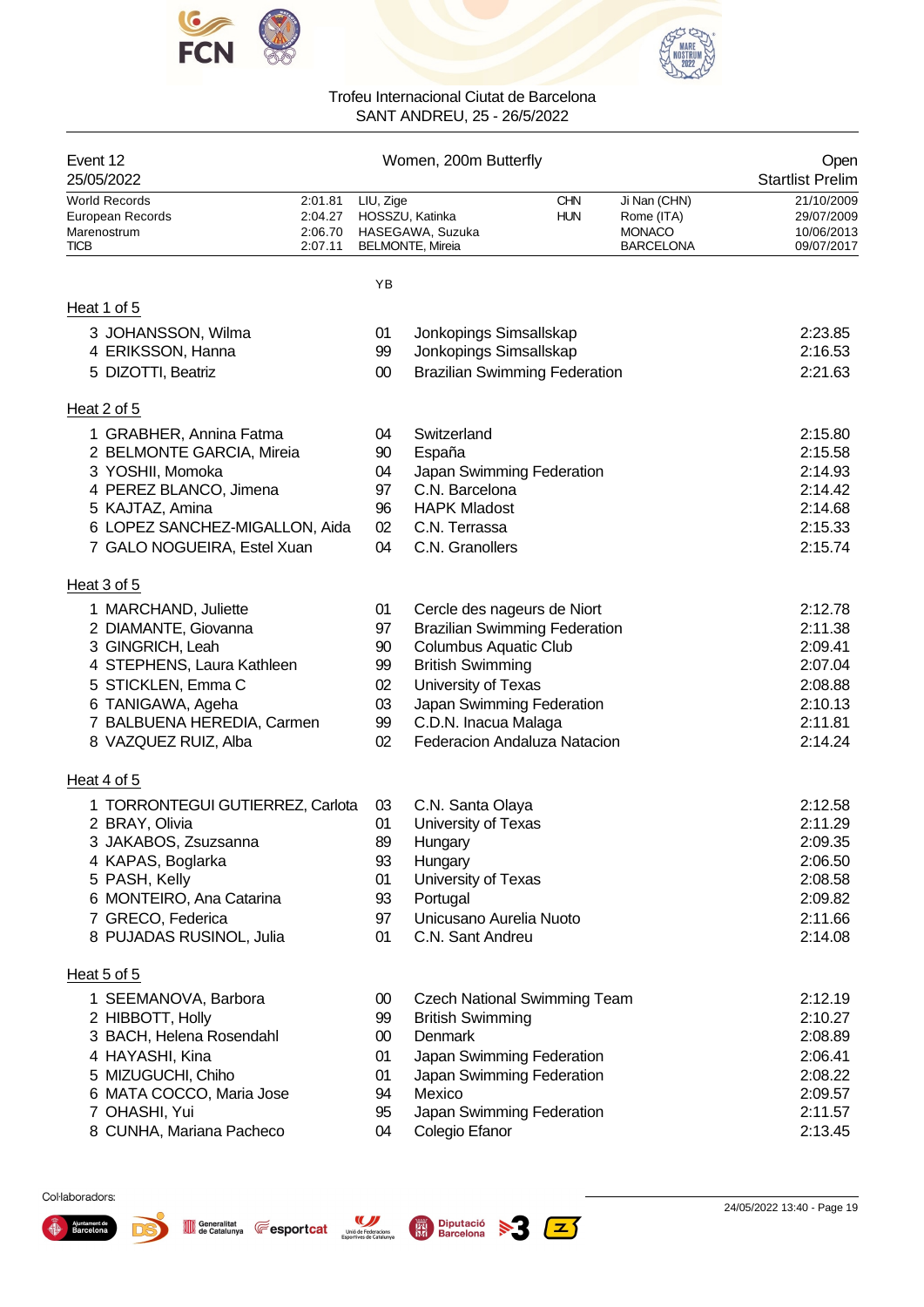Trofeu Internacional Ciutat de Barcelona
SANT ANDREU, 25 - 26/5/2022

| Event 12 | Women, 200m Butterfly | Open |
|---|---|---|
| 25/05/2022 | | Startlist Prelim |

| | | | | | |
|---|---|---|---|---|---|
| World Records | 2:01.81 | LIU, Zige | CHN | Ji Nan (CHN) | 21/10/2009 |
| European Records | 2:04.27 | HOSSZU, Katinka | HUN | Rome (ITA) | 29/07/2009 |
| Marenostrum | 2:06.70 | HASEGAWA, Suzuka | | MONACO | 10/06/2013 |
| TICB | 2:07.11 | BELMONTE, Mireia | | BARCELONA | 09/07/2017 |

## Heat 1 of 5

| Lane | Name | YB | Club | Time |
|---|---|---|---|---|
| 3 | JOHANSSON, Wilma | 01 | Jonkopings Simsallskap | 2:23.85 |
| 4 | ERIKSSON, Hanna | 99 | Jonkopings Simsallskap | 2:16.53 |
| 5 | DIZOTTI, Beatriz | 00 | Brazilian Swimming Federation | 2:21.63 |

## Heat 2 of 5

| Lane | Name | YB | Club | Time |
|---|---|---|---|---|
| 1 | GRABHER, Annina Fatma | 04 | Switzerland | 2:15.80 |
| 2 | BELMONTE GARCIA, Mireia | 90 | España | 2:15.58 |
| 3 | YOSHII, Momoka | 04 | Japan Swimming Federation | 2:14.93 |
| 4 | PEREZ BLANCO, Jimena | 97 | C.N. Barcelona | 2:14.42 |
| 5 | KAJTAZ, Amina | 96 | HAPK Mladost | 2:14.68 |
| 6 | LOPEZ SANCHEZ-MIGALLON, Aida | 02 | C.N. Terrassa | 2:15.33 |
| 7 | GALO NOGUEIRA, Estel Xuan | 04 | C.N. Granollers | 2:15.74 |

## Heat 3 of 5

| Lane | Name | YB | Club | Time |
|---|---|---|---|---|
| 1 | MARCHAND, Juliette | 01 | Cercle des nageurs de Niort | 2:12.78 |
| 2 | DIAMANTE, Giovanna | 97 | Brazilian Swimming Federation | 2:11.38 |
| 3 | GINGRICH, Leah | 90 | Columbus Aquatic Club | 2:09.41 |
| 4 | STEPHENS, Laura Kathleen | 99 | British Swimming | 2:07.04 |
| 5 | STICKLEN, Emma C | 02 | University of Texas | 2:08.88 |
| 6 | TANIGAWA, Ageha | 03 | Japan Swimming Federation | 2:10.13 |
| 7 | BALBUENA HEREDIA, Carmen | 99 | C.D.N. Inacua Malaga | 2:11.81 |
| 8 | VAZQUEZ RUIZ, Alba | 02 | Federacion Andaluza Natacion | 2:14.24 |

## Heat 4 of 5

| Lane | Name | YB | Club | Time |
|---|---|---|---|---|
| 1 | TORRONTEGUI GUTIERREZ, Carlota | 03 | C.N. Santa Olaya | 2:12.58 |
| 2 | BRAY, Olivia | 01 | University of Texas | 2:11.29 |
| 3 | JAKABOS, Zsuzsanna | 89 | Hungary | 2:09.35 |
| 4 | KAPAS, Boglarka | 93 | Hungary | 2:06.50 |
| 5 | PASH, Kelly | 01 | University of Texas | 2:08.58 |
| 6 | MONTEIRO, Ana Catarina | 93 | Portugal | 2:09.82 |
| 7 | GRECO, Federica | 97 | Unicusano Aurelia Nuoto | 2:11.66 |
| 8 | PUJADAS RUSINOL, Julia | 01 | C.N. Sant Andreu | 2:14.08 |

## Heat 5 of 5

| Lane | Name | YB | Club | Time |
|---|---|---|---|---|
| 1 | SEEMANOVA, Barbora | 00 | Czech National Swimming Team | 2:12.19 |
| 2 | HIBBOTT, Holly | 99 | British Swimming | 2:10.27 |
| 3 | BACH, Helena Rosendahl | 00 | Denmark | 2:08.89 |
| 4 | HAYASHI, Kina | 01 | Japan Swimming Federation | 2:06.41 |
| 5 | MIZUGUCHI, Chiho | 01 | Japan Swimming Federation | 2:08.22 |
| 6 | MATA COCCO, Maria Jose | 94 | Mexico | 2:09.57 |
| 7 | OHASHI, Yui | 95 | Japan Swimming Federation | 2:11.57 |
| 8 | CUNHA, Mariana Pacheco | 04 | Colegio Efanor | 2:13.45 |

Col·laboradors:

24/05/2022 13:40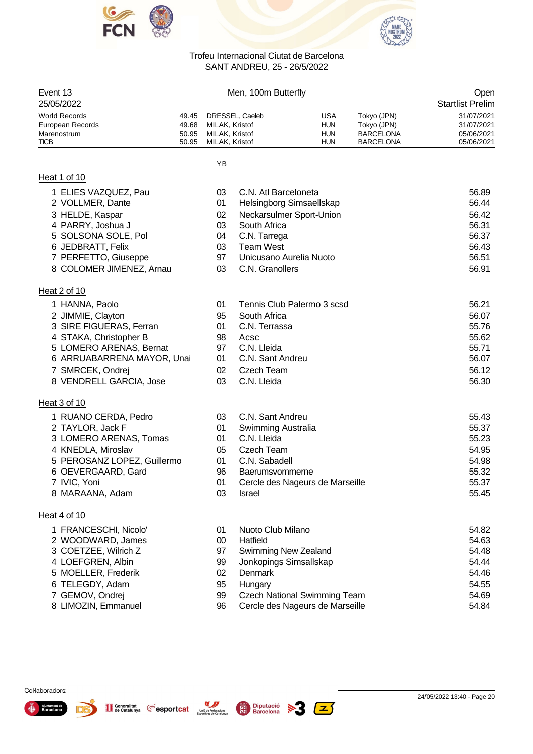Trofeu Internacional Ciutat de Barcelona
SANT ANDREU, 25 - 26/5/2022

| Event 13 | Men, 100m Butterfly | Open |
|---|---|---|
| 25/05/2022 | | Startlist Prelim |

| | | | | | |
|---|---|---|---|---|---|
| World Records | 49.45 | DRESSEL, Caeleb | USA | Tokyo (JPN) | 31/07/2021 |
| European Records | 49.68 | MILAK, Kristof | HUN | Tokyo (JPN) | 31/07/2021 |
| Marenostrum | 50.95 | MILAK, Kristof | HUN | BARCELONA | 05/06/2021 |
| TICB | 50.95 | MILAK, Kristof | HUN | BARCELONA | 05/06/2021 |

## Heat 1 of 10

| | Name | YB | Club | Time |
|---|---|---|---|---|
| 1 | ELIES VAZQUEZ, Pau | 03 | C.N. Atl Barceloneta | 56.89 |
| 2 | VOLLMER, Dante | 01 | Helsingborg Simsaellskap | 56.44 |
| 3 | HELDE, Kaspar | 02 | Neckarsulmer Sport-Union | 56.42 |
| 4 | PARRY, Joshua J | 03 | South Africa | 56.31 |
| 5 | SOLSONA SOLE, Pol | 04 | C.N. Tarrega | 56.37 |
| 6 | JEDBRATT, Felix | 03 | Team West | 56.43 |
| 7 | PERFETTO, Giuseppe | 97 | Unicusano Aurelia Nuoto | 56.51 |
| 8 | COLOMER JIMENEZ, Arnau | 03 | C.N. Granollers | 56.91 |

## Heat 2 of 10

| | Name | YB | Club | Time |
|---|---|---|---|---|
| 1 | HANNA, Paolo | 01 | Tennis Club Palermo 3 scsd | 56.21 |
| 2 | JIMMIE, Clayton | 95 | South Africa | 56.07 |
| 3 | SIRE FIGUERAS, Ferran | 01 | C.N. Terrassa | 55.76 |
| 4 | STAKA, Christopher B | 98 | Acsc | 55.62 |
| 5 | LOMERO ARENAS, Bernat | 97 | C.N. Lleida | 55.71 |
| 6 | ARRUABARRENA MAYOR, Unai | 01 | C.N. Sant Andreu | 56.07 |
| 7 | SMRCEK, Ondrej | 02 | Czech Team | 56.12 |
| 8 | VENDRELL GARCIA, Jose | 03 | C.N. Lleida | 56.30 |

## Heat 3 of 10

| | Name | YB | Club | Time |
|---|---|---|---|---|
| 1 | RUANO CERDA, Pedro | 03 | C.N. Sant Andreu | 55.43 |
| 2 | TAYLOR, Jack F | 01 | Swimming Australia | 55.37 |
| 3 | LOMERO ARENAS, Tomas | 01 | C.N. Lleida | 55.23 |
| 4 | KNEDLA, Miroslav | 05 | Czech Team | 54.95 |
| 5 | PEROSANZ LOPEZ, Guillermo | 01 | C.N. Sabadell | 54.98 |
| 6 | OEVERGAARD, Gard | 96 | Baerumsvommerne | 55.32 |
| 7 | IVIC, Yoni | 01 | Cercle des Nageurs de Marseille | 55.37 |
| 8 | MARAANA, Adam | 03 | Israel | 55.45 |

## Heat 4 of 10

| | Name | YB | Club | Time |
|---|---|---|---|---|
| 1 | FRANCESCHI, Nicolo' | 01 | Nuoto Club Milano | 54.82 |
| 2 | WOODWARD, James | 00 | Hatfield | 54.63 |
| 3 | COETZEE, Wilrich Z | 97 | Swimming New Zealand | 54.48 |
| 4 | LOEFGREN, Albin | 99 | Jonkopings Simsallskap | 54.44 |
| 5 | MOELLER, Frederik | 02 | Denmark | 54.46 |
| 6 | TELEGDY, Adam | 95 | Hungary | 54.55 |
| 7 | GEMOV, Ondrej | 99 | Czech National Swimming Team | 54.69 |
| 8 | LIMOZIN, Emmanuel | 96 | Cercle des Nageurs de Marseille | 54.84 |

Col·laboradors:

24/05/2022 13:40 - Page 20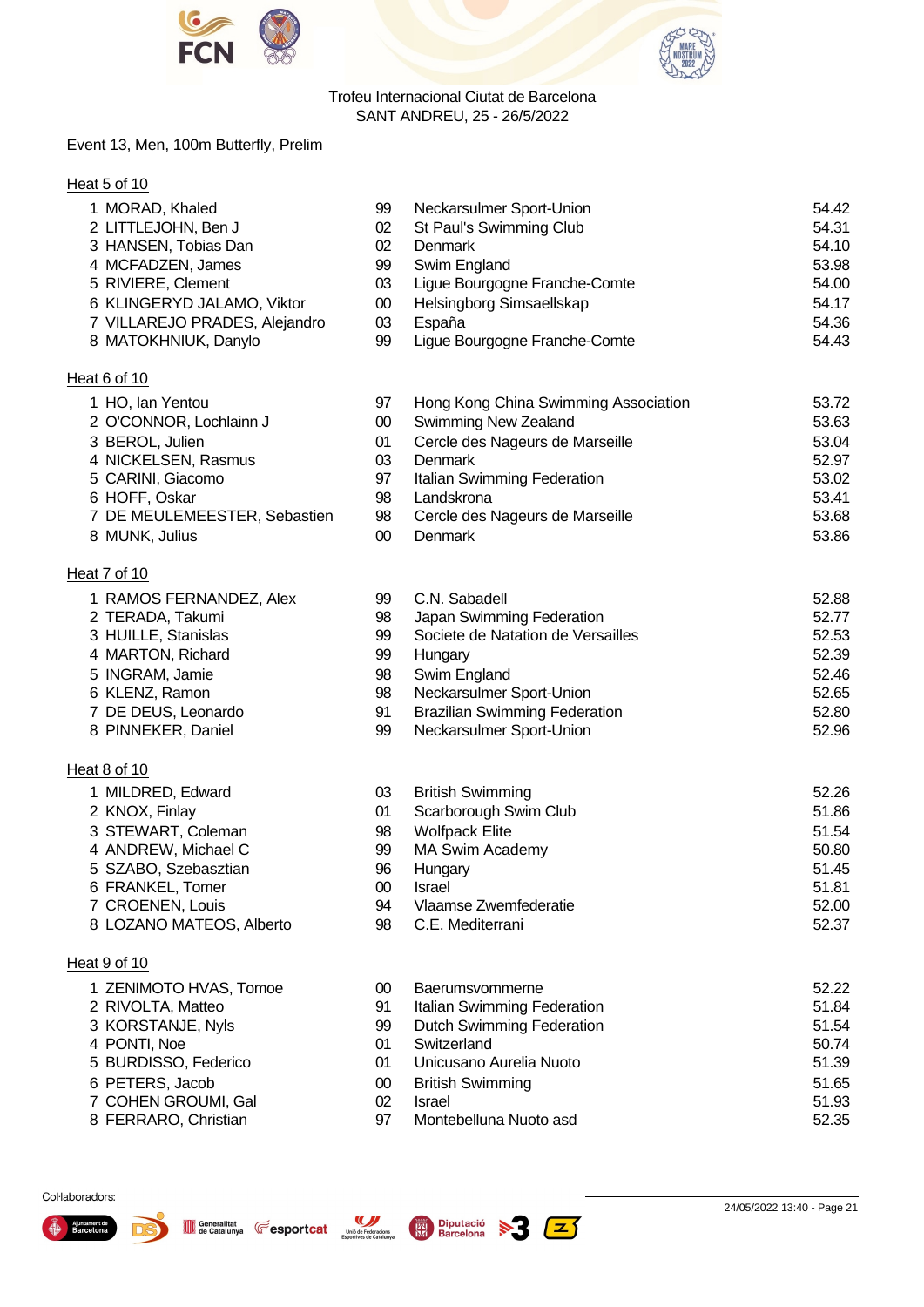Trofeu Internacional Ciutat de Barcelona
SANT ANDREU, 25 - 26/5/2022

## Event 13, Men, 100m Butterfly, Prelim

### Heat 5 of 10

| Lane | Name | YoB | Club | Seed |
|---|---|---|---|---|
| 1 | MORAD, Khaled | 99 | Neckarsulmer Sport-Union | 54.42 |
| 2 | LITTLEJOHN, Ben J | 02 | St Paul's Swimming Club | 54.31 |
| 3 | HANSEN, Tobias Dan | 02 | Denmark | 54.10 |
| 4 | MCFADZEN, James | 99 | Swim England | 53.98 |
| 5 | RIVIERE, Clement | 03 | Ligue Bourgogne Franche-Comte | 54.00 |
| 6 | KLINGERYD JALAMO, Viktor | 00 | Helsingborg Simsaellskap | 54.17 |
| 7 | VILLAREJO PRADES, Alejandro | 03 | España | 54.36 |
| 8 | MATOKHNIUK, Danylo | 99 | Ligue Bourgogne Franche-Comte | 54.43 |

### Heat 6 of 10

| Lane | Name | YoB | Club | Seed |
|---|---|---|---|---|
| 1 | HO, Ian Yentou | 97 | Hong Kong China Swimming Association | 53.72 |
| 2 | O'CONNOR, Lochlainn J | 00 | Swimming New Zealand | 53.63 |
| 3 | BEROL, Julien | 01 | Cercle des Nageurs de Marseille | 53.04 |
| 4 | NICKELSEN, Rasmus | 03 | Denmark | 52.97 |
| 5 | CARINI, Giacomo | 97 | Italian Swimming Federation | 53.02 |
| 6 | HOFF, Oskar | 98 | Landskrona | 53.41 |
| 7 | DE MEULEMEESTER, Sebastien | 98 | Cercle des Nageurs de Marseille | 53.68 |
| 8 | MUNK, Julius | 00 | Denmark | 53.86 |

### Heat 7 of 10

| Lane | Name | YoB | Club | Seed |
|---|---|---|---|---|
| 1 | RAMOS FERNANDEZ, Alex | 99 | C.N. Sabadell | 52.88 |
| 2 | TERADA, Takumi | 98 | Japan Swimming Federation | 52.77 |
| 3 | HUILLE, Stanislas | 99 | Societe de Natation de Versailles | 52.53 |
| 4 | MARTON, Richard | 99 | Hungary | 52.39 |
| 5 | INGRAM, Jamie | 98 | Swim England | 52.46 |
| 6 | KLENZ, Ramon | 98 | Neckarsulmer Sport-Union | 52.65 |
| 7 | DE DEUS, Leonardo | 91 | Brazilian Swimming Federation | 52.80 |
| 8 | PINNEKER, Daniel | 99 | Neckarsulmer Sport-Union | 52.96 |

### Heat 8 of 10

| Lane | Name | YoB | Club | Seed |
|---|---|---|---|---|
| 1 | MILDRED, Edward | 03 | British Swimming | 52.26 |
| 2 | KNOX, Finlay | 01 | Scarborough Swim Club | 51.86 |
| 3 | STEWART, Coleman | 98 | Wolfpack Elite | 51.54 |
| 4 | ANDREW, Michael C | 99 | MA Swim Academy | 50.80 |
| 5 | SZABO, Szebasztian | 96 | Hungary | 51.45 |
| 6 | FRANKEL, Tomer | 00 | Israel | 51.81 |
| 7 | CROENEN, Louis | 94 | Vlaamse Zwemfederatie | 52.00 |
| 8 | LOZANO MATEOS, Alberto | 98 | C.E. Mediterrani | 52.37 |

### Heat 9 of 10

| Lane | Name | YoB | Club | Seed |
|---|---|---|---|---|
| 1 | ZENIMOTO HVAS, Tomoe | 00 | Baerumsvommerne | 52.22 |
| 2 | RIVOLTA, Matteo | 91 | Italian Swimming Federation | 51.84 |
| 3 | KORSTANJE, Nyls | 99 | Dutch Swimming Federation | 51.54 |
| 4 | PONTI, Noe | 01 | Switzerland | 50.74 |
| 5 | BURDISSO, Federico | 01 | Unicusano Aurelia Nuoto | 51.39 |
| 6 | PETERS, Jacob | 00 | British Swimming | 51.65 |
| 7 | COHEN GROUMI, Gal | 02 | Israel | 51.93 |
| 8 | FERRARO, Christian | 97 | Montebelluna Nuoto asd | 52.35 |

Col·laboradors:

24/05/2022 13:40 - Page 21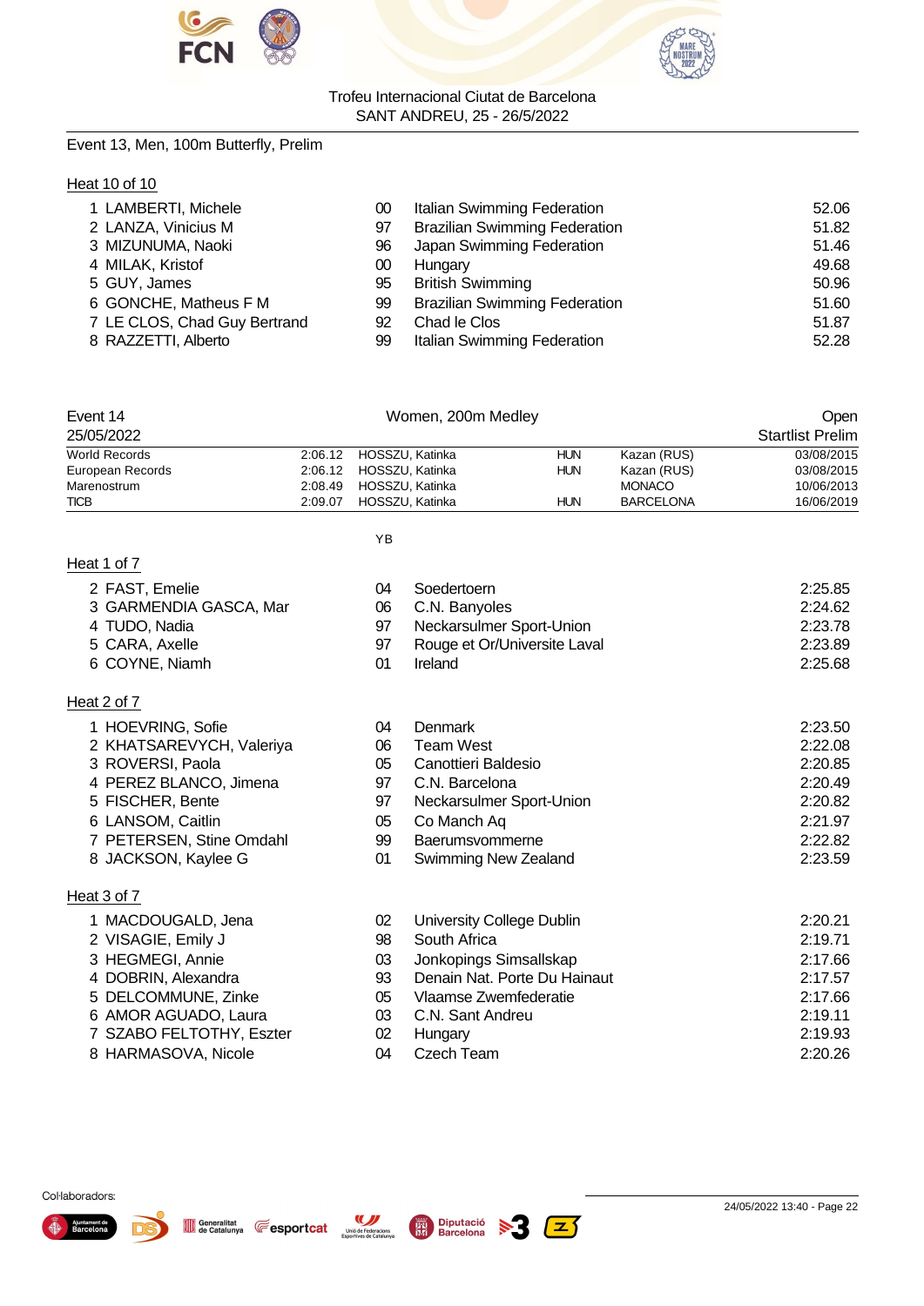Trofeu Internacional Ciutat de Barcelona
SANT ANDREU, 25 - 26/5/2022

Event 13, Men, 100m Butterfly, Prelim

Heat 10 of 10

| | Name | YB | Club | Time |
|---|---|---|---|---|
| 1 | LAMBERTI, Michele | 00 | Italian Swimming Federation | 52.06 |
| 2 | LANZA, Vinicius M | 97 | Brazilian Swimming Federation | 51.82 |
| 3 | MIZUNUMA, Naoki | 96 | Japan Swimming Federation | 51.46 |
| 4 | MILAK, Kristof | 00 | Hungary | 49.68 |
| 5 | GUY, James | 95 | British Swimming | 50.96 |
| 6 | GONCHE, Matheus F M | 99 | Brazilian Swimming Federation | 51.60 |
| 7 | LE CLOS, Chad Guy Bertrand | 92 | Chad le Clos | 51.87 |
| 8 | RAZZETTI, Alberto | 99 | Italian Swimming Federation | 52.28 |

Event 14 — Women, 200m Medley — Open
25/05/2022 — Startlist Prelim

| | Time | Name | Nat | Place | Date |
|---|---|---|---|---|---|
| World Records | 2:06.12 | HOSSZU, Katinka | HUN | Kazan (RUS) | 03/08/2015 |
| European Records | 2:06.12 | HOSSZU, Katinka | HUN | Kazan (RUS) | 03/08/2015 |
| Marenostrum | 2:08.49 | HOSSZU, Katinka | | MONACO | 10/06/2013 |
| TICB | 2:09.07 | HOSSZU, Katinka | HUN | BARCELONA | 16/06/2019 |

Heat 1 of 7

| | Name | YB | Club | Time |
|---|---|---|---|---|
| 2 | FAST, Emelie | 04 | Soedertoern | 2:25.85 |
| 3 | GARMENDIA GASCA, Mar | 06 | C.N. Banyoles | 2:24.62 |
| 4 | TUDO, Nadia | 97 | Neckarsulmer Sport-Union | 2:23.78 |
| 5 | CARA, Axelle | 97 | Rouge et Or/Universite Laval | 2:23.89 |
| 6 | COYNE, Niamh | 01 | Ireland | 2:25.68 |

Heat 2 of 7

| | Name | YB | Club | Time |
|---|---|---|---|---|
| 1 | HOEVRING, Sofie | 04 | Denmark | 2:23.50 |
| 2 | KHATSAREVYCH, Valeriya | 06 | Team West | 2:22.08 |
| 3 | ROVERSI, Paola | 05 | Canottieri Baldesio | 2:20.85 |
| 4 | PEREZ BLANCO, Jimena | 97 | C.N. Barcelona | 2:20.49 |
| 5 | FISCHER, Bente | 97 | Neckarsulmer Sport-Union | 2:20.82 |
| 6 | LANSOM, Caitlin | 05 | Co Manch Aq | 2:21.97 |
| 7 | PETERSEN, Stine Omdahl | 99 | Baerumsvommerne | 2:22.82 |
| 8 | JACKSON, Kaylee G | 01 | Swimming New Zealand | 2:23.59 |

Heat 3 of 7

| | Name | YB | Club | Time |
|---|---|---|---|---|
| 1 | MACDOUGALD, Jena | 02 | University College Dublin | 2:20.21 |
| 2 | VISAGIE, Emily J | 98 | South Africa | 2:19.71 |
| 3 | HEGMEGI, Annie | 03 | Jonkopings Simsallskap | 2:17.66 |
| 4 | DOBRIN, Alexandra | 93 | Denain Nat. Porte Du Hainaut | 2:17.57 |
| 5 | DELCOMMUNE, Zinke | 05 | Vlaamse Zwemfederatie | 2:17.66 |
| 6 | AMOR AGUADO, Laura | 03 | C.N. Sant Andreu | 2:19.11 |
| 7 | SZABO FELTOTHY, Eszter | 02 | Hungary | 2:19.93 |
| 8 | HARMASOVA, Nicole | 04 | Czech Team | 2:20.26 |

Col·laboradors:

24/05/2022 13:40 - Page 22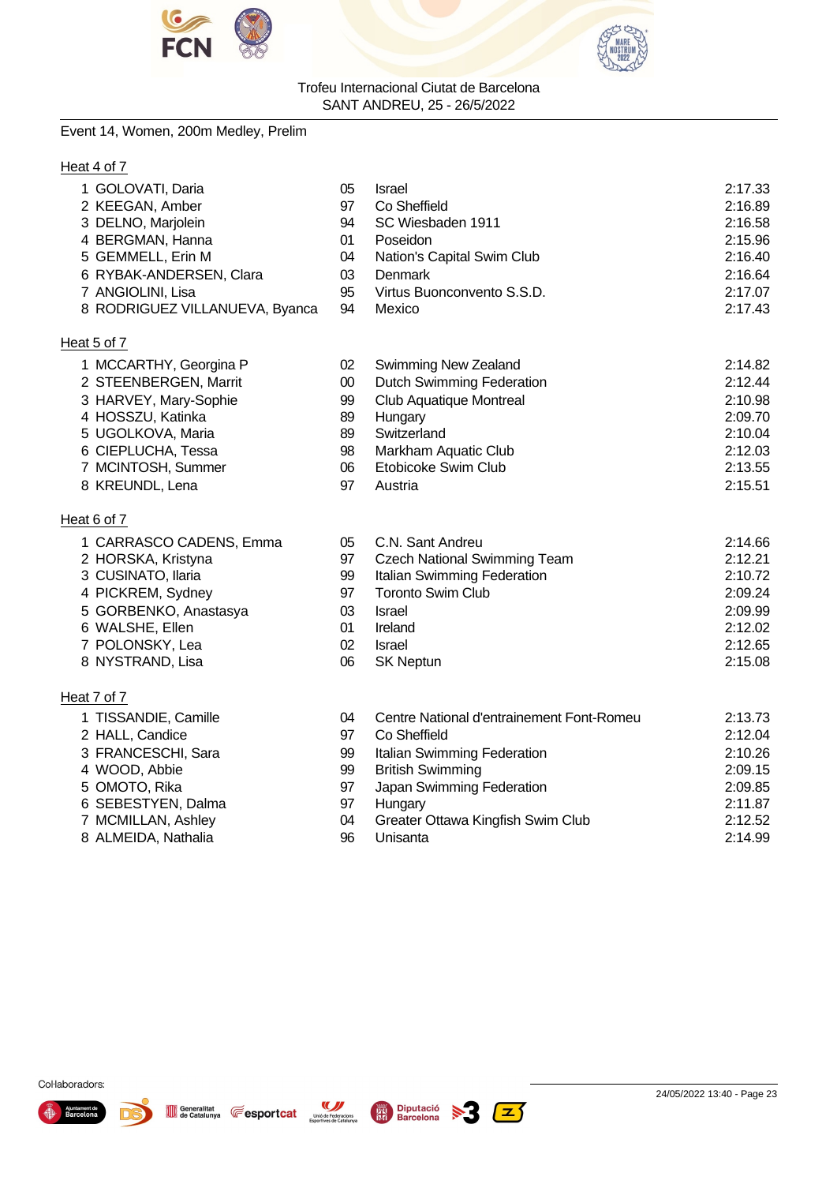Trofeu Internacional Ciutat de Barcelona
SANT ANDREU, 25 - 26/5/2022

Event 14, Women, 200m Medley, Prelim

Heat 4 of 7

| | Name | YB | Team | Time |
|---|---|---|---|---|
| 1 | GOLOVATI, Daria | 05 | Israel | 2:17.33 |
| 2 | KEEGAN, Amber | 97 | Co Sheffield | 2:16.89 |
| 3 | DELNO, Marjolein | 94 | SC Wiesbaden 1911 | 2:16.58 |
| 4 | BERGMAN, Hanna | 01 | Poseidon | 2:15.96 |
| 5 | GEMMELL, Erin M | 04 | Nation's Capital Swim Club | 2:16.40 |
| 6 | RYBAK-ANDERSEN, Clara | 03 | Denmark | 2:16.64 |
| 7 | ANGIOLINI, Lisa | 95 | Virtus Buonconvento S.S.D. | 2:17.07 |
| 8 | RODRIGUEZ VILLANUEVA, Byanca | 94 | Mexico | 2:17.43 |

Heat 5 of 7

| | Name | YB | Team | Time |
|---|---|---|---|---|
| 1 | MCCARTHY, Georgina P | 02 | Swimming New Zealand | 2:14.82 |
| 2 | STEENBERGEN, Marrit | 00 | Dutch Swimming Federation | 2:12.44 |
| 3 | HARVEY, Mary-Sophie | 99 | Club Aquatique Montreal | 2:10.98 |
| 4 | HOSSZU, Katinka | 89 | Hungary | 2:09.70 |
| 5 | UGOLKOVA, Maria | 89 | Switzerland | 2:10.04 |
| 6 | CIEPLUCHA, Tessa | 98 | Markham Aquatic Club | 2:12.03 |
| 7 | MCINTOSH, Summer | 06 | Etobicoke Swim Club | 2:13.55 |
| 8 | KREUNDL, Lena | 97 | Austria | 2:15.51 |

Heat 6 of 7

| | Name | YB | Team | Time |
|---|---|---|---|---|
| 1 | CARRASCO CADENS, Emma | 05 | C.N. Sant Andreu | 2:14.66 |
| 2 | HORSKA, Kristyna | 97 | Czech National Swimming Team | 2:12.21 |
| 3 | CUSINATO, Ilaria | 99 | Italian Swimming Federation | 2:10.72 |
| 4 | PICKREM, Sydney | 97 | Toronto Swim Club | 2:09.24 |
| 5 | GORBENKO, Anastasya | 03 | Israel | 2:09.99 |
| 6 | WALSHE, Ellen | 01 | Ireland | 2:12.02 |
| 7 | POLONSKY, Lea | 02 | Israel | 2:12.65 |
| 8 | NYSTRAND, Lisa | 06 | SK Neptun | 2:15.08 |

Heat 7 of 7

| | Name | YB | Team | Time |
|---|---|---|---|---|
| 1 | TISSANDIE, Camille | 04 | Centre National d'entrainement Font-Romeu | 2:13.73 |
| 2 | HALL, Candice | 97 | Co Sheffield | 2:12.04 |
| 3 | FRANCESCHI, Sara | 99 | Italian Swimming Federation | 2:10.26 |
| 4 | WOOD, Abbie | 99 | British Swimming | 2:09.15 |
| 5 | OMOTO, Rika | 97 | Japan Swimming Federation | 2:09.85 |
| 6 | SEBESTYEN, Dalma | 97 | Hungary | 2:11.87 |
| 7 | MCMILLAN, Ashley | 04 | Greater Ottawa Kingfish Swim Club | 2:12.52 |
| 8 | ALMEIDA, Nathalia | 96 | Unisanta | 2:14.99 |

Col·laboradors:

24/05/2022 13:40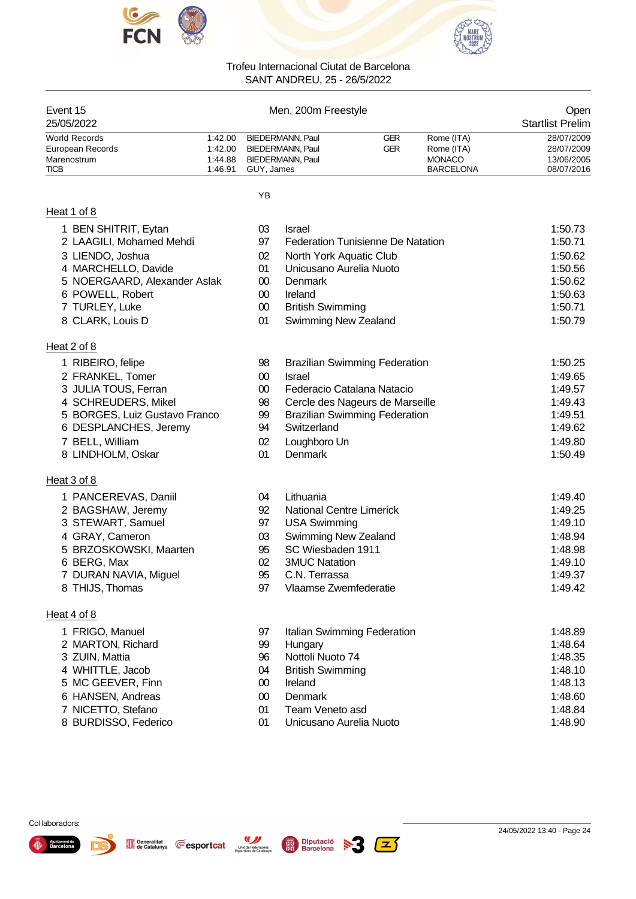Trofeu Internacional Ciutat de Barcelona
SANT ANDREU, 25 - 26/5/2022

| Event 15 | | Men, 200m Freestyle | | | Open |
|---|---|---|---|---|---|
| 25/05/2022 | | | | | Startlist Prelim |
| World Records | 1:42.00 | BIEDERMANN, Paul | GER | Rome (ITA) | 28/07/2009 |
| European Records | 1:42.00 | BIEDERMANN, Paul | GER | Rome (ITA) | 28/07/2009 |
| Marenostrum | 1:44.88 | BIEDERMANN, Paul | | MONACO | 13/06/2005 |
| TICB | 1:46.91 | GUY, James | | BARCELONA | 08/07/2016 |

### Heat 1 of 8

| | Name | YB | Club | Time |
|---|---|---|---|---|
| 1 | BEN SHITRIT, Eytan | 03 | Israel | 1:50.73 |
| 2 | LAAGILI, Mohamed Mehdi | 97 | Federation Tunisienne De Natation | 1:50.71 |
| 3 | LIENDO, Joshua | 02 | North York Aquatic Club | 1:50.62 |
| 4 | MARCHELLO, Davide | 01 | Unicusano Aurelia Nuoto | 1:50.56 |
| 5 | NOERGAARD, Alexander Aslak | 00 | Denmark | 1:50.62 |
| 6 | POWELL, Robert | 00 | Ireland | 1:50.63 |
| 7 | TURLEY, Luke | 00 | British Swimming | 1:50.71 |
| 8 | CLARK, Louis D | 01 | Swimming New Zealand | 1:50.79 |

### Heat 2 of 8

| | Name | YB | Club | Time |
|---|---|---|---|---|
| 1 | RIBEIRO, felipe | 98 | Brazilian Swimming Federation | 1:50.25 |
| 2 | FRANKEL, Tomer | 00 | Israel | 1:49.65 |
| 3 | JULIA TOUS, Ferran | 00 | Federacio Catalana Natacio | 1:49.57 |
| 4 | SCHREUDERS, Mikel | 98 | Cercle des Nageurs de Marseille | 1:49.43 |
| 5 | BORGES, Luiz Gustavo Franco | 99 | Brazilian Swimming Federation | 1:49.51 |
| 6 | DESPLANCHES, Jeremy | 94 | Switzerland | 1:49.62 |
| 7 | BELL, William | 02 | Loughboro Un | 1:49.80 |
| 8 | LINDHOLM, Oskar | 01 | Denmark | 1:50.49 |

### Heat 3 of 8

| | Name | YB | Club | Time |
|---|---|---|---|---|
| 1 | PANCEREVAS, Daniil | 04 | Lithuania | 1:49.40 |
| 2 | BAGSHAW, Jeremy | 92 | National Centre Limerick | 1:49.25 |
| 3 | STEWART, Samuel | 97 | USA Swimming | 1:49.10 |
| 4 | GRAY, Cameron | 03 | Swimming New Zealand | 1:48.94 |
| 5 | BRZOSKOWSKI, Maarten | 95 | SC Wiesbaden 1911 | 1:48.98 |
| 6 | BERG, Max | 02 | 3MUC Natation | 1:49.10 |
| 7 | DURAN NAVIA, Miguel | 95 | C.N. Terrassa | 1:49.37 |
| 8 | THIJS, Thomas | 97 | Vlaamse Zwemfederatie | 1:49.42 |

### Heat 4 of 8

| | Name | YB | Club | Time |
|---|---|---|---|---|
| 1 | FRIGO, Manuel | 97 | Italian Swimming Federation | 1:48.89 |
| 2 | MARTON, Richard | 99 | Hungary | 1:48.64 |
| 3 | ZUIN, Mattia | 96 | Nottoli Nuoto 74 | 1:48.35 |
| 4 | WHITTLE, Jacob | 04 | British Swimming | 1:48.10 |
| 5 | MC GEEVER, Finn | 00 | Ireland | 1:48.13 |
| 6 | HANSEN, Andreas | 00 | Denmark | 1:48.60 |
| 7 | NICETTO, Stefano | 01 | Team Veneto asd | 1:48.84 |
| 8 | BURDISSO, Federico | 01 | Unicusano Aurelia Nuoto | 1:48.90 |

Col·laboradors:

24/05/2022 13:40 - Page 24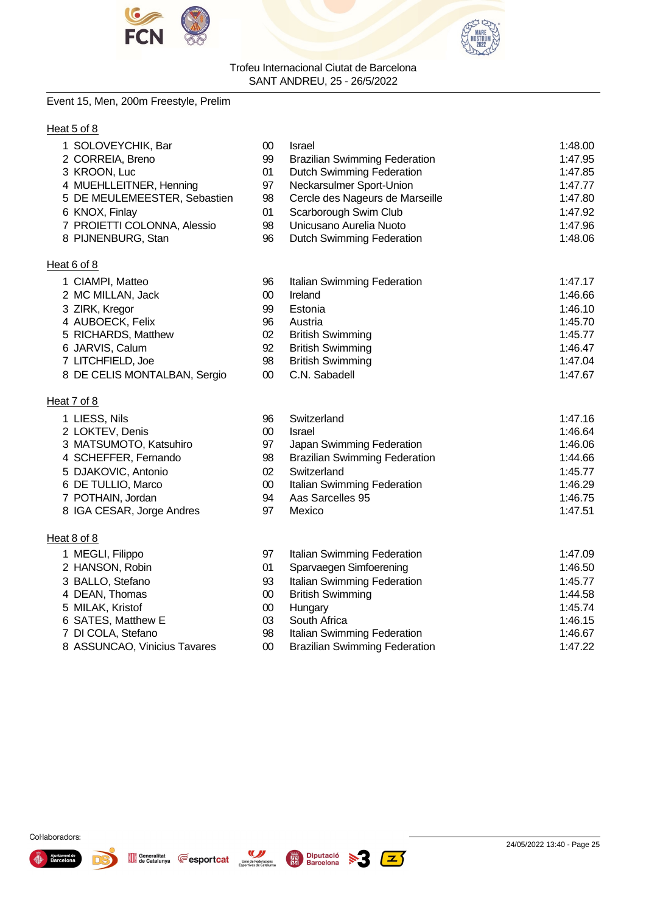Trofeu Internacional Ciutat de Barcelona
SANT ANDREU, 25 - 26/5/2022

Event 15, Men, 200m Freestyle, Prelim

Heat 5 of 8

| | Name | YB | Team | Seed |
|---|---|---|---|---|
| 1 | SOLOVEYCHIK, Bar | 00 | Israel | 1:48.00 |
| 2 | CORREIA, Breno | 99 | Brazilian Swimming Federation | 1:47.95 |
| 3 | KROON, Luc | 01 | Dutch Swimming Federation | 1:47.85 |
| 4 | MUEHLLEITNER, Henning | 97 | Neckarsulmer Sport-Union | 1:47.77 |
| 5 | DE MEULEMEESTER, Sebastien | 98 | Cercle des Nageurs de Marseille | 1:47.80 |
| 6 | KNOX, Finlay | 01 | Scarborough Swim Club | 1:47.92 |
| 7 | PROIETTI COLONNA, Alessio | 98 | Unicusano Aurelia Nuoto | 1:47.96 |
| 8 | PIJNENBURG, Stan | 96 | Dutch Swimming Federation | 1:48.06 |

Heat 6 of 8

| | Name | YB | Team | Seed |
|---|---|---|---|---|
| 1 | CIAMPI, Matteo | 96 | Italian Swimming Federation | 1:47.17 |
| 2 | MC MILLAN, Jack | 00 | Ireland | 1:46.66 |
| 3 | ZIRK, Kregor | 99 | Estonia | 1:46.10 |
| 4 | AUBOECK, Felix | 96 | Austria | 1:45.70 |
| 5 | RICHARDS, Matthew | 02 | British Swimming | 1:45.77 |
| 6 | JARVIS, Calum | 92 | British Swimming | 1:46.47 |
| 7 | LITCHFIELD, Joe | 98 | British Swimming | 1:47.04 |
| 8 | DE CELIS MONTALBAN, Sergio | 00 | C.N. Sabadell | 1:47.67 |

Heat 7 of 8

| | Name | YB | Team | Seed |
|---|---|---|---|---|
| 1 | LIESS, Nils | 96 | Switzerland | 1:47.16 |
| 2 | LOKTEV, Denis | 00 | Israel | 1:46.64 |
| 3 | MATSUMOTO, Katsuhiro | 97 | Japan Swimming Federation | 1:46.06 |
| 4 | SCHEFFER, Fernando | 98 | Brazilian Swimming Federation | 1:44.66 |
| 5 | DJAKOVIC, Antonio | 02 | Switzerland | 1:45.77 |
| 6 | DE TULLIO, Marco | 00 | Italian Swimming Federation | 1:46.29 |
| 7 | POTHAIN, Jordan | 94 | Aas Sarcelles 95 | 1:46.75 |
| 8 | IGA CESAR, Jorge Andres | 97 | Mexico | 1:47.51 |

Heat 8 of 8

| | Name | YB | Team | Seed |
|---|---|---|---|---|
| 1 | MEGLI, Filippo | 97 | Italian Swimming Federation | 1:47.09 |
| 2 | HANSON, Robin | 01 | Sparvaegen Simfoerening | 1:46.50 |
| 3 | BALLO, Stefano | 93 | Italian Swimming Federation | 1:45.77 |
| 4 | DEAN, Thomas | 00 | British Swimming | 1:44.58 |
| 5 | MILAK, Kristof | 00 | Hungary | 1:45.74 |
| 6 | SATES, Matthew E | 03 | South Africa | 1:46.15 |
| 7 | DI COLA, Stefano | 98 | Italian Swimming Federation | 1:46.67 |
| 8 | ASSUNCAO, Vinicius Tavares | 00 | Brazilian Swimming Federation | 1:47.22 |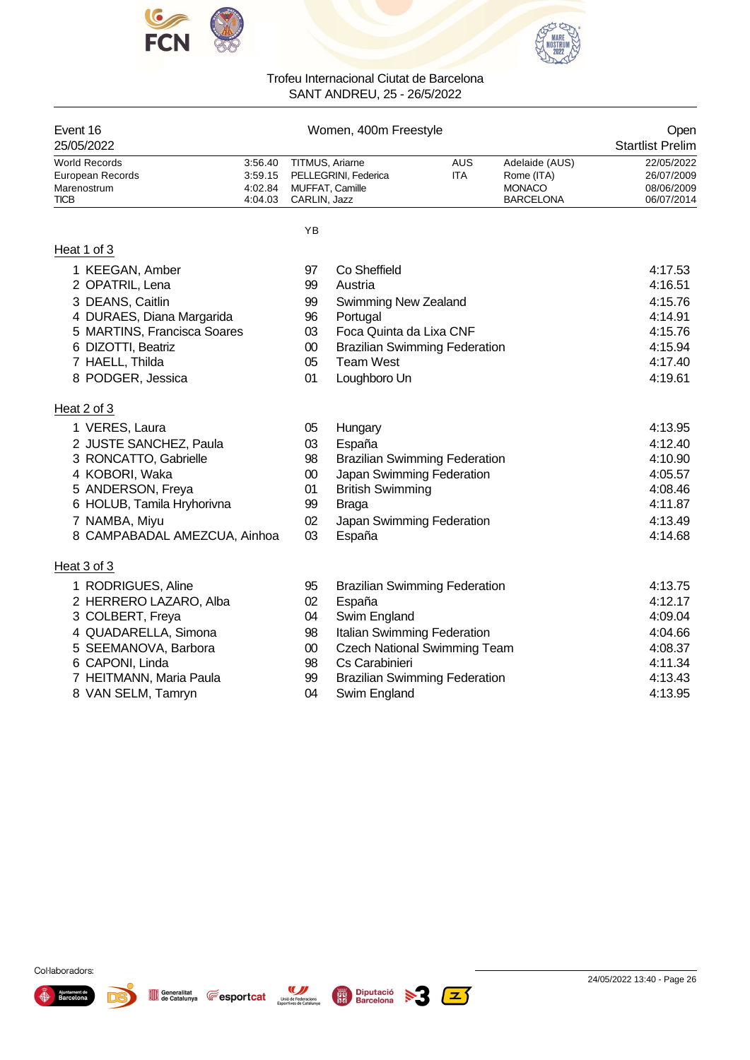Trofeu Internacional Ciutat de Barcelona
SANT ANDREU, 25 - 26/5/2022

| Event 16 | Women, 400m Freestyle | Open |
|---|---|---|
| 25/05/2022 | | Startlist Prelim |

| | | | | | |
|---|---|---|---|---|---|
| World Records | 3:56.40 | TITMUS, Arianne | AUS | Adelaide (AUS) | 22/05/2022 |
| European Records | 3:59.15 | PELLEGRINI, Federica | ITA | Rome (ITA) | 26/07/2009 |
| Marenostrum | 4:02.84 | MUFFAT, Camille | | MONACO | 08/06/2009 |
| TICB | 4:04.03 | CARLIN, Jazz | | BARCELONA | 06/07/2014 |

### Heat 1 of 3

| | Name | YB | Club | Time |
|---|---|---|---|---|
| 1 | KEEGAN, Amber | 97 | Co Sheffield | 4:17.53 |
| 2 | OPATRIL, Lena | 99 | Austria | 4:16.51 |
| 3 | DEANS, Caitlin | 99 | Swimming New Zealand | 4:15.76 |
| 4 | DURAES, Diana Margarida | 96 | Portugal | 4:14.91 |
| 5 | MARTINS, Francisca Soares | 03 | Foca Quinta da Lixa CNF | 4:15.76 |
| 6 | DIZOTTI, Beatriz | 00 | Brazilian Swimming Federation | 4:15.94 |
| 7 | HAELL, Thilda | 05 | Team West | 4:17.40 |
| 8 | PODGER, Jessica | 01 | Loughboro Un | 4:19.61 |

### Heat 2 of 3

| | Name | YB | Club | Time |
|---|---|---|---|---|
| 1 | VERES, Laura | 05 | Hungary | 4:13.95 |
| 2 | JUSTE SANCHEZ, Paula | 03 | España | 4:12.40 |
| 3 | RONCATTO, Gabrielle | 98 | Brazilian Swimming Federation | 4:10.90 |
| 4 | KOBORI, Waka | 00 | Japan Swimming Federation | 4:05.57 |
| 5 | ANDERSON, Freya | 01 | British Swimming | 4:08.46 |
| 6 | HOLUB, Tamila Hryhorivna | 99 | Braga | 4:11.87 |
| 7 | NAMBA, Miyu | 02 | Japan Swimming Federation | 4:13.49 |
| 8 | CAMPABADAL AMEZCUA, Ainhoa | 03 | España | 4:14.68 |

### Heat 3 of 3

| | Name | YB | Club | Time |
|---|---|---|---|---|
| 1 | RODRIGUES, Aline | 95 | Brazilian Swimming Federation | 4:13.75 |
| 2 | HERRERO LAZARO, Alba | 02 | España | 4:12.17 |
| 3 | COLBERT, Freya | 04 | Swim England | 4:09.04 |
| 4 | QUADARELLA, Simona | 98 | Italian Swimming Federation | 4:04.66 |
| 5 | SEEMANOVA, Barbora | 00 | Czech National Swimming Team | 4:08.37 |
| 6 | CAPONI, Linda | 98 | Cs Carabinieri | 4:11.34 |
| 7 | HEITMANN, Maria Paula | 99 | Brazilian Swimming Federation | 4:13.43 |
| 8 | VAN SELM, Tamryn | 04 | Swim England | 4:13.95 |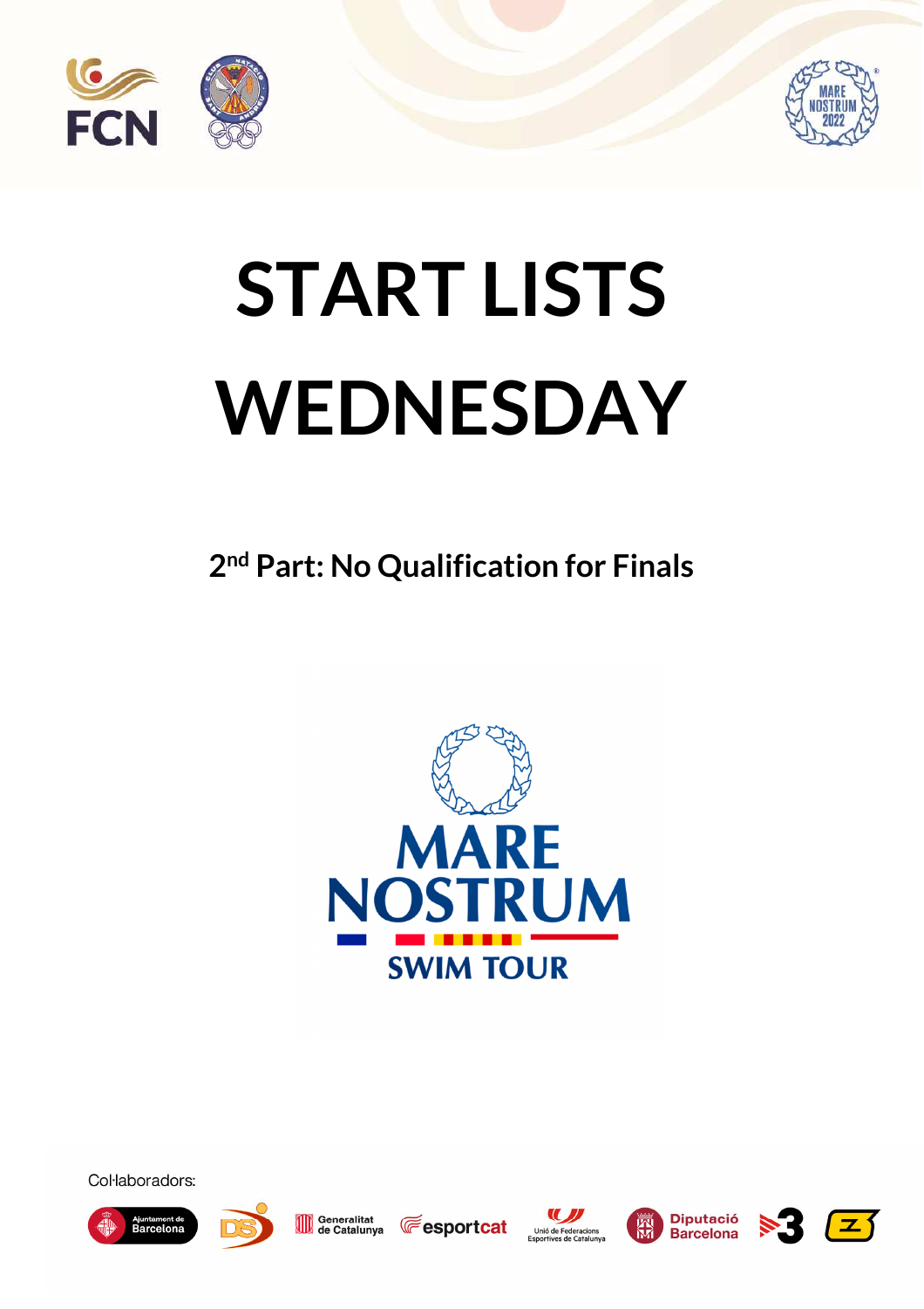# START LISTS WEDNESDAY

## 2nd Part: No Qualification for Finals

MARE NOSTRUM

SWIM TOUR

Col·laboradors: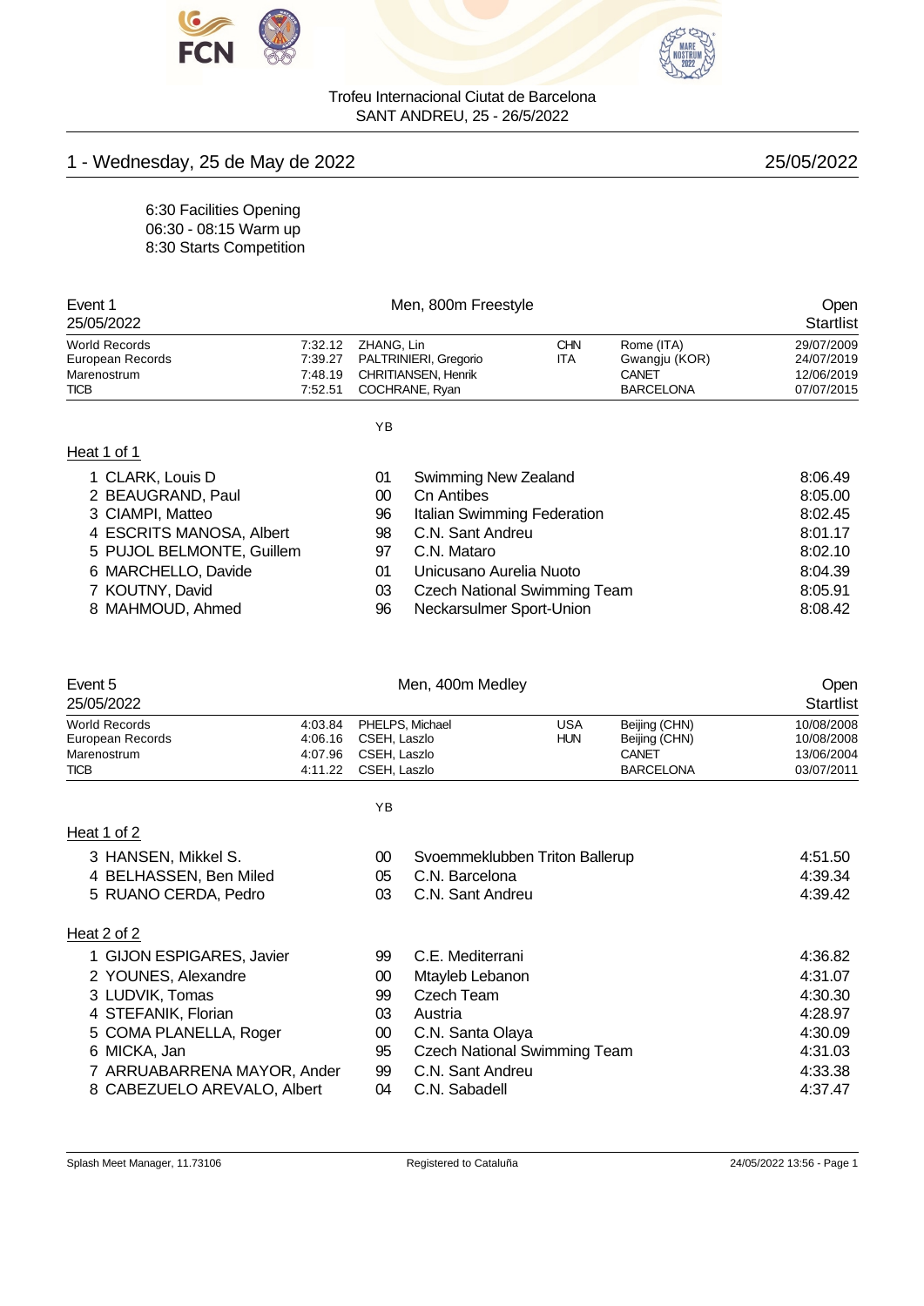Trofeu Internacional Ciutat de Barcelona
SANT ANDREU, 25 - 26/5/2022

## 1 - Wednesday, 25 de May de 2022 — 25/05/2022

6:30 Facilities Opening
06:30 - 08:15 Warm up
8:30 Starts Competition

### Event 1 — Men, 800m Freestyle — Open

25/05/2022 — Startlist

| | | | | | |
|---|---|---|---|---|---|
| World Records | 7:32.12 | ZHANG, Lin | CHN | Rome (ITA) | 29/07/2009 |
| European Records | 7:39.27 | PALTRINIERI, Gregorio | ITA | Gwangju (KOR) | 24/07/2019 |
| Marenostrum | 7:48.19 | CHRITIANSEN, Henrik | | CANET | 12/06/2019 |
| TICB | 7:52.51 | COCHRANE, Ryan | | BARCELONA | 07/07/2015 |

**Heat 1 of 1**

| Lane | Name | YB | Club | Time |
|---|---|---|---|---|
| 1 | CLARK, Louis D | 01 | Swimming New Zealand | 8:06.49 |
| 2 | BEAUGRAND, Paul | 00 | Cn Antibes | 8:05.00 |
| 3 | CIAMPI, Matteo | 96 | Italian Swimming Federation | 8:02.45 |
| 4 | ESCRITS MANOSA, Albert | 98 | C.N. Sant Andreu | 8:01.17 |
| 5 | PUJOL BELMONTE, Guillem | 97 | C.N. Mataro | 8:02.10 |
| 6 | MARCHELLO, Davide | 01 | Unicusano Aurelia Nuoto | 8:04.39 |
| 7 | KOUTNY, David | 03 | Czech National Swimming Team | 8:05.91 |
| 8 | MAHMOUD, Ahmed | 96 | Neckarsulmer Sport-Union | 8:08.42 |

### Event 5 — Men, 400m Medley — Open

25/05/2022 — Startlist

| | | | | | |
|---|---|---|---|---|---|
| World Records | 4:03.84 | PHELPS, Michael | USA | Beijing (CHN) | 10/08/2008 |
| European Records | 4:06.16 | CSEH, Laszlo | HUN | Beijing (CHN) | 10/08/2008 |
| Marenostrum | 4:07.96 | CSEH, Laszlo | | CANET | 13/06/2004 |
| TICB | 4:11.22 | CSEH, Laszlo | | BARCELONA | 03/07/2011 |

**Heat 1 of 2**

| Lane | Name | YB | Club | Time |
|---|---|---|---|---|
| 3 | HANSEN, Mikkel S. | 00 | Svoemmeklubben Triton Ballerup | 4:51.50 |
| 4 | BELHASSEN, Ben Miled | 05 | C.N. Barcelona | 4:39.34 |
| 5 | RUANO CERDA, Pedro | 03 | C.N. Sant Andreu | 4:39.42 |

**Heat 2 of 2**

| Lane | Name | YB | Club | Time |
|---|---|---|---|---|
| 1 | GIJON ESPIGARES, Javier | 99 | C.E. Mediterrani | 4:36.82 |
| 2 | YOUNES, Alexandre | 00 | Mtayleb Lebanon | 4:31.07 |
| 3 | LUDVIK, Tomas | 99 | Czech Team | 4:30.30 |
| 4 | STEFANIK, Florian | 03 | Austria | 4:28.97 |
| 5 | COMA PLANELLA, Roger | 00 | C.N. Santa Olaya | 4:30.09 |
| 6 | MICKA, Jan | 95 | Czech National Swimming Team | 4:31.03 |
| 7 | ARRUABARRENA MAYOR, Ander | 99 | C.N. Sant Andreu | 4:33.38 |
| 8 | CABEZUELO AREVALO, Albert | 04 | C.N. Sabadell | 4:37.47 |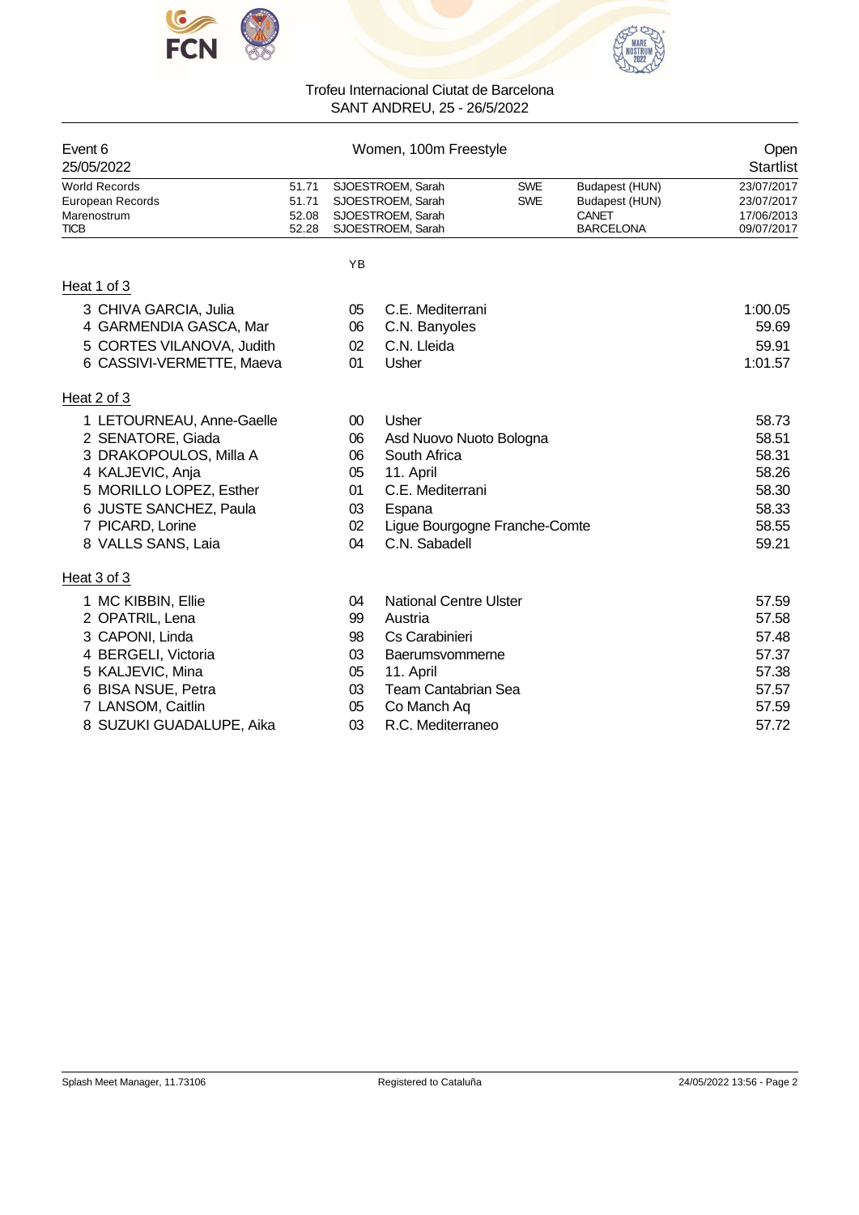Trofeu Internacional Ciutat de Barcelona
SANT ANDREU, 25 - 26/5/2022

| Event 6 | Women, 100m Freestyle | Open |
|---|---|---|
| 25/05/2022 | | Startlist |

| | | | | | |
|---|---|---|---|---|---|
| World Records | 51.71 | SJOESTROEM, Sarah | SWE | Budapest (HUN) | 23/07/2017 |
| European Records | 51.71 | SJOESTROEM, Sarah | SWE | Budapest (HUN) | 23/07/2017 |
| Marenostrum | 52.08 | SJOESTROEM, Sarah | | CANET | 17/06/2013 |
| TICB | 52.28 | SJOESTROEM, Sarah | | BARCELONA | 09/07/2017 |

### Heat 1 of 3

| | YB | | |
|---|---|---|---|
| 3 CHIVA GARCIA, Julia | 05 | C.E. Mediterrani | 1:00.05 |
| 4 GARMENDIA GASCA, Mar | 06 | C.N. Banyoles | 59.69 |
| 5 CORTES VILANOVA, Judith | 02 | C.N. Lleida | 59.91 |
| 6 CASSIVI-VERMETTE, Maeva | 01 | Usher | 1:01.57 |

### Heat 2 of 3

| | YB | | |
|---|---|---|---|
| 1 LETOURNEAU, Anne-Gaelle | 00 | Usher | 58.73 |
| 2 SENATORE, Giada | 06 | Asd Nuovo Nuoto Bologna | 58.51 |
| 3 DRAKOPOULOS, Milla A | 06 | South Africa | 58.31 |
| 4 KALJEVIC, Anja | 05 | 11. April | 58.26 |
| 5 MORILLO LOPEZ, Esther | 01 | C.E. Mediterrani | 58.30 |
| 6 JUSTE SANCHEZ, Paula | 03 | Espana | 58.33 |
| 7 PICARD, Lorine | 02 | Ligue Bourgogne Franche-Comte | 58.55 |
| 8 VALLS SANS, Laia | 04 | C.N. Sabadell | 59.21 |

### Heat 3 of 3

| | YB | | |
|---|---|---|---|
| 1 MC KIBBIN, Ellie | 04 | National Centre Ulster | 57.59 |
| 2 OPATRIL, Lena | 99 | Austria | 57.58 |
| 3 CAPONI, Linda | 98 | Cs Carabinieri | 57.48 |
| 4 BERGELI, Victoria | 03 | Baerumsvommerne | 57.37 |
| 5 KALJEVIC, Mina | 05 | 11. April | 57.38 |
| 6 BISA NSUE, Petra | 03 | Team Cantabrian Sea | 57.57 |
| 7 LANSOM, Caitlin | 05 | Co Manch Aq | 57.59 |
| 8 SUZUKI GUADALUPE, Aika | 03 | R.C. Mediterraneo | 57.72 |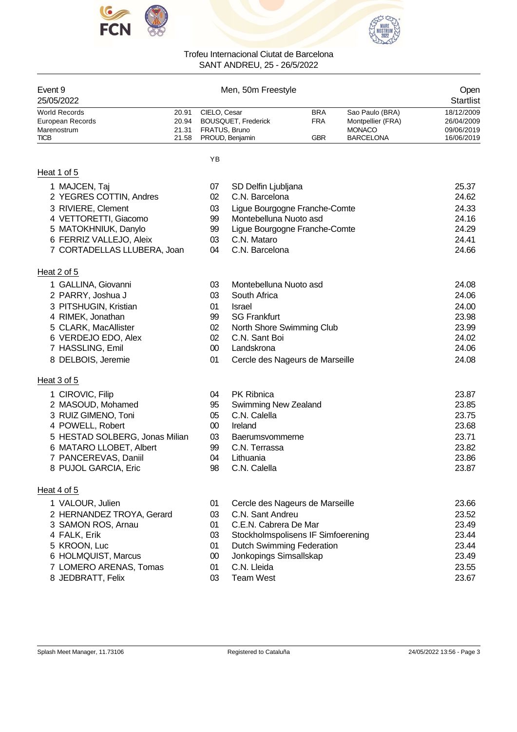Trofeu Internacional Ciutat de Barcelona
SANT ANDREU, 25 - 26/5/2022

| Event 9 | Men, 50m Freestyle | Open |
|---|---|---|
| 25/05/2022 | | Startlist |

| | | | | | |
|---|---|---|---|---|---|
| World Records | 20.91 | CIELO, Cesar | BRA | Sao Paulo (BRA) | 18/12/2009 |
| European Records | 20.94 | BOUSQUET, Frederick | FRA | Montpellier (FRA) | 26/04/2009 |
| Marenostrum | 21.31 | FRATUS, Bruno | | MONACO | 09/06/2019 |
| TICB | 21.58 | PROUD, Benjamin | GBR | BARCELONA | 16/06/2019 |

### Heat 1 of 5

| | YB | | |
|---|---|---|---|
| 1 MAJCEN, Taj | 07 | SD Delfin Ljubljana | 25.37 |
| 2 YEGRES COTTIN, Andres | 02 | C.N. Barcelona | 24.62 |
| 3 RIVIERE, Clement | 03 | Ligue Bourgogne Franche-Comte | 24.33 |
| 4 VETTORETTI, Giacomo | 99 | Montebelluna Nuoto asd | 24.16 |
| 5 MATOKHNIUK, Danylo | 99 | Ligue Bourgogne Franche-Comte | 24.29 |
| 6 FERRIZ VALLEJO, Aleix | 03 | C.N. Mataro | 24.41 |
| 7 CORTADELLAS LLUBERA, Joan | 04 | C.N. Barcelona | 24.66 |

### Heat 2 of 5

| | YB | | |
|---|---|---|---|
| 1 GALLINA, Giovanni | 03 | Montebelluna Nuoto asd | 24.08 |
| 2 PARRY, Joshua J | 03 | South Africa | 24.06 |
| 3 PITSHUGIN, Kristian | 01 | Israel | 24.00 |
| 4 RIMEK, Jonathan | 99 | SG Frankfurt | 23.98 |
| 5 CLARK, MacAllister | 02 | North Shore Swimming Club | 23.99 |
| 6 VERDEJO EDO, Alex | 02 | C.N. Sant Boi | 24.02 |
| 7 HASSLING, Emil | 00 | Landskrona | 24.06 |
| 8 DELBOIS, Jeremie | 01 | Cercle des Nageurs de Marseille | 24.08 |

### Heat 3 of 5

| | YB | | |
|---|---|---|---|
| 1 CIROVIC, Filip | 04 | PK Ribnica | 23.87 |
| 2 MASOUD, Mohamed | 95 | Swimming New Zealand | 23.85 |
| 3 RUIZ GIMENO, Toni | 05 | C.N. Calella | 23.75 |
| 4 POWELL, Robert | 00 | Ireland | 23.68 |
| 5 HESTAD SOLBERG, Jonas Milian | 03 | Baerumsvommerne | 23.71 |
| 6 MATARO LLOBET, Albert | 99 | C.N. Terrassa | 23.82 |
| 7 PANCEREVAS, Daniil | 04 | Lithuania | 23.86 |
| 8 PUJOL GARCIA, Eric | 98 | C.N. Calella | 23.87 |

### Heat 4 of 5

| | YB | | |
|---|---|---|---|
| 1 VALOUR, Julien | 01 | Cercle des Nageurs de Marseille | 23.66 |
| 2 HERNANDEZ TROYA, Gerard | 03 | C.N. Sant Andreu | 23.52 |
| 3 SAMON ROS, Arnau | 01 | C.E.N. Cabrera De Mar | 23.49 |
| 4 FALK, Erik | 03 | Stockholmspolisens IF Simfoerening | 23.44 |
| 5 KROON, Luc | 01 | Dutch Swimming Federation | 23.44 |
| 6 HOLMQUIST, Marcus | 00 | Jonkopings Simsallskap | 23.49 |
| 7 LOMERO ARENAS, Tomas | 01 | C.N. Lleida | 23.55 |
| 8 JEDBRATT, Felix | 03 | Team West | 23.67 |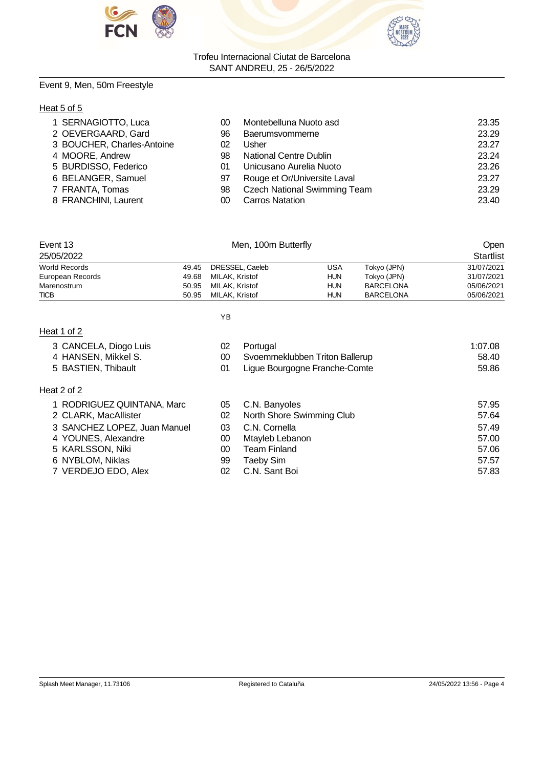Trofeu Internacional Ciutat de Barcelona
SANT ANDREU, 25 - 26/5/2022

## Event 9, Men, 50m Freestyle

### Heat 5 of 5

| | Name | YB | Club | Time |
|---|---|---|---|---|
| 1 | SERNAGIOTTO, Luca | 00 | Montebelluna Nuoto asd | 23.35 |
| 2 | OEVERGAARD, Gard | 96 | Baerumsvommerne | 23.29 |
| 3 | BOUCHER, Charles-Antoine | 02 | Usher | 23.27 |
| 4 | MOORE, Andrew | 98 | National Centre Dublin | 23.24 |
| 5 | BURDISSO, Federico | 01 | Unicusano Aurelia Nuoto | 23.26 |
| 6 | BELANGER, Samuel | 97 | Rouge et Or/Universite Laval | 23.27 |
| 7 | FRANTA, Tomas | 98 | Czech National Swimming Team | 23.29 |
| 8 | FRANCHINI, Laurent | 00 | Carros Natation | 23.40 |

## Event 13 — Men, 100m Butterfly — Open

25/05/2022 — Startlist

| | Time | Name | Nation | Place | Date |
|---|---|---|---|---|---|
| World Records | 49.45 | DRESSEL, Caeleb | USA | Tokyo (JPN) | 31/07/2021 |
| European Records | 49.68 | MILAK, Kristof | HUN | Tokyo (JPN) | 31/07/2021 |
| Marenostrum | 50.95 | MILAK, Kristof | HUN | BARCELONA | 05/06/2021 |
| TICB | 50.95 | MILAK, Kristof | HUN | BARCELONA | 05/06/2021 |

### Heat 1 of 2

| | Name | YB | Club | Time |
|---|---|---|---|---|
| 3 | CANCELA, Diogo Luis | 02 | Portugal | 1:07.08 |
| 4 | HANSEN, Mikkel S. | 00 | Svoemmeklubben Triton Ballerup | 58.40 |
| 5 | BASTIEN, Thibault | 01 | Ligue Bourgogne Franche-Comte | 59.86 |

### Heat 2 of 2

| | Name | YB | Club | Time |
|---|---|---|---|---|
| 1 | RODRIGUEZ QUINTANA, Marc | 05 | C.N. Banyoles | 57.95 |
| 2 | CLARK, MacAllister | 02 | North Shore Swimming Club | 57.64 |
| 3 | SANCHEZ LOPEZ, Juan Manuel | 03 | C.N. Cornella | 57.49 |
| 4 | YOUNES, Alexandre | 00 | Mtayleb Lebanon | 57.00 |
| 5 | KARLSSON, Niki | 00 | Team Finland | 57.06 |
| 6 | NYBLOM, Niklas | 99 | Taeby Sim | 57.57 |
| 7 | VERDEJO EDO, Alex | 02 | C.N. Sant Boi | 57.83 |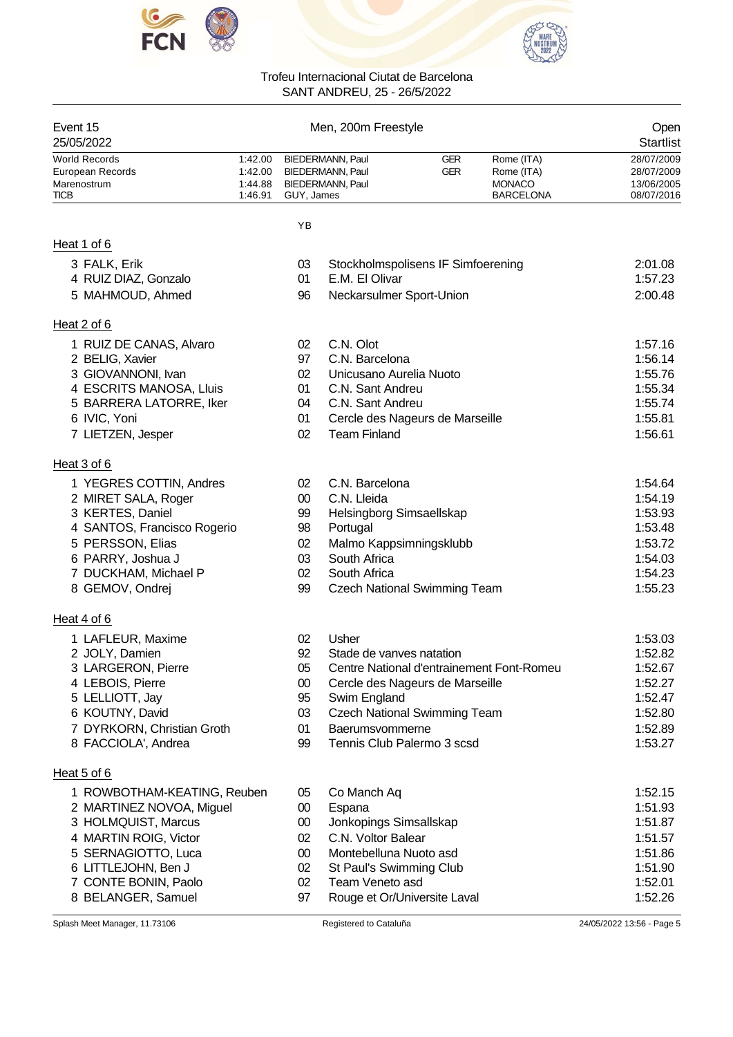Trofeu Internacional Ciutat de Barcelona
SANT ANDREU, 25 - 26/5/2022

| Event 15 | Men, 200m Freestyle | Open |
|---|---|---|
| 25/05/2022 | | Startlist |

| | | | | | |
|---|---|---|---|---|---|
| World Records | 1:42.00 | BIEDERMANN, Paul | GER | Rome (ITA) | 28/07/2009 |
| European Records | 1:42.00 | BIEDERMANN, Paul | GER | Rome (ITA) | 28/07/2009 |
| Marenostrum | 1:44.88 | BIEDERMANN, Paul | | MONACO | 13/06/2005 |
| TICB | 1:46.91 | GUY, James | | BARCELONA | 08/07/2016 |

## Heat 1 of 6

| Lane | Name | YB | Club | Time |
|---|---|---|---|---|
| 3 | FALK, Erik | 03 | Stockholmspolisens IF Simfoerening | 2:01.08 |
| 4 | RUIZ DIAZ, Gonzalo | 01 | E.M. El Olivar | 1:57.23 |
| 5 | MAHMOUD, Ahmed | 96 | Neckarsulmer Sport-Union | 2:00.48 |

## Heat 2 of 6

| Lane | Name | YB | Club | Time |
|---|---|---|---|---|
| 1 | RUIZ DE CANAS, Alvaro | 02 | C.N. Olot | 1:57.16 |
| 2 | BELIG, Xavier | 97 | C.N. Barcelona | 1:56.14 |
| 3 | GIOVANNONI, Ivan | 02 | Unicusano Aurelia Nuoto | 1:55.76 |
| 4 | ESCRITS MANOSA, Lluis | 01 | C.N. Sant Andreu | 1:55.34 |
| 5 | BARRERA LATORRE, Iker | 04 | C.N. Sant Andreu | 1:55.74 |
| 6 | IVIC, Yoni | 01 | Cercle des Nageurs de Marseille | 1:55.81 |
| 7 | LIETZEN, Jesper | 02 | Team Finland | 1:56.61 |

## Heat 3 of 6

| Lane | Name | YB | Club | Time |
|---|---|---|---|---|
| 1 | YEGRES COTTIN, Andres | 02 | C.N. Barcelona | 1:54.64 |
| 2 | MIRET SALA, Roger | 00 | C.N. Lleida | 1:54.19 |
| 3 | KERTES, Daniel | 99 | Helsingborg Simsaellskap | 1:53.93 |
| 4 | SANTOS, Francisco Rogerio | 98 | Portugal | 1:53.48 |
| 5 | PERSSON, Elias | 02 | Malmo Kappsimningsklubb | 1:53.72 |
| 6 | PARRY, Joshua J | 03 | South Africa | 1:54.03 |
| 7 | DUCKHAM, Michael P | 02 | South Africa | 1:54.23 |
| 8 | GEMOV, Ondrej | 99 | Czech National Swimming Team | 1:55.23 |

## Heat 4 of 6

| Lane | Name | YB | Club | Time |
|---|---|---|---|---|
| 1 | LAFLEUR, Maxime | 02 | Usher | 1:53.03 |
| 2 | JOLY, Damien | 92 | Stade de vanves natation | 1:52.82 |
| 3 | LARGERON, Pierre | 05 | Centre National d'entrainement Font-Romeu | 1:52.67 |
| 4 | LEBOIS, Pierre | 00 | Cercle des Nageurs de Marseille | 1:52.27 |
| 5 | LELLIOTT, Jay | 95 | Swim England | 1:52.47 |
| 6 | KOUTNY, David | 03 | Czech National Swimming Team | 1:52.80 |
| 7 | DYRKORN, Christian Groth | 01 | Baerumsvommerne | 1:52.89 |
| 8 | FACCIOLA', Andrea | 99 | Tennis Club Palermo 3 scsd | 1:53.27 |

## Heat 5 of 6

| Lane | Name | YB | Club | Time |
|---|---|---|---|---|
| 1 | ROWBOTHAM-KEATING, Reuben | 05 | Co Manch Aq | 1:52.15 |
| 2 | MARTINEZ NOVOA, Miguel | 00 | Espana | 1:51.93 |
| 3 | HOLMQUIST, Marcus | 00 | Jonkopings Simsallskap | 1:51.87 |
| 4 | MARTIN ROIG, Victor | 02 | C.N. Voltor Balear | 1:51.57 |
| 5 | SERNAGIOTTO, Luca | 00 | Montebelluna Nuoto asd | 1:51.86 |
| 6 | LITTLEJOHN, Ben J | 02 | St Paul's Swimming Club | 1:51.90 |
| 7 | CONTE BONIN, Paolo | 02 | Team Veneto asd | 1:52.01 |
| 8 | BELANGER, Samuel | 97 | Rouge et Or/Universite Laval | 1:52.26 |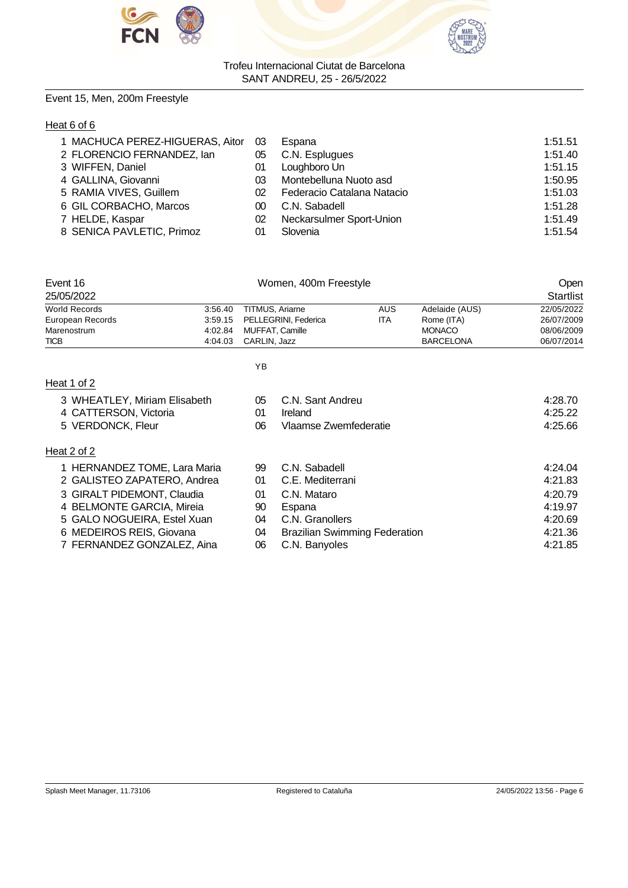Trofeu Internacional Ciutat de Barcelona
SANT ANDREU, 25 - 26/5/2022

Event 15, Men, 200m Freestyle

Heat 6 of 6

| | | | | |
|---|---|---|---|---|
| 1 | MACHUCA PEREZ-HIGUERAS, Aitor | 03 | Espana | 1:51.51 |
| 2 | FLORENCIO FERNANDEZ, Ian | 05 | C.N. Esplugues | 1:51.40 |
| 3 | WIFFEN, Daniel | 01 | Loughboro Un | 1:51.15 |
| 4 | GALLINA, Giovanni | 03 | Montebelluna Nuoto asd | 1:50.95 |
| 5 | RAMIA VIVES, Guillem | 02 | Federacio Catalana Natacio | 1:51.03 |
| 6 | GIL CORBACHO, Marcos | 00 | C.N. Sabadell | 1:51.28 |
| 7 | HELDE, Kaspar | 02 | Neckarsulmer Sport-Union | 1:51.49 |
| 8 | SENICA PAVLETIC, Primoz | 01 | Slovenia | 1:51.54 |

Event 16 — Women, 400m Freestyle — Open
25/05/2022 — Startlist

| | | | | | |
|---|---|---|---|---|---|
| World Records | 3:56.40 | TITMUS, Ariarne | AUS | Adelaide (AUS) | 22/05/2022 |
| European Records | 3:59.15 | PELLEGRINI, Federica | ITA | Rome (ITA) | 26/07/2009 |
| Marenostrum | 4:02.84 | MUFFAT, Camille | | MONACO | 08/06/2009 |
| TICB | 4:04.03 | CARLIN, Jazz | | BARCELONA | 06/07/2014 |

Heat 1 of 2

| | | YB | | |
|---|---|---|---|---|
| 3 | WHEATLEY, Miriam Elisabeth | 05 | C.N. Sant Andreu | 4:28.70 |
| 4 | CATTERSON, Victoria | 01 | Ireland | 4:25.22 |
| 5 | VERDONCK, Fleur | 06 | Vlaamse Zwemfederatie | 4:25.66 |

Heat 2 of 2

| | | | | |
|---|---|---|---|---|
| 1 | HERNANDEZ TOME, Lara Maria | 99 | C.N. Sabadell | 4:24.04 |
| 2 | GALISTEO ZAPATERO, Andrea | 01 | C.E. Mediterrani | 4:21.83 |
| 3 | GIRALT PIDEMONT, Claudia | 01 | C.N. Mataro | 4:20.79 |
| 4 | BELMONTE GARCIA, Mireia | 90 | Espana | 4:19.97 |
| 5 | GALO NOGUEIRA, Estel Xuan | 04 | C.N. Granollers | 4:20.69 |
| 6 | MEDEIROS REIS, Giovana | 04 | Brazilian Swimming Federation | 4:21.36 |
| 7 | FERNANDEZ GONZALEZ, Aina | 06 | C.N. Banyoles | 4:21.85 |

Splash Meet Manager, 11.73106 — Registered to Cataluña — 24/05/2022 13:56